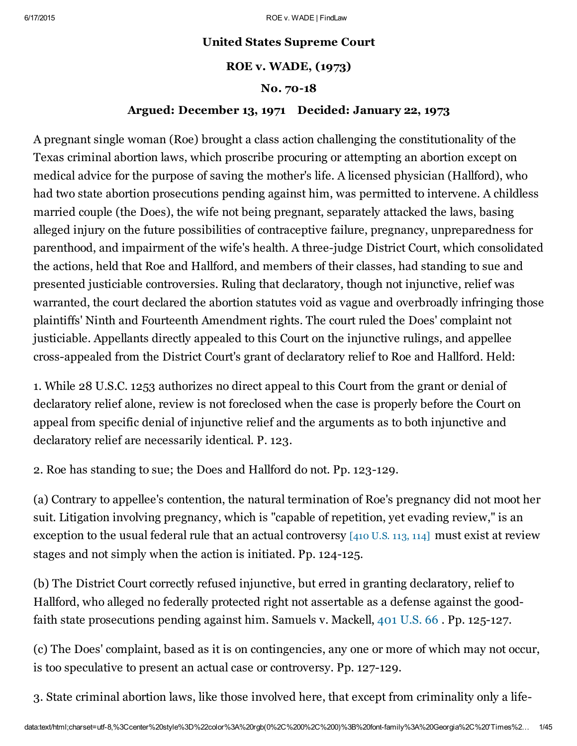# United States Supreme Court

## ROE v. WADE, (1973)

### No. 70-18

### Argued: December 13, 1971 Decided: January 22, 1973

A pregnant single woman (Roe) brought a class action challenging the constitutionality of the Texas criminal abortion laws, which proscribe procuring or attempting an abortion except on medical advice for the purpose of saving the mother's life. A licensed physician (Hallford), who had two state abortion prosecutions pending against him, was permitted to intervene. A childless married couple (the Does), the wife not being pregnant, separately attacked the laws, basing alleged injury on the future possibilities of contraceptive failure, pregnancy, unpreparedness for parenthood, and impairment of the wife's health. A three-judge District Court, which consolidated the actions, held that Roe and Hallford, and members of their classes, had standing to sue and presented justiciable controversies. Ruling that declaratory, though not injunctive, relief was warranted, the court declared the abortion statutes void as vague and overbroadly infringing those plaintiffs' Ninth and Fourteenth Amendment rights. The court ruled the Does' complaint not justiciable. Appellants directly appealed to this Court on the injunctive rulings, and appellee cross-appealed from the District Court's grant of declaratory relief to Roe and Hallford. Held:

1. While 28 U.S.C. 1253 authorizes no direct appeal to this Court from the grant or denial of declaratory relief alone, review is not foreclosed when the case is properly before the Court on appeal from specific denial of injunctive relief and the arguments as to both injunctive and declaratory relief are necessarily identical. P. 123.

2. Roe has standing to sue; the Does and Hallford do not. Pp. 123-129.

(a) Contrary to appellee's contention, the natural termination of Roe's pregnancy did not moot her suit. Litigation involving pregnancy, which is "capable of repetition, yet evading review," is an exception to the usual federal rule that an actual controversy [410 U.S. 113, 114] must exist at review stages and not simply when the action is initiated. Pp. 124-125.

(b) The District Court correctly refused injunctive, but erred in granting declaratory, relief to Hallford, who alleged no federally protected right not assertable as a defense against the good-faith state prosecutions pending against him. Samuels v. Mackell, 401 U.S. 66 . Pp. 125-127.

(c) The Does' complaint, based as it is on contingencies, any one or more of which may not occur, is too speculative to present an actual case or controversy. Pp. 127-129.

3. State criminal abortion laws, like those involved here, that except from criminality only a life-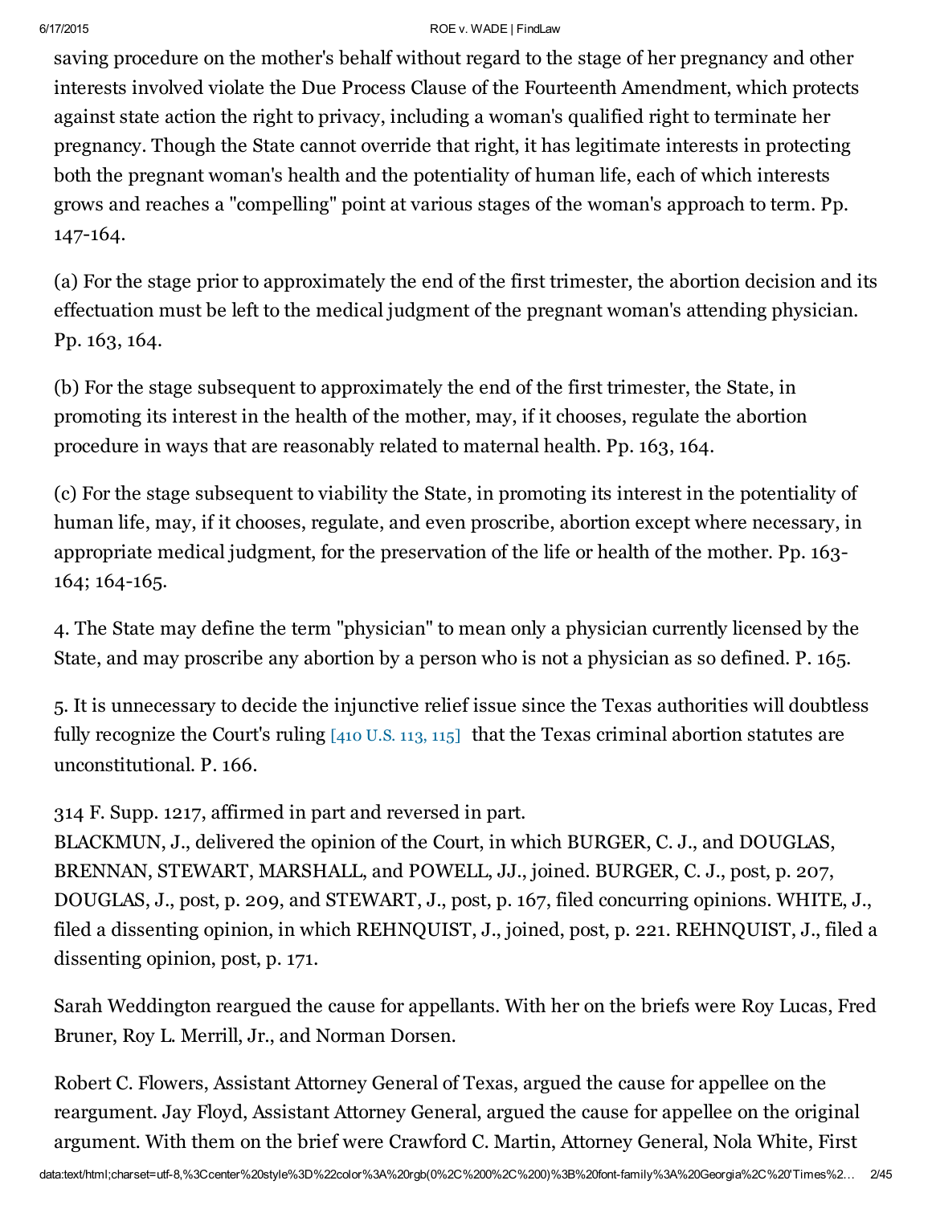saving procedure on the mother's behalf without regard to the stage of her pregnancy and other interests involved violate the Due Process Clause of the Fourteenth Amendment, which protects against state action the right to privacy, including a woman's qualified right to terminate her pregnancy. Though the State cannot override that right, it has legitimate interests in protecting both the pregnant woman's health and the potentiality of human life, each of which interests grows and reaches a "compelling" point at various stages of the woman's approach to term. Pp. 147-164.

(a) For the stage prior to approximately the end of the first trimester, the abortion decision and its effectuation must be left to the medical judgment of the pregnant woman's attending physician. Pp. 163, 164.

(b) For the stage subsequent to approximately the end of the first trimester, the State, in promoting its interest in the health of the mother, may, if it chooses, regulate the abortion procedure in ways that are reasonably related to maternal health. Pp. 163, 164.

(c) For the stage subsequent to viability the State, in promoting its interest in the potentiality of human life, may, if it chooses, regulate, and even proscribe, abortion except where necessary, in appropriate medical judgment, for the preservation of the life or health of the mother. Pp. 163-164; 164-165.

4. The State may define the term "physician" to mean only a physician currently licensed by the State, and may proscribe any abortion by a person who is not a physician as so defined. P. 165.

5. It is unnecessary to decide the injunctive relief issue since the Texas authorities will doubtless fully recognize the Court's ruling [410 U.S. 113, 115] that the Texas criminal abortion statutes are unconstitutional. P. 166.

314 F. Supp. 1217, affirmed in part and reversed in part.
BLACKMUN, J., delivered the opinion of the Court, in which BURGER, C. J., and DOUGLAS, BRENNAN, STEWART, MARSHALL, and POWELL, JJ., joined. BURGER, C. J., post, p. 207, DOUGLAS, J., post, p. 209, and STEWART, J., post, p. 167, filed concurring opinions. WHITE, J., filed a dissenting opinion, in which REHNQUIST, J., joined, post, p. 221. REHNQUIST, J., filed a dissenting opinion, post, p. 171.

Sarah Weddington reargued the cause for appellants. With her on the briefs were Roy Lucas, Fred Bruner, Roy L. Merrill, Jr., and Norman Dorsen.

Robert C. Flowers, Assistant Attorney General of Texas, argued the cause for appellee on the reargument. Jay Floyd, Assistant Attorney General, argued the cause for appellee on the original argument. With them on the brief were Crawford C. Martin, Attorney General, Nola White, First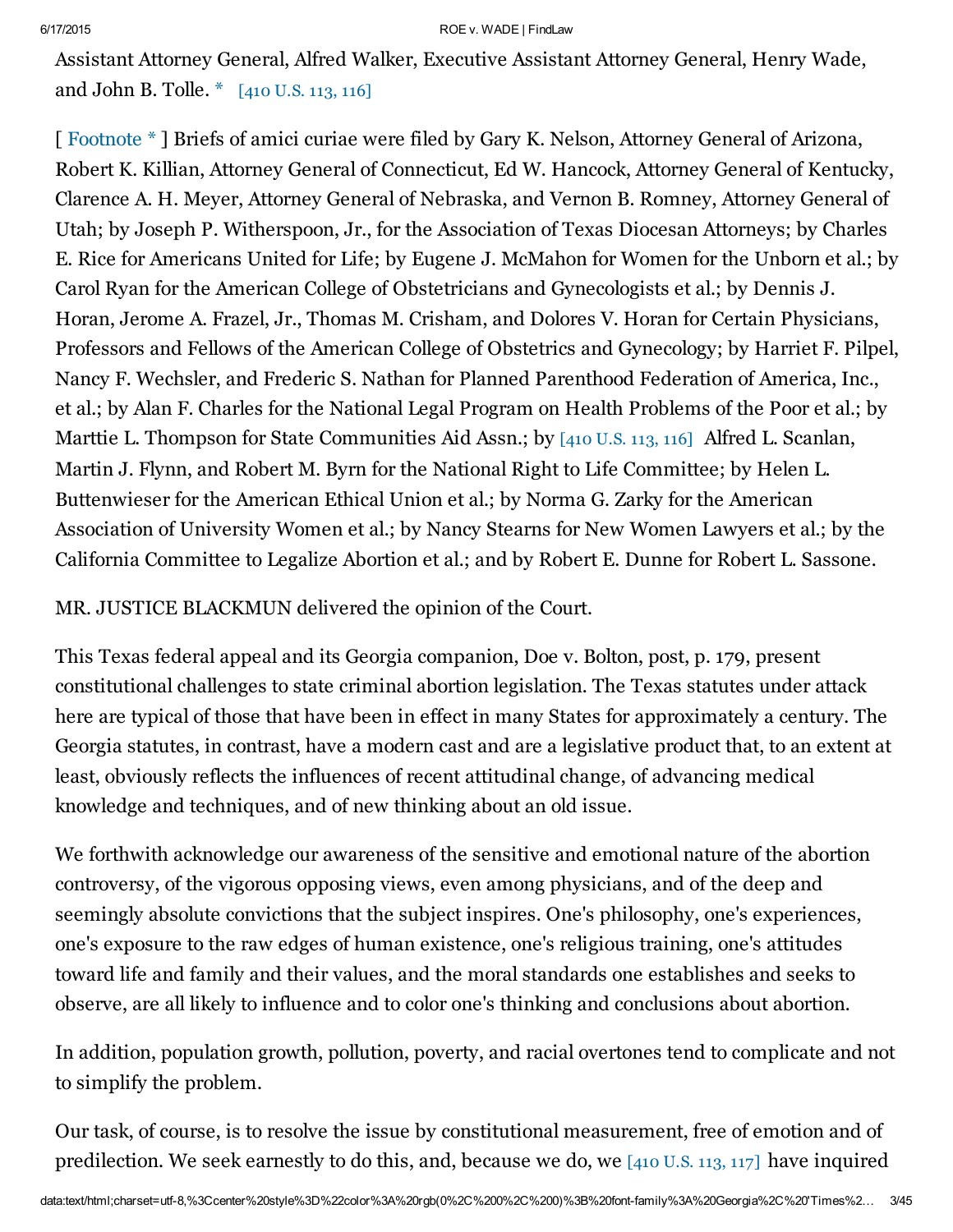Assistant Attorney General, Alfred Walker, Executive Assistant Attorney General, Henry Wade, and John B. Tolle. * [410 U.S. 113, 116]

[ Footnote * ] Briefs of amici curiae were filed by Gary K. Nelson, Attorney General of Arizona, Robert K. Killian, Attorney General of Connecticut, Ed W. Hancock, Attorney General of Kentucky, Clarence A. H. Meyer, Attorney General of Nebraska, and Vernon B. Romney, Attorney General of Utah; by Joseph P. Witherspoon, Jr., for the Association of Texas Diocesan Attorneys; by Charles E. Rice for Americans United for Life; by Eugene J. McMahon for Women for the Unborn et al.; by Carol Ryan for the American College of Obstetricians and Gynecologists et al.; by Dennis J. Horan, Jerome A. Frazel, Jr., Thomas M. Crisham, and Dolores V. Horan for Certain Physicians, Professors and Fellows of the American College of Obstetrics and Gynecology; by Harriet F. Pilpel, Nancy F. Wechsler, and Frederic S. Nathan for Planned Parenthood Federation of America, Inc., et al.; by Alan F. Charles for the National Legal Program on Health Problems of the Poor et al.; by Marttie L. Thompson for State Communities Aid Assn.; by [410 U.S. 113, 116] Alfred L. Scanlan, Martin J. Flynn, and Robert M. Byrn for the National Right to Life Committee; by Helen L. Buttenwieser for the American Ethical Union et al.; by Norma G. Zarky for the American Association of University Women et al.; by Nancy Stearns for New Women Lawyers et al.; by the California Committee to Legalize Abortion et al.; and by Robert E. Dunne for Robert L. Sassone.

MR. JUSTICE BLACKMUN delivered the opinion of the Court.

This Texas federal appeal and its Georgia companion, Doe v. Bolton, post, p. 179, present constitutional challenges to state criminal abortion legislation. The Texas statutes under attack here are typical of those that have been in effect in many States for approximately a century. The Georgia statutes, in contrast, have a modern cast and are a legislative product that, to an extent at least, obviously reflects the influences of recent attitudinal change, of advancing medical knowledge and techniques, and of new thinking about an old issue.

We forthwith acknowledge our awareness of the sensitive and emotional nature of the abortion controversy, of the vigorous opposing views, even among physicians, and of the deep and seemingly absolute convictions that the subject inspires. One's philosophy, one's experiences, one's exposure to the raw edges of human existence, one's religious training, one's attitudes toward life and family and their values, and the moral standards one establishes and seeks to observe, are all likely to influence and to color one's thinking and conclusions about abortion.

In addition, population growth, pollution, poverty, and racial overtones tend to complicate and not to simplify the problem.

Our task, of course, is to resolve the issue by constitutional measurement, free of emotion and of predilection. We seek earnestly to do this, and, because we do, we [410 U.S. 113, 117] have inquired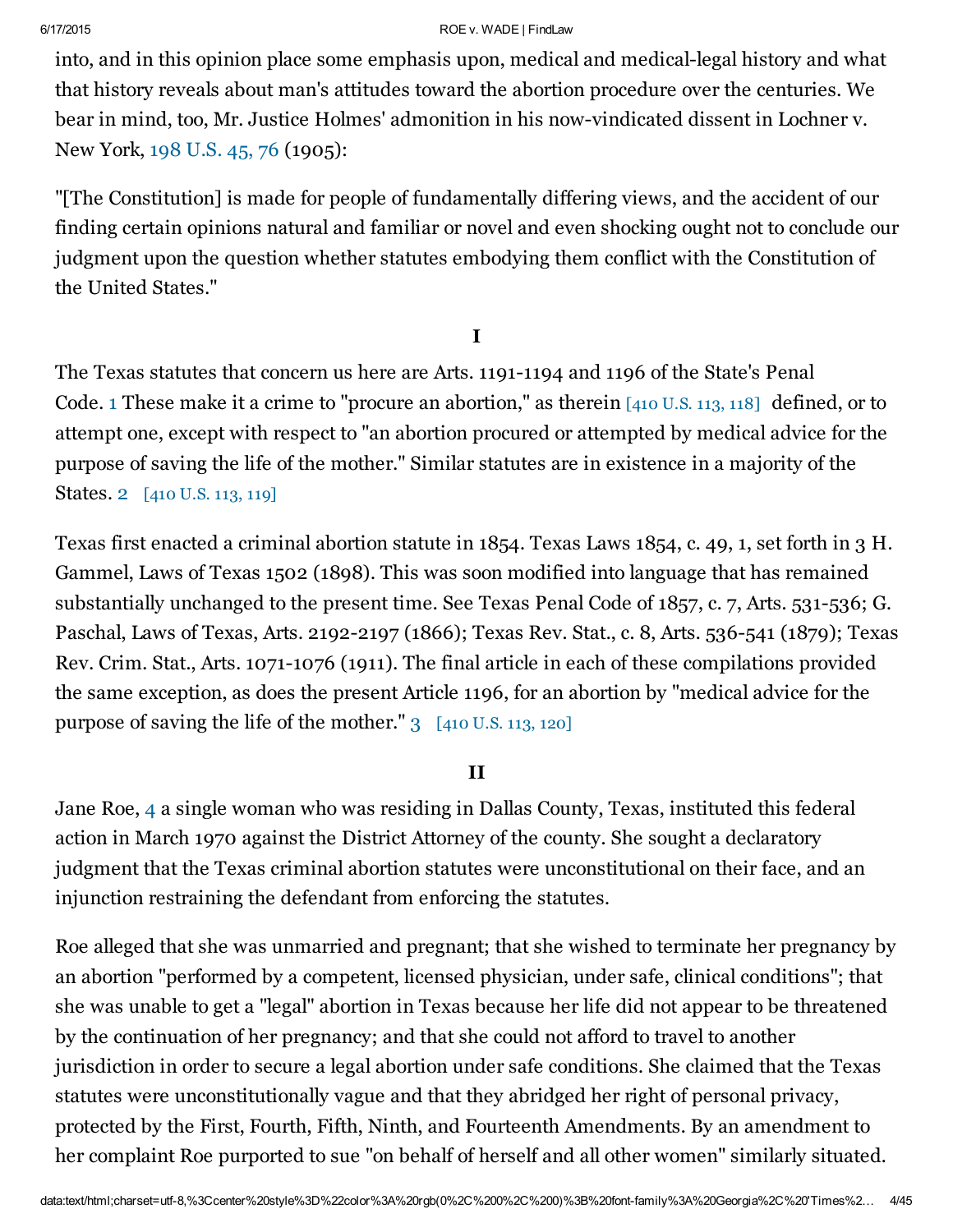into, and in this opinion place some emphasis upon, medical and medical-legal history and what that history reveals about man's attitudes toward the abortion procedure over the centuries. We bear in mind, too, Mr. Justice Holmes' admonition in his now-vindicated dissent in Lochner v. New York, 198 U.S. 45, 76 (1905):

"[The Constitution] is made for people of fundamentally differing views, and the accident of our finding certain opinions natural and familiar or novel and even shocking ought not to conclude our judgment upon the question whether statutes embodying them conflict with the Constitution of the United States."

## I

The Texas statutes that concern us here are Arts. 1191-1194 and 1196 of the State's Penal Code. 1 These make it a crime to "procure an abortion," as therein [410 U.S. 113, 118] defined, or to attempt one, except with respect to "an abortion procured or attempted by medical advice for the purpose of saving the life of the mother." Similar statutes are in existence in a majority of the States. 2 [410 U.S. 113, 119]

Texas first enacted a criminal abortion statute in 1854. Texas Laws 1854, c. 49, 1, set forth in 3 H. Gammel, Laws of Texas 1502 (1898). This was soon modified into language that has remained substantially unchanged to the present time. See Texas Penal Code of 1857, c. 7, Arts. 531-536; G. Paschal, Laws of Texas, Arts. 2192-2197 (1866); Texas Rev. Stat., c. 8, Arts. 536-541 (1879); Texas Rev. Crim. Stat., Arts. 1071-1076 (1911). The final article in each of these compilations provided the same exception, as does the present Article 1196, for an abortion by "medical advice for the purpose of saving the life of the mother." 3 [410 U.S. 113, 120]

## II

Jane Roe, 4 a single woman who was residing in Dallas County, Texas, instituted this federal action in March 1970 against the District Attorney of the county. She sought a declaratory judgment that the Texas criminal abortion statutes were unconstitutional on their face, and an injunction restraining the defendant from enforcing the statutes.

Roe alleged that she was unmarried and pregnant; that she wished to terminate her pregnancy by an abortion "performed by a competent, licensed physician, under safe, clinical conditions"; that she was unable to get a "legal" abortion in Texas because her life did not appear to be threatened by the continuation of her pregnancy; and that she could not afford to travel to another jurisdiction in order to secure a legal abortion under safe conditions. She claimed that the Texas statutes were unconstitutionally vague and that they abridged her right of personal privacy, protected by the First, Fourth, Fifth, Ninth, and Fourteenth Amendments. By an amendment to her complaint Roe purported to sue "on behalf of herself and all other women" similarly situated.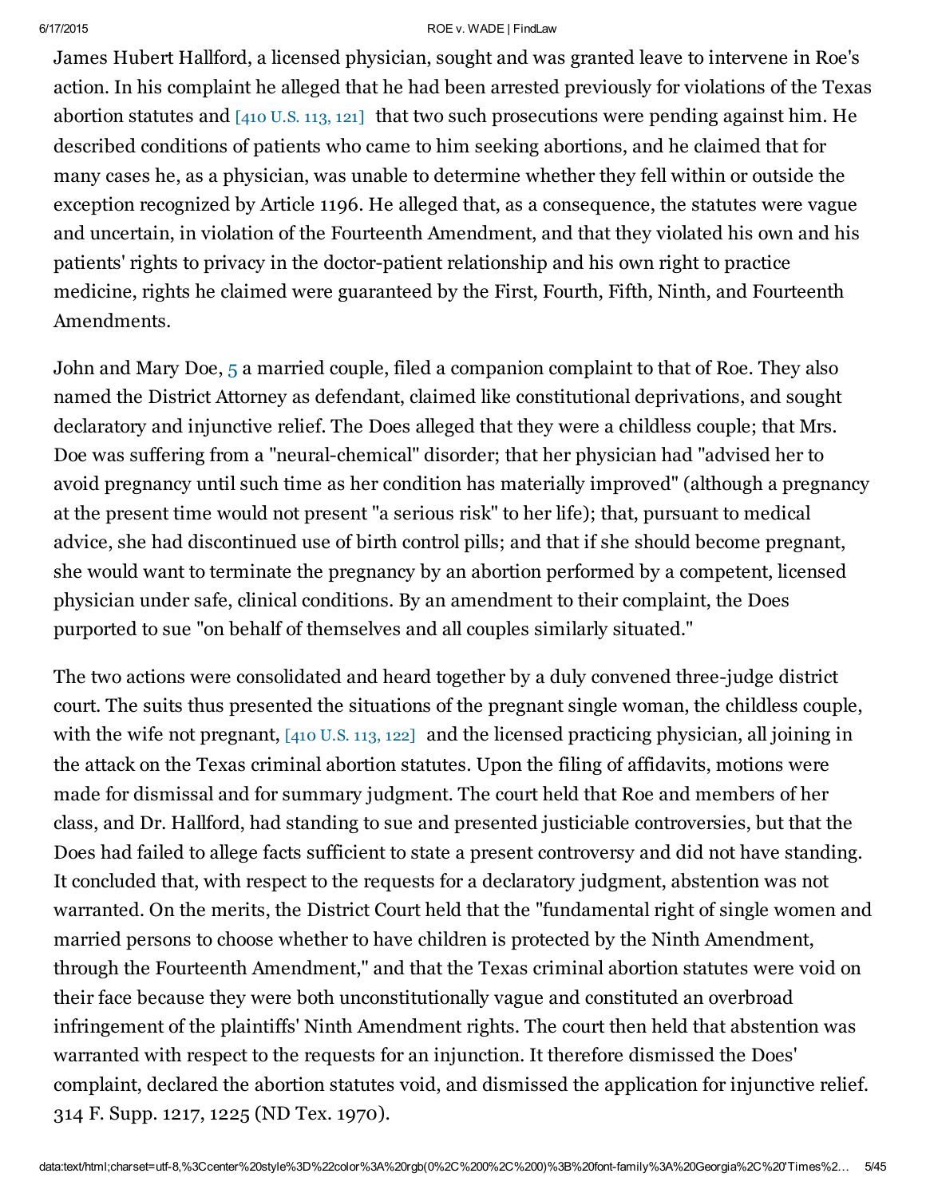James Hubert Hallford, a licensed physician, sought and was granted leave to intervene in Roe's action. In his complaint he alleged that he had been arrested previously for violations of the Texas abortion statutes and [410 U.S. 113, 121] that two such prosecutions were pending against him. He described conditions of patients who came to him seeking abortions, and he claimed that for many cases he, as a physician, was unable to determine whether they fell within or outside the exception recognized by Article 1196. He alleged that, as a consequence, the statutes were vague and uncertain, in violation of the Fourteenth Amendment, and that they violated his own and his patients' rights to privacy in the doctor-patient relationship and his own right to practice medicine, rights he claimed were guaranteed by the First, Fourth, Fifth, Ninth, and Fourteenth Amendments.

John and Mary Doe, [5] a married couple, filed a companion complaint to that of Roe. They also named the District Attorney as defendant, claimed like constitutional deprivations, and sought declaratory and injunctive relief. The Does alleged that they were a childless couple; that Mrs. Doe was suffering from a "neural-chemical" disorder; that her physician had "advised her to avoid pregnancy until such time as her condition has materially improved" (although a pregnancy at the present time would not present "a serious risk" to her life); that, pursuant to medical advice, she had discontinued use of birth control pills; and that if she should become pregnant, she would want to terminate the pregnancy by an abortion performed by a competent, licensed physician under safe, clinical conditions. By an amendment to their complaint, the Does purported to sue "on behalf of themselves and all couples similarly situated."

The two actions were consolidated and heard together by a duly convened three-judge district court. The suits thus presented the situations of the pregnant single woman, the childless couple, with the wife not pregnant, [410 U.S. 113, 122] and the licensed practicing physician, all joining in the attack on the Texas criminal abortion statutes. Upon the filing of affidavits, motions were made for dismissal and for summary judgment. The court held that Roe and members of her class, and Dr. Hallford, had standing to sue and presented justiciable controversies, but that the Does had failed to allege facts sufficient to state a present controversy and did not have standing. It concluded that, with respect to the requests for a declaratory judgment, abstention was not warranted. On the merits, the District Court held that the "fundamental right of single women and married persons to choose whether to have children is protected by the Ninth Amendment, through the Fourteenth Amendment," and that the Texas criminal abortion statutes were void on their face because they were both unconstitutionally vague and constituted an overbroad infringement of the plaintiffs' Ninth Amendment rights. The court then held that abstention was warranted with respect to the requests for an injunction. It therefore dismissed the Does' complaint, declared the abortion statutes void, and dismissed the application for injunctive relief. 314 F. Supp. 1217, 1225 (ND Tex. 1970).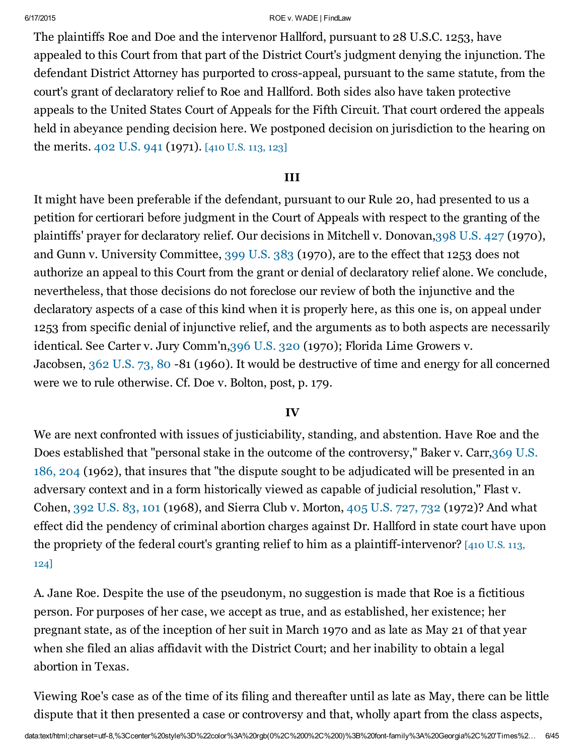The plaintiffs Roe and Doe and the intervenor Hallford, pursuant to 28 U.S.C. 1253, have appealed to this Court from that part of the District Court's judgment denying the injunction. The defendant District Attorney has purported to cross-appeal, pursuant to the same statute, from the court's grant of declaratory relief to Roe and Hallford. Both sides also have taken protective appeals to the United States Court of Appeals for the Fifth Circuit. That court ordered the appeals held in abeyance pending decision here. We postponed decision on jurisdiction to the hearing on the merits. 402 U.S. 941 (1971). [410 U.S. 113, 123]

### III

It might have been preferable if the defendant, pursuant to our Rule 20, had presented to us a petition for certiorari before judgment in the Court of Appeals with respect to the granting of the plaintiffs' prayer for declaratory relief. Our decisions in Mitchell v. Donovan, 398 U.S. 427 (1970), and Gunn v. University Committee, 399 U.S. 383 (1970), are to the effect that 1253 does not authorize an appeal to this Court from the grant or denial of declaratory relief alone. We conclude, nevertheless, that those decisions do not foreclose our review of both the injunctive and the declaratory aspects of a case of this kind when it is properly here, as this one is, on appeal under 1253 from specific denial of injunctive relief, and the arguments as to both aspects are necessarily identical. See Carter v. Jury Comm'n, 396 U.S. 320 (1970); Florida Lime Growers v. Jacobsen, 362 U.S. 73, 80 -81 (1960). It would be destructive of time and energy for all concerned were we to rule otherwise. Cf. Doe v. Bolton, post, p. 179.

### IV

We are next confronted with issues of justiciability, standing, and abstention. Have Roe and the Does established that "personal stake in the outcome of the controversy," Baker v. Carr, 369 U.S. 186, 204 (1962), that insures that "the dispute sought to be adjudicated will be presented in an adversary context and in a form historically viewed as capable of judicial resolution," Flast v. Cohen, 392 U.S. 83, 101 (1968), and Sierra Club v. Morton, 405 U.S. 727, 732 (1972)? And what effect did the pendency of criminal abortion charges against Dr. Hallford in state court have upon the propriety of the federal court's granting relief to him as a plaintiff-intervenor? [410 U.S. 113, 124]

A. Jane Roe. Despite the use of the pseudonym, no suggestion is made that Roe is a fictitious person. For purposes of her case, we accept as true, and as established, her existence; her pregnant state, as of the inception of her suit in March 1970 and as late as May 21 of that year when she filed an alias affidavit with the District Court; and her inability to obtain a legal abortion in Texas.

Viewing Roe's case as of the time of its filing and thereafter until as late as May, there can be little dispute that it then presented a case or controversy and that, wholly apart from the class aspects,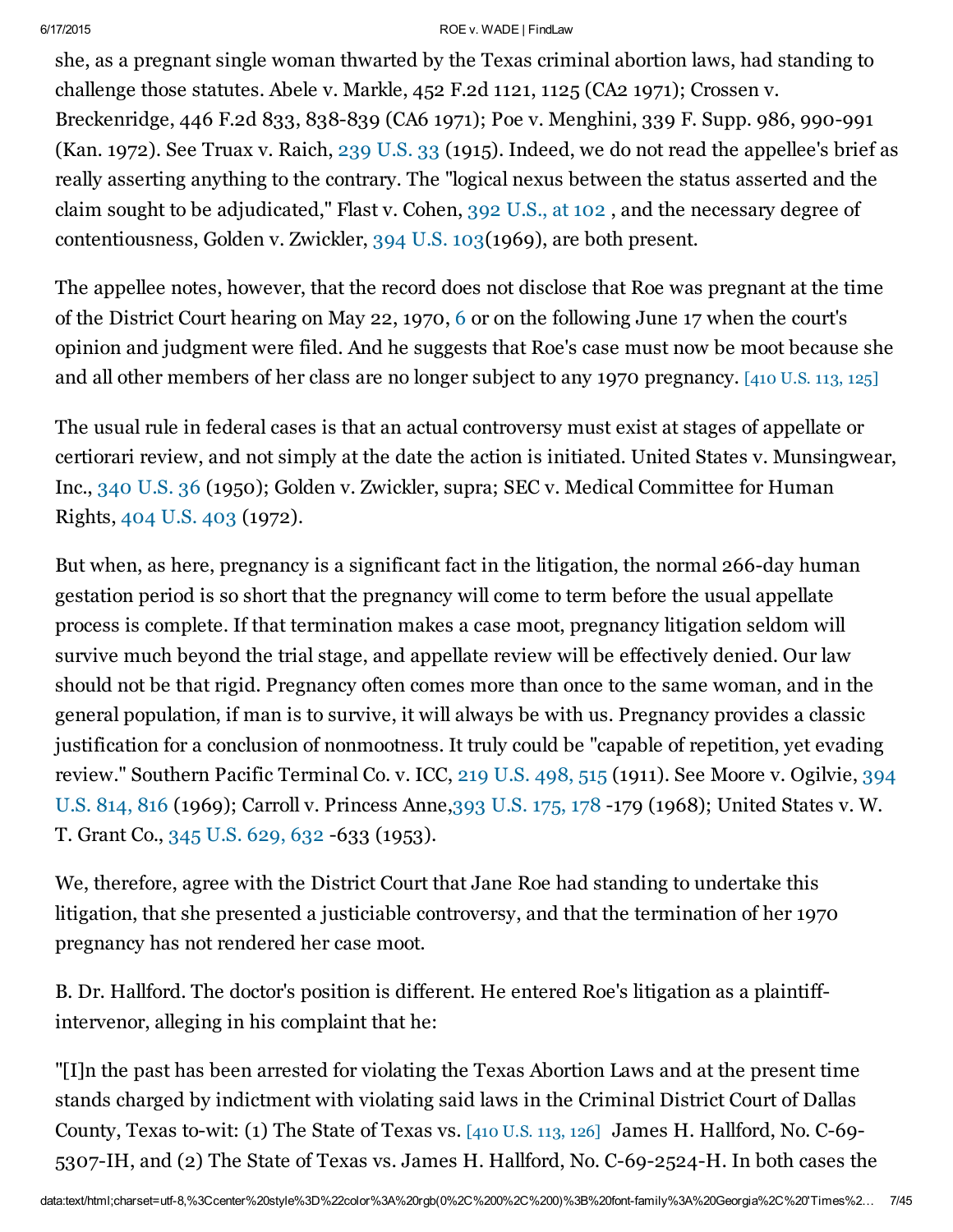she, as a pregnant single woman thwarted by the Texas criminal abortion laws, had standing to challenge those statutes. Abele v. Markle, 452 F.2d 1121, 1125 (CA2 1971); Crossen v. Breckenridge, 446 F.2d 833, 838-839 (CA6 1971); Poe v. Menghini, 339 F. Supp. 986, 990-991 (Kan. 1972). See Truax v. Raich, 239 U.S. 33 (1915). Indeed, we do not read the appellee's brief as really asserting anything to the contrary. The "logical nexus between the status asserted and the claim sought to be adjudicated," Flast v. Cohen, 392 U.S., at 102 , and the necessary degree of contentiousness, Golden v. Zwickler, 394 U.S. 103(1969), are both present.

The appellee notes, however, that the record does not disclose that Roe was pregnant at the time of the District Court hearing on May 22, 1970, 6 or on the following June 17 when the court's opinion and judgment were filed. And he suggests that Roe's case must now be moot because she and all other members of her class are no longer subject to any 1970 pregnancy. [410 U.S. 113, 125]

The usual rule in federal cases is that an actual controversy must exist at stages of appellate or certiorari review, and not simply at the date the action is initiated. United States v. Munsingwear, Inc., 340 U.S. 36 (1950); Golden v. Zwickler, supra; SEC v. Medical Committee for Human Rights, 404 U.S. 403 (1972).

But when, as here, pregnancy is a significant fact in the litigation, the normal 266-day human gestation period is so short that the pregnancy will come to term before the usual appellate process is complete. If that termination makes a case moot, pregnancy litigation seldom will survive much beyond the trial stage, and appellate review will be effectively denied. Our law should not be that rigid. Pregnancy often comes more than once to the same woman, and in the general population, if man is to survive, it will always be with us. Pregnancy provides a classic justification for a conclusion of nonmootness. It truly could be "capable of repetition, yet evading review." Southern Pacific Terminal Co. v. ICC, 219 U.S. 498, 515 (1911). See Moore v. Ogilvie, 394 U.S. 814, 816 (1969); Carroll v. Princess Anne,393 U.S. 175, 178 -179 (1968); United States v. W. T. Grant Co., 345 U.S. 629, 632 -633 (1953).

We, therefore, agree with the District Court that Jane Roe had standing to undertake this litigation, that she presented a justiciable controversy, and that the termination of her 1970 pregnancy has not rendered her case moot.

B. Dr. Hallford. The doctor's position is different. He entered Roe's litigation as a plaintiff-intervenor, alleging in his complaint that he:

"[I]n the past has been arrested for violating the Texas Abortion Laws and at the present time stands charged by indictment with violating said laws in the Criminal District Court of Dallas County, Texas to-wit: (1) The State of Texas vs. [410 U.S. 113, 126] James H. Hallford, No. C-69-5307-IH, and (2) The State of Texas vs. James H. Hallford, No. C-69-2524-H. In both cases the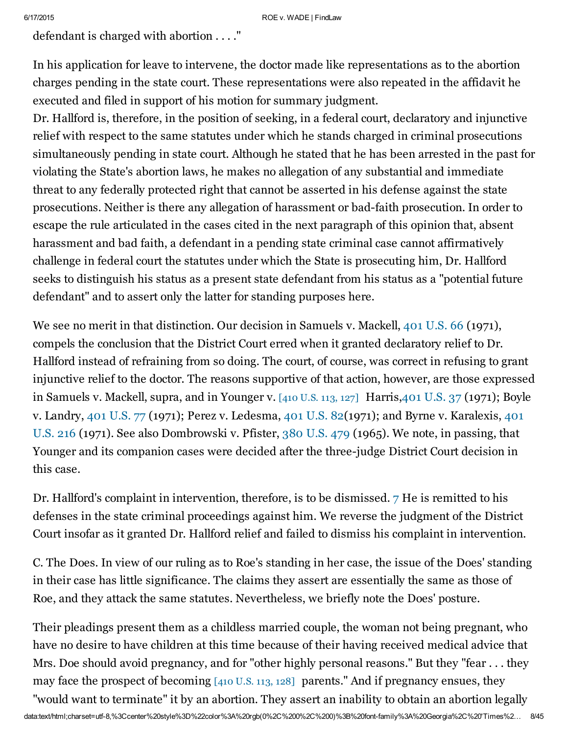defendant is charged with abortion . . . ."

In his application for leave to intervene, the doctor made like representations as to the abortion charges pending in the state court. These representations were also repeated in the affidavit he executed and filed in support of his motion for summary judgment.
Dr. Hallford is, therefore, in the position of seeking, in a federal court, declaratory and injunctive relief with respect to the same statutes under which he stands charged in criminal prosecutions simultaneously pending in state court. Although he stated that he has been arrested in the past for violating the State's abortion laws, he makes no allegation of any substantial and immediate threat to any federally protected right that cannot be asserted in his defense against the state prosecutions. Neither is there any allegation of harassment or bad-faith prosecution. In order to escape the rule articulated in the cases cited in the next paragraph of this opinion that, absent harassment and bad faith, a defendant in a pending state criminal case cannot affirmatively challenge in federal court the statutes under which the State is prosecuting him, Dr. Hallford seeks to distinguish his status as a present state defendant from his status as a "potential future defendant" and to assert only the latter for standing purposes here.

We see no merit in that distinction. Our decision in Samuels v. Mackell, 401 U.S. 66 (1971), compels the conclusion that the District Court erred when it granted declaratory relief to Dr. Hallford instead of refraining from so doing. The court, of course, was correct in refusing to grant injunctive relief to the doctor. The reasons supportive of that action, however, are those expressed in Samuels v. Mackell, supra, and in Younger v. [410 U.S. 113, 127] Harris, 401 U.S. 37 (1971); Boyle v. Landry, 401 U.S. 77 (1971); Perez v. Ledesma, 401 U.S. 82 (1971); and Byrne v. Karalexis, 401 U.S. 216 (1971). See also Dombrowski v. Pfister, 380 U.S. 479 (1965). We note, in passing, that Younger and its companion cases were decided after the three-judge District Court decision in this case.

Dr. Hallford's complaint in intervention, therefore, is to be dismissed. [7] He is remitted to his defenses in the state criminal proceedings against him. We reverse the judgment of the District Court insofar as it granted Dr. Hallford relief and failed to dismiss his complaint in intervention.

C. The Does. In view of our ruling as to Roe's standing in her case, the issue of the Does' standing in their case has little significance. The claims they assert are essentially the same as those of Roe, and they attack the same statutes. Nevertheless, we briefly note the Does' posture.

Their pleadings present them as a childless married couple, the woman not being pregnant, who have no desire to have children at this time because of their having received medical advice that Mrs. Doe should avoid pregnancy, and for "other highly personal reasons." But they "fear . . . they may face the prospect of becoming [410 U.S. 113, 128] parents." And if pregnancy ensues, they "would want to terminate" it by an abortion. They assert an inability to obtain an abortion legally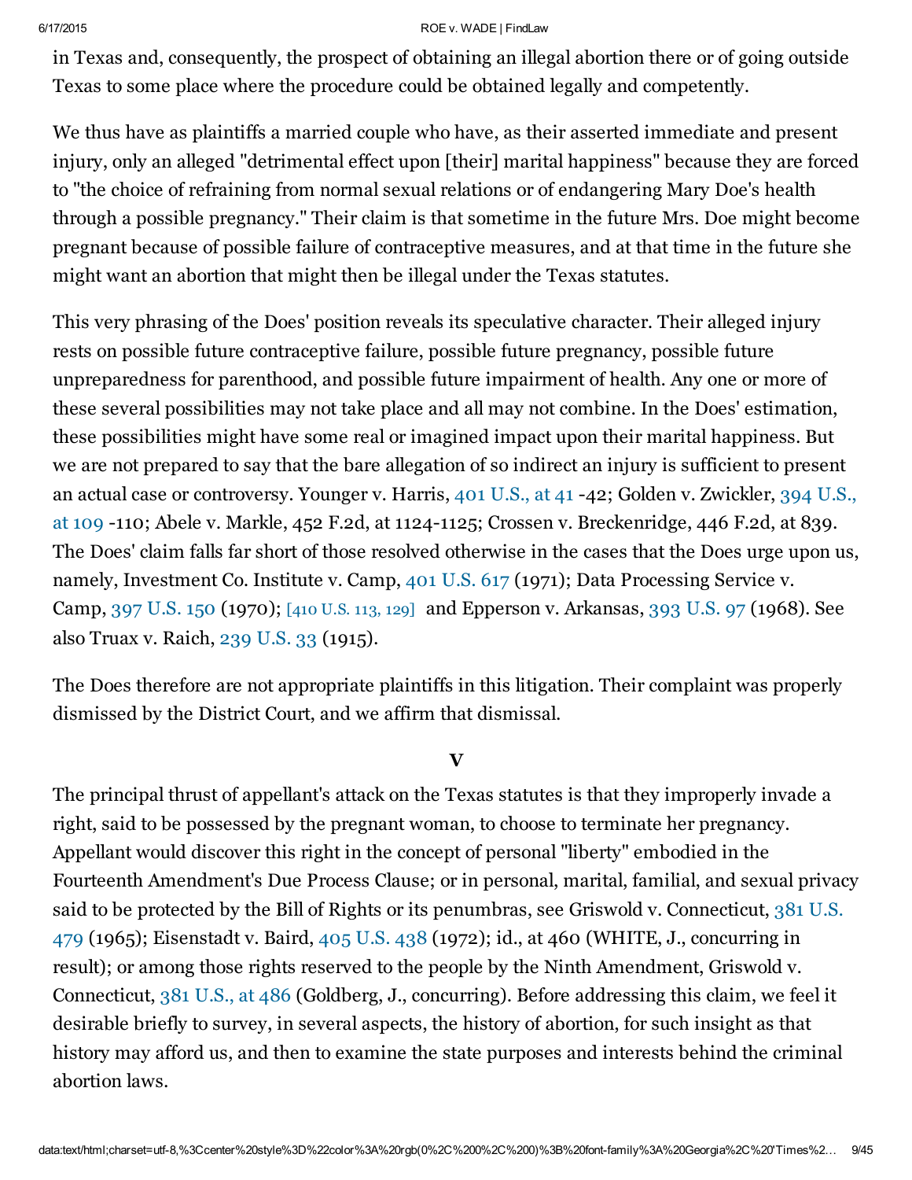in Texas and, consequently, the prospect of obtaining an illegal abortion there or of going outside Texas to some place where the procedure could be obtained legally and competently.

We thus have as plaintiffs a married couple who have, as their asserted immediate and present injury, only an alleged "detrimental effect upon [their] marital happiness" because they are forced to "the choice of refraining from normal sexual relations or of endangering Mary Doe's health through a possible pregnancy." Their claim is that sometime in the future Mrs. Doe might become pregnant because of possible failure of contraceptive measures, and at that time in the future she might want an abortion that might then be illegal under the Texas statutes.

This very phrasing of the Does' position reveals its speculative character. Their alleged injury rests on possible future contraceptive failure, possible future pregnancy, possible future unpreparedness for parenthood, and possible future impairment of health. Any one or more of these several possibilities may not take place and all may not combine. In the Does' estimation, these possibilities might have some real or imagined impact upon their marital happiness. But we are not prepared to say that the bare allegation of so indirect an injury is sufficient to present an actual case or controversy. Younger v. Harris, 401 U.S., at 41 -42; Golden v. Zwickler, 394 U.S., at 109 -110; Abele v. Markle, 452 F.2d, at 1124-1125; Crossen v. Breckenridge, 446 F.2d, at 839. The Does' claim falls far short of those resolved otherwise in the cases that the Does urge upon us, namely, Investment Co. Institute v. Camp, 401 U.S. 617 (1971); Data Processing Service v. Camp, 397 U.S. 150 (1970); [410 U.S. 113, 129] and Epperson v. Arkansas, 393 U.S. 97 (1968). See also Truax v. Raich, 239 U.S. 33 (1915).

The Does therefore are not appropriate plaintiffs in this litigation. Their complaint was properly dismissed by the District Court, and we affirm that dismissal.

## V

The principal thrust of appellant's attack on the Texas statutes is that they improperly invade a right, said to be possessed by the pregnant woman, to choose to terminate her pregnancy. Appellant would discover this right in the concept of personal "liberty" embodied in the Fourteenth Amendment's Due Process Clause; or in personal, marital, familial, and sexual privacy said to be protected by the Bill of Rights or its penumbras, see Griswold v. Connecticut, 381 U.S. 479 (1965); Eisenstadt v. Baird, 405 U.S. 438 (1972); id., at 460 (WHITE, J., concurring in result); or among those rights reserved to the people by the Ninth Amendment, Griswold v. Connecticut, 381 U.S., at 486 (Goldberg, J., concurring). Before addressing this claim, we feel it desirable briefly to survey, in several aspects, the history of abortion, for such insight as that history may afford us, and then to examine the state purposes and interests behind the criminal abortion laws.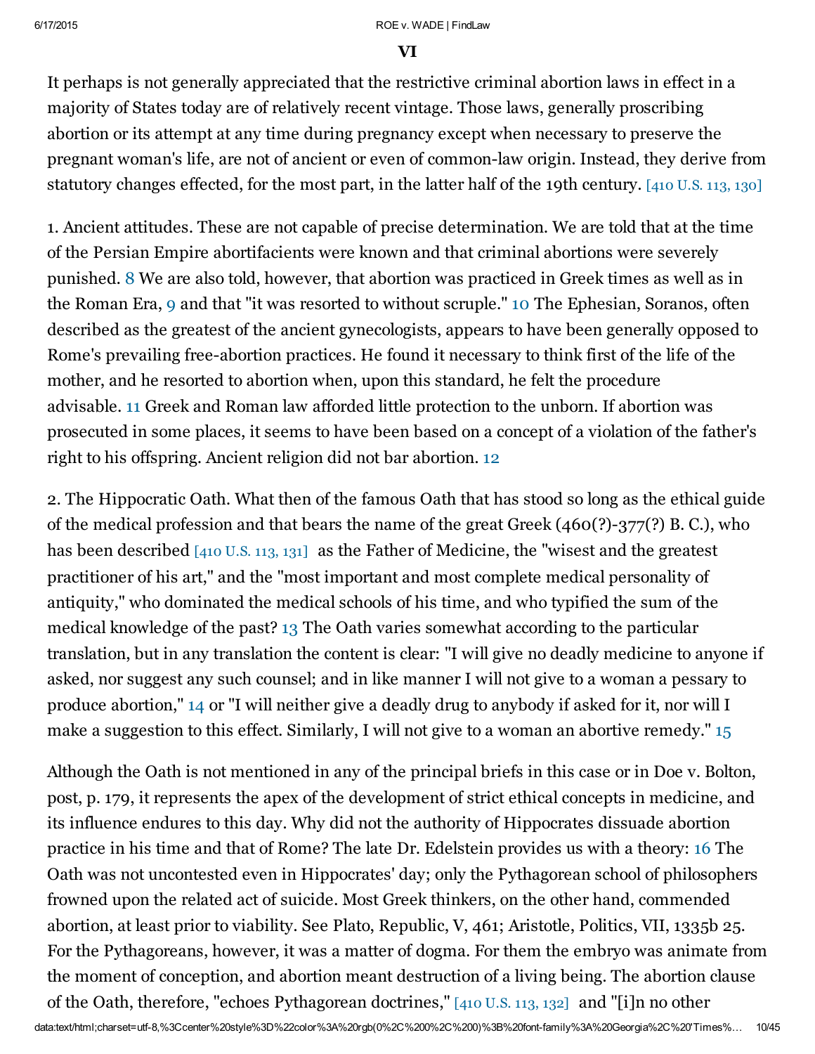## VI

It perhaps is not generally appreciated that the restrictive criminal abortion laws in effect in a majority of States today are of relatively recent vintage. Those laws, generally proscribing abortion or its attempt at any time during pregnancy except when necessary to preserve the pregnant woman's life, are not of ancient or even of common-law origin. Instead, they derive from statutory changes effected, for the most part, in the latter half of the 19th century. [410 U.S. 113, 130]

1. Ancient attitudes. These are not capable of precise determination. We are told that at the time of the Persian Empire abortifacients were known and that criminal abortions were severely punished. 8 We are also told, however, that abortion was practiced in Greek times as well as in the Roman Era, 9 and that "it was resorted to without scruple." 10 The Ephesian, Soranos, often described as the greatest of the ancient gynecologists, appears to have been generally opposed to Rome's prevailing free-abortion practices. He found it necessary to think first of the life of the mother, and he resorted to abortion when, upon this standard, he felt the procedure advisable. 11 Greek and Roman law afforded little protection to the unborn. If abortion was prosecuted in some places, it seems to have been based on a concept of a violation of the father's right to his offspring. Ancient religion did not bar abortion. 12

2. The Hippocratic Oath. What then of the famous Oath that has stood so long as the ethical guide of the medical profession and that bears the name of the great Greek (460(?)-377(?) B. C.), who has been described [410 U.S. 113, 131] as the Father of Medicine, the "wisest and the greatest practitioner of his art," and the "most important and most complete medical personality of antiquity," who dominated the medical schools of his time, and who typified the sum of the medical knowledge of the past? 13 The Oath varies somewhat according to the particular translation, but in any translation the content is clear: "I will give no deadly medicine to anyone if asked, nor suggest any such counsel; and in like manner I will not give to a woman a pessary to produce abortion," 14 or "I will neither give a deadly drug to anybody if asked for it, nor will I make a suggestion to this effect. Similarly, I will not give to a woman an abortive remedy." 15

Although the Oath is not mentioned in any of the principal briefs in this case or in Doe v. Bolton, post, p. 179, it represents the apex of the development of strict ethical concepts in medicine, and its influence endures to this day. Why did not the authority of Hippocrates dissuade abortion practice in his time and that of Rome? The late Dr. Edelstein provides us with a theory: 16 The Oath was not uncontested even in Hippocrates' day; only the Pythagorean school of philosophers frowned upon the related act of suicide. Most Greek thinkers, on the other hand, commended abortion, at least prior to viability. See Plato, Republic, V, 461; Aristotle, Politics, VII, 1335b 25. For the Pythagoreans, however, it was a matter of dogma. For them the embryo was animate from the moment of conception, and abortion meant destruction of a living being. The abortion clause of the Oath, therefore, "echoes Pythagorean doctrines," [410 U.S. 113, 132] and "[i]n no other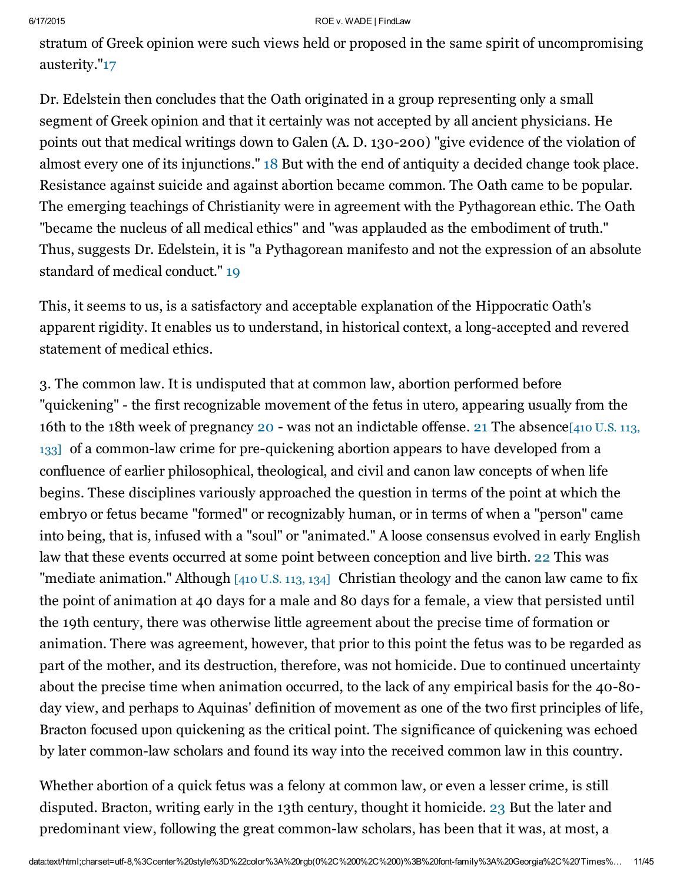stratum of Greek opinion were such views held or proposed in the same spirit of uncompromising austerity."[17]

Dr. Edelstein then concludes that the Oath originated in a group representing only a small segment of Greek opinion and that it certainly was not accepted by all ancient physicians. He points out that medical writings down to Galen (A. D. 130-200) "give evidence of the violation of almost every one of its injunctions." [18] But with the end of antiquity a decided change took place. Resistance against suicide and against abortion became common. The Oath came to be popular. The emerging teachings of Christianity were in agreement with the Pythagorean ethic. The Oath "became the nucleus of all medical ethics" and "was applauded as the embodiment of truth." Thus, suggests Dr. Edelstein, it is "a Pythagorean manifesto and not the expression of an absolute standard of medical conduct." [19]

This, it seems to us, is a satisfactory and acceptable explanation of the Hippocratic Oath's apparent rigidity. It enables us to understand, in historical context, a long-accepted and revered statement of medical ethics.

3. The common law. It is undisputed that at common law, abortion performed before "quickening" - the first recognizable movement of the fetus in utero, appearing usually from the 16th to the 18th week of pregnancy [20] - was not an indictable offense. [21] The absence [410 U.S. 113, 133] of a common-law crime for pre-quickening abortion appears to have developed from a confluence of earlier philosophical, theological, and civil and canon law concepts of when life begins. These disciplines variously approached the question in terms of the point at which the embryo or fetus became "formed" or recognizably human, or in terms of when a "person" came into being, that is, infused with a "soul" or "animated." A loose consensus evolved in early English law that these events occurred at some point between conception and live birth. [22] This was "mediate animation." Although [410 U.S. 113, 134] Christian theology and the canon law came to fix the point of animation at 40 days for a male and 80 days for a female, a view that persisted until the 19th century, there was otherwise little agreement about the precise time of formation or animation. There was agreement, however, that prior to this point the fetus was to be regarded as part of the mother, and its destruction, therefore, was not homicide. Due to continued uncertainty about the precise time when animation occurred, to the lack of any empirical basis for the 40-80-day view, and perhaps to Aquinas' definition of movement as one of the two first principles of life, Bracton focused upon quickening as the critical point. The significance of quickening was echoed by later common-law scholars and found its way into the received common law in this country.

Whether abortion of a quick fetus was a felony at common law, or even a lesser crime, is still disputed. Bracton, writing early in the 13th century, thought it homicide. [23] But the later and predominant view, following the great common-law scholars, has been that it was, at most, a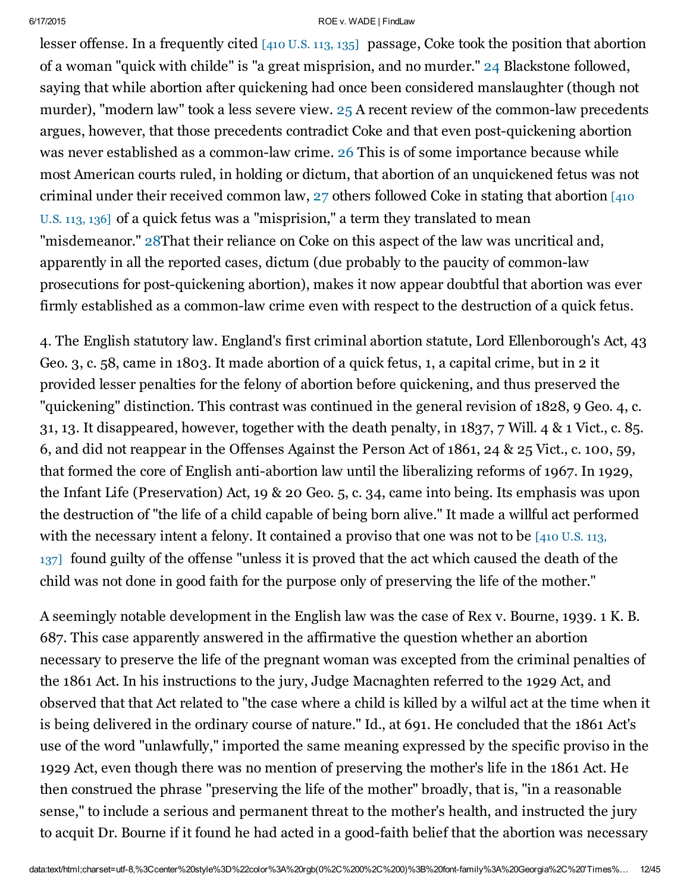lesser offense. In a frequently cited [410 U.S. 113, 135] passage, Coke took the position that abortion of a woman "quick with childe" is "a great misprision, and no murder." 24 Blackstone followed, saying that while abortion after quickening had once been considered manslaughter (though not murder), "modern law" took a less severe view. 25 A recent review of the common-law precedents argues, however, that those precedents contradict Coke and that even post-quickening abortion was never established as a common-law crime. 26 This is of some importance because while most American courts ruled, in holding or dictum, that abortion of an unquickened fetus was not criminal under their received common law, 27 others followed Coke in stating that abortion [410 U.S. 113, 136] of a quick fetus was a "misprision," a term they translated to mean "misdemeanor." 28That their reliance on Coke on this aspect of the law was uncritical and, apparently in all the reported cases, dictum (due probably to the paucity of common-law prosecutions for post-quickening abortion), makes it now appear doubtful that abortion was ever firmly established as a common-law crime even with respect to the destruction of a quick fetus.

4. The English statutory law. England's first criminal abortion statute, Lord Ellenborough's Act, 43 Geo. 3, c. 58, came in 1803. It made abortion of a quick fetus, 1, a capital crime, but in 2 it provided lesser penalties for the felony of abortion before quickening, and thus preserved the "quickening" distinction. This contrast was continued in the general revision of 1828, 9 Geo. 4, c. 31, 13. It disappeared, however, together with the death penalty, in 1837, 7 Will. 4 & 1 Vict., c. 85. 6, and did not reappear in the Offenses Against the Person Act of 1861, 24 & 25 Vict., c. 100, 59, that formed the core of English anti-abortion law until the liberalizing reforms of 1967. In 1929, the Infant Life (Preservation) Act, 19 & 20 Geo. 5, c. 34, came into being. Its emphasis was upon the destruction of "the life of a child capable of being born alive." It made a willful act performed with the necessary intent a felony. It contained a proviso that one was not to be [410 U.S. 113, 137] found guilty of the offense "unless it is proved that the act which caused the death of the child was not done in good faith for the purpose only of preserving the life of the mother."

A seemingly notable development in the English law was the case of Rex v. Bourne, 1939. 1 K. B. 687. This case apparently answered in the affirmative the question whether an abortion necessary to preserve the life of the pregnant woman was excepted from the criminal penalties of the 1861 Act. In his instructions to the jury, Judge Macnaghten referred to the 1929 Act, and observed that that Act related to "the case where a child is killed by a wilful act at the time when it is being delivered in the ordinary course of nature." Id., at 691. He concluded that the 1861 Act's use of the word "unlawfully," imported the same meaning expressed by the specific proviso in the 1929 Act, even though there was no mention of preserving the mother's life in the 1861 Act. He then construed the phrase "preserving the life of the mother" broadly, that is, "in a reasonable sense," to include a serious and permanent threat to the mother's health, and instructed the jury to acquit Dr. Bourne if it found he had acted in a good-faith belief that the abortion was necessary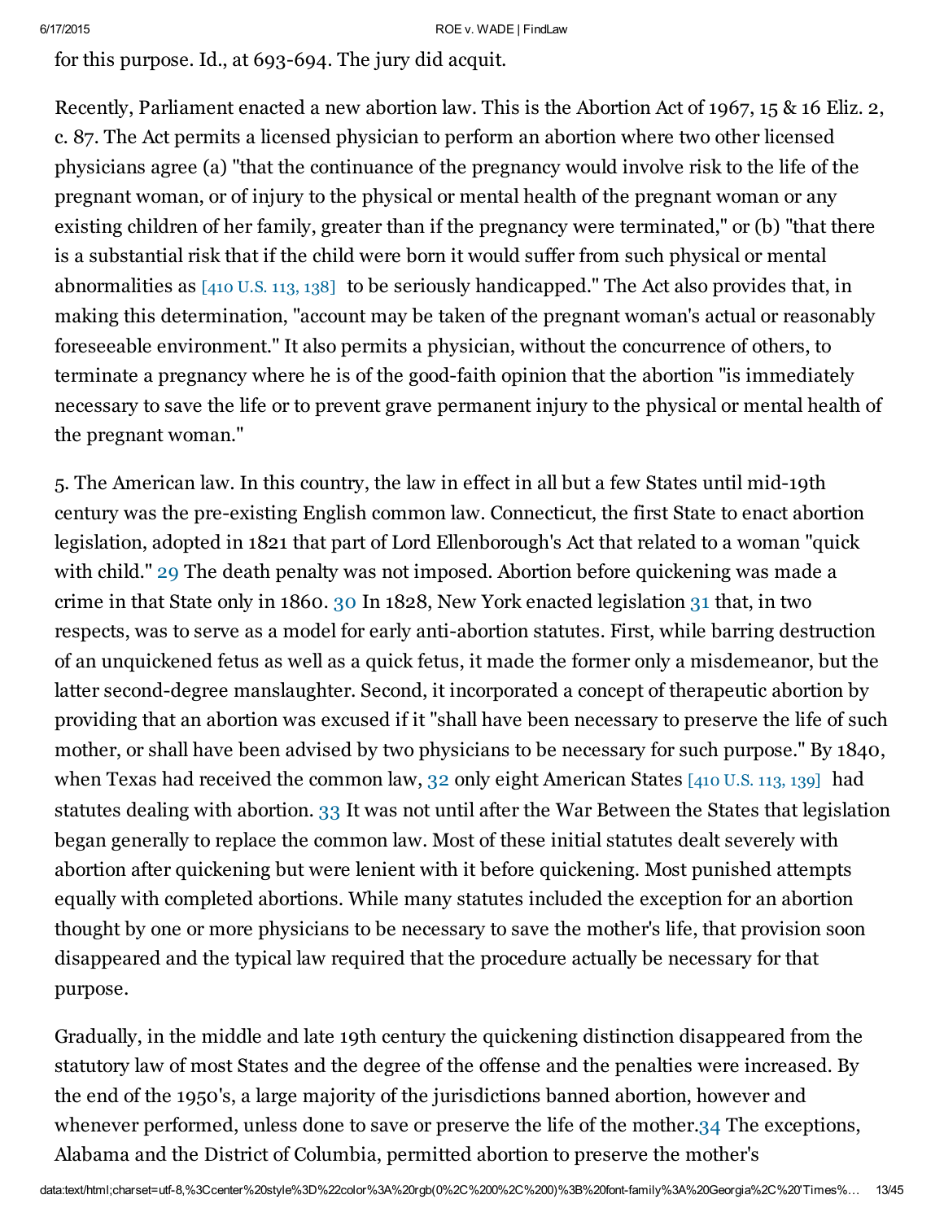for this purpose. Id., at 693-694. The jury did acquit.

Recently, Parliament enacted a new abortion law. This is the Abortion Act of 1967, 15 & 16 Eliz. 2, c. 87. The Act permits a licensed physician to perform an abortion where two other licensed physicians agree (a) "that the continuance of the pregnancy would involve risk to the life of the pregnant woman, or of injury to the physical or mental health of the pregnant woman or any existing children of her family, greater than if the pregnancy were terminated," or (b) "that there is a substantial risk that if the child were born it would suffer from such physical or mental abnormalities as [410 U.S. 113, 138] to be seriously handicapped." The Act also provides that, in making this determination, "account may be taken of the pregnant woman's actual or reasonably foreseeable environment." It also permits a physician, without the concurrence of others, to terminate a pregnancy where he is of the good-faith opinion that the abortion "is immediately necessary to save the life or to prevent grave permanent injury to the physical or mental health of the pregnant woman."

5. The American law. In this country, the law in effect in all but a few States until mid-19th century was the pre-existing English common law. Connecticut, the first State to enact abortion legislation, adopted in 1821 that part of Lord Ellenborough's Act that related to a woman "quick with child." 29 The death penalty was not imposed. Abortion before quickening was made a crime in that State only in 1860. 30 In 1828, New York enacted legislation 31 that, in two respects, was to serve as a model for early anti-abortion statutes. First, while barring destruction of an unquickened fetus as well as a quick fetus, it made the former only a misdemeanor, but the latter second-degree manslaughter. Second, it incorporated a concept of therapeutic abortion by providing that an abortion was excused if it "shall have been necessary to preserve the life of such mother, or shall have been advised by two physicians to be necessary for such purpose." By 1840, when Texas had received the common law, 32 only eight American States [410 U.S. 113, 139] had statutes dealing with abortion. 33 It was not until after the War Between the States that legislation began generally to replace the common law. Most of these initial statutes dealt severely with abortion after quickening but were lenient with it before quickening. Most punished attempts equally with completed abortions. While many statutes included the exception for an abortion thought by one or more physicians to be necessary to save the mother's life, that provision soon disappeared and the typical law required that the procedure actually be necessary for that purpose.

Gradually, in the middle and late 19th century the quickening distinction disappeared from the statutory law of most States and the degree of the offense and the penalties were increased. By the end of the 1950's, a large majority of the jurisdictions banned abortion, however and whenever performed, unless done to save or preserve the life of the mother.34 The exceptions, Alabama and the District of Columbia, permitted abortion to preserve the mother's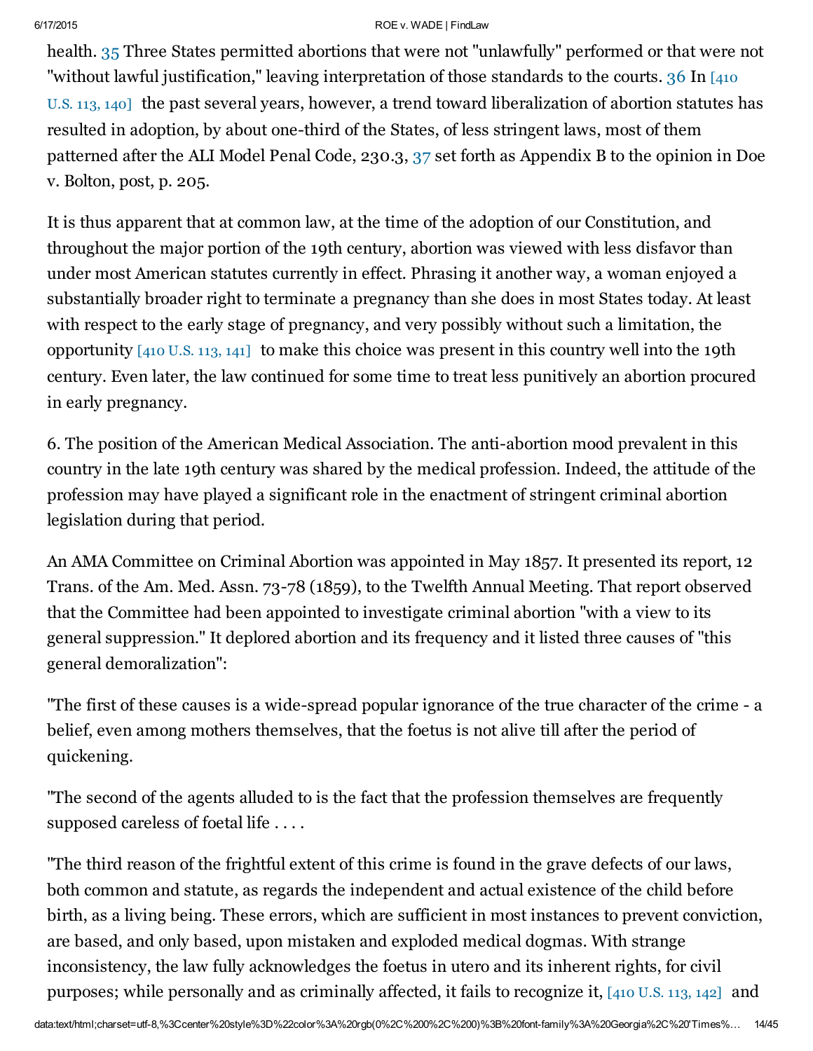health. 35 Three States permitted abortions that were not "unlawfully" performed or that were not "without lawful justification," leaving interpretation of those standards to the courts. 36 In [410 U.S. 113, 140] the past several years, however, a trend toward liberalization of abortion statutes has resulted in adoption, by about one-third of the States, of less stringent laws, most of them patterned after the ALI Model Penal Code, 230.3, 37 set forth as Appendix B to the opinion in Doe v. Bolton, post, p. 205.

It is thus apparent that at common law, at the time of the adoption of our Constitution, and throughout the major portion of the 19th century, abortion was viewed with less disfavor than under most American statutes currently in effect. Phrasing it another way, a woman enjoyed a substantially broader right to terminate a pregnancy than she does in most States today. At least with respect to the early stage of pregnancy, and very possibly without such a limitation, the opportunity [410 U.S. 113, 141] to make this choice was present in this country well into the 19th century. Even later, the law continued for some time to treat less punitively an abortion procured in early pregnancy.

6. The position of the American Medical Association. The anti-abortion mood prevalent in this country in the late 19th century was shared by the medical profession. Indeed, the attitude of the profession may have played a significant role in the enactment of stringent criminal abortion legislation during that period.

An AMA Committee on Criminal Abortion was appointed in May 1857. It presented its report, 12 Trans. of the Am. Med. Assn. 73-78 (1859), to the Twelfth Annual Meeting. That report observed that the Committee had been appointed to investigate criminal abortion "with a view to its general suppression." It deplored abortion and its frequency and it listed three causes of "this general demoralization":

"The first of these causes is a wide-spread popular ignorance of the true character of the crime - a belief, even among mothers themselves, that the foetus is not alive till after the period of quickening.

"The second of the agents alluded to is the fact that the profession themselves are frequently supposed careless of foetal life . . . .

"The third reason of the frightful extent of this crime is found in the grave defects of our laws, both common and statute, as regards the independent and actual existence of the child before birth, as a living being. These errors, which are sufficient in most instances to prevent conviction, are based, and only based, upon mistaken and exploded medical dogmas. With strange inconsistency, the law fully acknowledges the foetus in utero and its inherent rights, for civil purposes; while personally and as criminally affected, it fails to recognize it, [410 U.S. 113, 142] and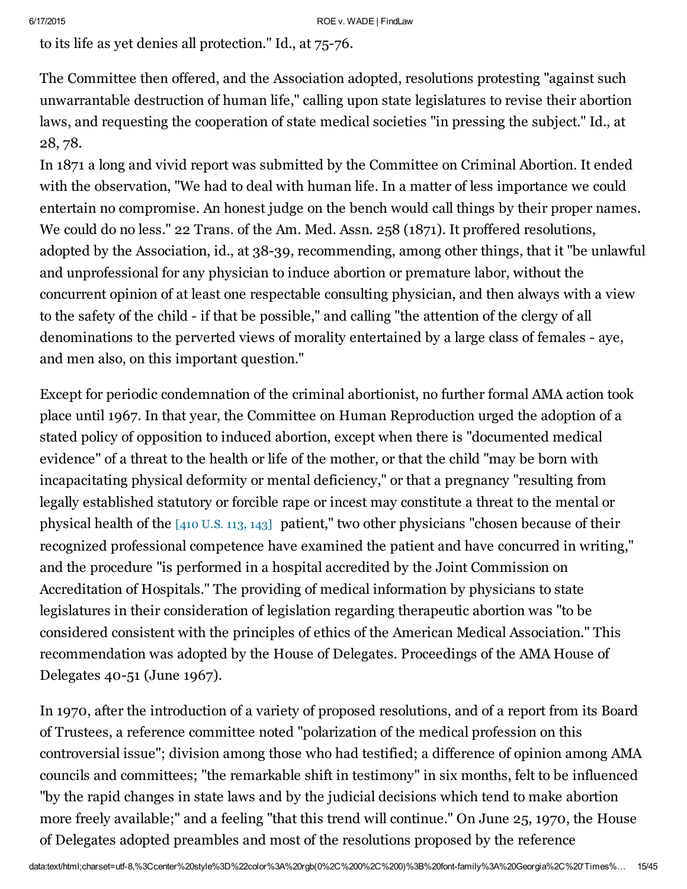to its life as yet denies all protection." Id., at 75-76.

The Committee then offered, and the Association adopted, resolutions protesting "against such unwarrantable destruction of human life," calling upon state legislatures to revise their abortion laws, and requesting the cooperation of state medical societies "in pressing the subject." Id., at 28, 78.

In 1871 a long and vivid report was submitted by the Committee on Criminal Abortion. It ended with the observation, "We had to deal with human life. In a matter of less importance we could entertain no compromise. An honest judge on the bench would call things by their proper names. We could do no less." 22 Trans. of the Am. Med. Assn. 258 (1871). It proffered resolutions, adopted by the Association, id., at 38-39, recommending, among other things, that it "be unlawful and unprofessional for any physician to induce abortion or premature labor, without the concurrent opinion of at least one respectable consulting physician, and then always with a view to the safety of the child - if that be possible," and calling "the attention of the clergy of all denominations to the perverted views of morality entertained by a large class of females - aye, and men also, on this important question."

Except for periodic condemnation of the criminal abortionist, no further formal AMA action took place until 1967. In that year, the Committee on Human Reproduction urged the adoption of a stated policy of opposition to induced abortion, except when there is "documented medical evidence" of a threat to the health or life of the mother, or that the child "may be born with incapacitating physical deformity or mental deficiency," or that a pregnancy "resulting from legally established statutory or forcible rape or incest may constitute a threat to the mental or physical health of the [410 U.S. 113, 143] patient," two other physicians "chosen because of their recognized professional competence have examined the patient and have concurred in writing," and the procedure "is performed in a hospital accredited by the Joint Commission on Accreditation of Hospitals." The providing of medical information by physicians to state legislatures in their consideration of legislation regarding therapeutic abortion was "to be considered consistent with the principles of ethics of the American Medical Association." This recommendation was adopted by the House of Delegates. Proceedings of the AMA House of Delegates 40-51 (June 1967).

In 1970, after the introduction of a variety of proposed resolutions, and of a report from its Board of Trustees, a reference committee noted "polarization of the medical profession on this controversial issue"; division among those who had testified; a difference of opinion among AMA councils and committees; "the remarkable shift in testimony" in six months, felt to be influenced "by the rapid changes in state laws and by the judicial decisions which tend to make abortion more freely available;" and a feeling "that this trend will continue." On June 25, 1970, the House of Delegates adopted preambles and most of the resolutions proposed by the reference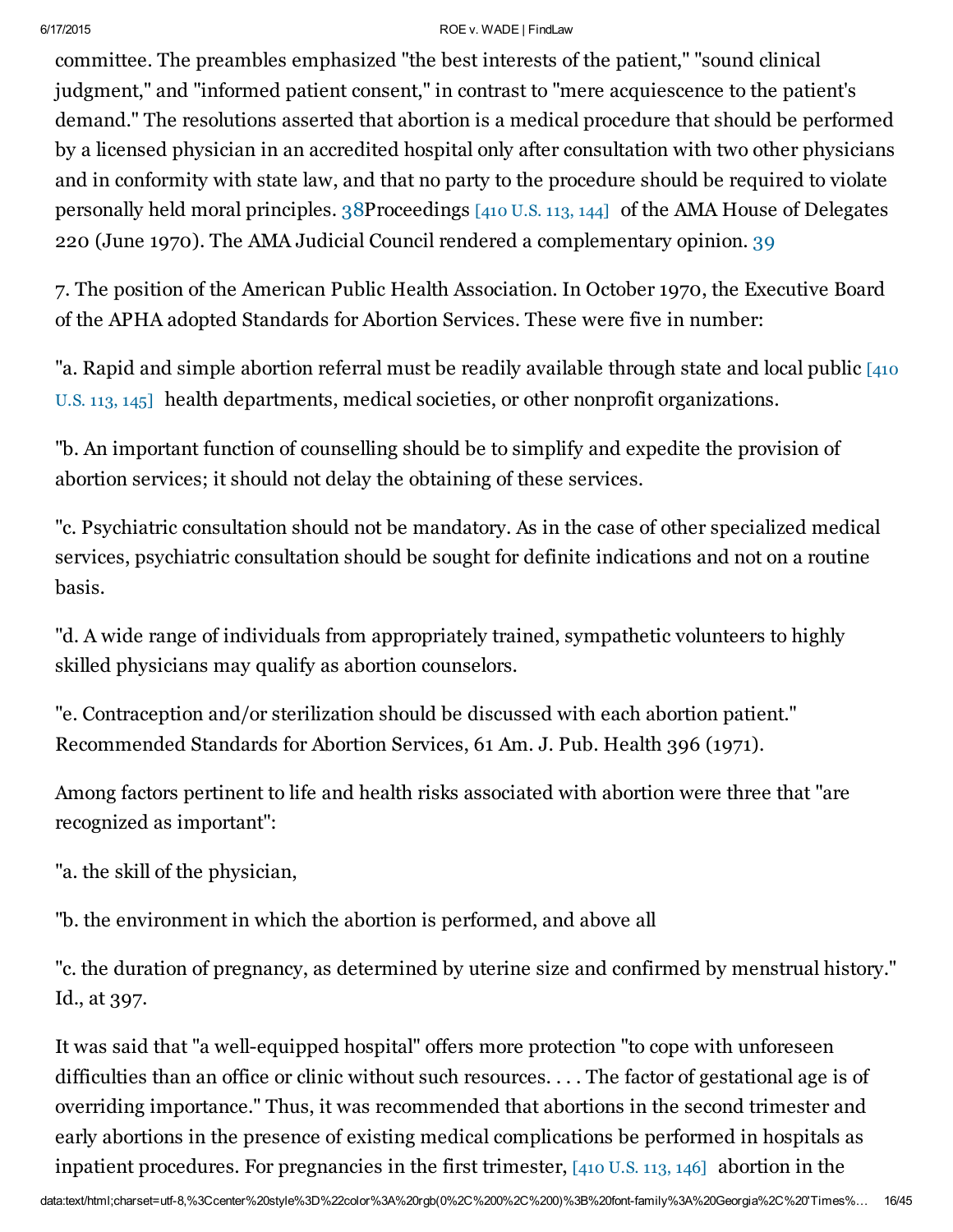committee. The preambles emphasized "the best interests of the patient," "sound clinical judgment," and "informed patient consent," in contrast to "mere acquiescence to the patient's demand." The resolutions asserted that abortion is a medical procedure that should be performed by a licensed physician in an accredited hospital only after consultation with two other physicians and in conformity with state law, and that no party to the procedure should be required to violate personally held moral principles. 38Proceedings [410 U.S. 113, 144] of the AMA House of Delegates 220 (June 1970). The AMA Judicial Council rendered a complementary opinion. 39

7. The position of the American Public Health Association. In October 1970, the Executive Board of the APHA adopted Standards for Abortion Services. These were five in number:

"a. Rapid and simple abortion referral must be readily available through state and local public [410 U.S. 113, 145] health departments, medical societies, or other nonprofit organizations.

"b. An important function of counselling should be to simplify and expedite the provision of abortion services; it should not delay the obtaining of these services.

"c. Psychiatric consultation should not be mandatory. As in the case of other specialized medical services, psychiatric consultation should be sought for definite indications and not on a routine basis.

"d. A wide range of individuals from appropriately trained, sympathetic volunteers to highly skilled physicians may qualify as abortion counselors.

"e. Contraception and/or sterilization should be discussed with each abortion patient." Recommended Standards for Abortion Services, 61 Am. J. Pub. Health 396 (1971).

Among factors pertinent to life and health risks associated with abortion were three that "are recognized as important":

"a. the skill of the physician,

"b. the environment in which the abortion is performed, and above all

"c. the duration of pregnancy, as determined by uterine size and confirmed by menstrual history." Id., at 397.

It was said that "a well-equipped hospital" offers more protection "to cope with unforeseen difficulties than an office or clinic without such resources. . . . The factor of gestational age is of overriding importance." Thus, it was recommended that abortions in the second trimester and early abortions in the presence of existing medical complications be performed in hospitals as inpatient procedures. For pregnancies in the first trimester, [410 U.S. 113, 146] abortion in the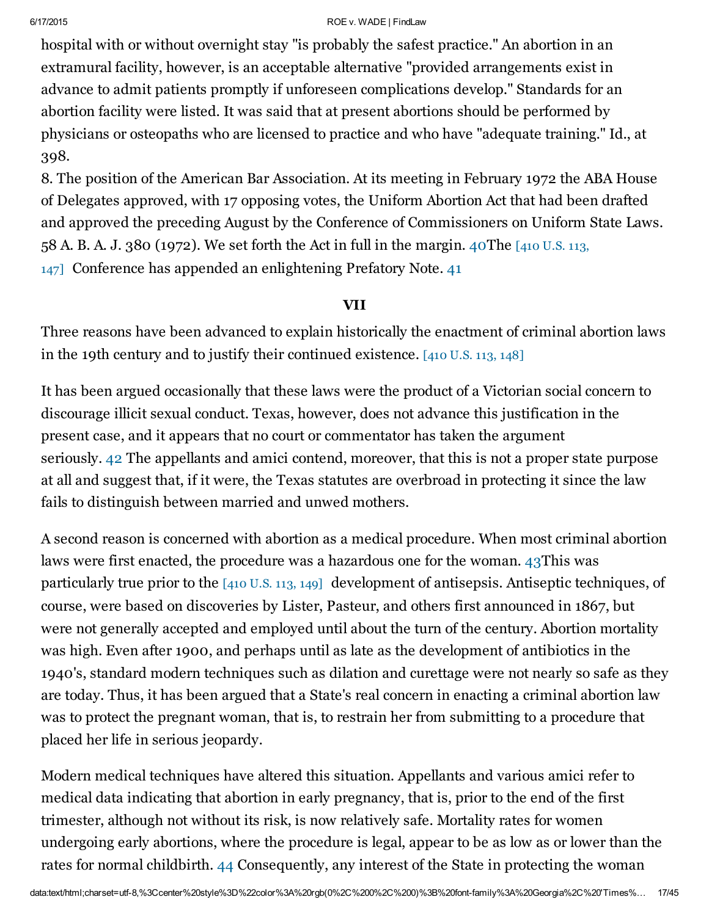hospital with or without overnight stay "is probably the safest practice." An abortion in an extramural facility, however, is an acceptable alternative "provided arrangements exist in advance to admit patients promptly if unforeseen complications develop." Standards for an abortion facility were listed. It was said that at present abortions should be performed by physicians or osteopaths who are licensed to practice and who have "adequate training." Id., at 398.

8. The position of the American Bar Association. At its meeting in February 1972 the ABA House of Delegates approved, with 17 opposing votes, the Uniform Abortion Act that had been drafted and approved the preceding August by the Conference of Commissioners on Uniform State Laws. 58 A. B. A. J. 380 (1972). We set forth the Act in full in the margin. 40The [410 U.S. 113, 147] Conference has appended an enlightening Prefatory Note. 41

## VII

Three reasons have been advanced to explain historically the enactment of criminal abortion laws in the 19th century and to justify their continued existence. [410 U.S. 113, 148]

It has been argued occasionally that these laws were the product of a Victorian social concern to discourage illicit sexual conduct. Texas, however, does not advance this justification in the present case, and it appears that no court or commentator has taken the argument seriously. 42 The appellants and amici contend, moreover, that this is not a proper state purpose at all and suggest that, if it were, the Texas statutes are overbroad in protecting it since the law fails to distinguish between married and unwed mothers.

A second reason is concerned with abortion as a medical procedure. When most criminal abortion laws were first enacted, the procedure was a hazardous one for the woman. 43This was particularly true prior to the [410 U.S. 113, 149] development of antisepsis. Antiseptic techniques, of course, were based on discoveries by Lister, Pasteur, and others first announced in 1867, but were not generally accepted and employed until about the turn of the century. Abortion mortality was high. Even after 1900, and perhaps until as late as the development of antibiotics in the 1940's, standard modern techniques such as dilation and curettage were not nearly so safe as they are today. Thus, it has been argued that a State's real concern in enacting a criminal abortion law was to protect the pregnant woman, that is, to restrain her from submitting to a procedure that placed her life in serious jeopardy.

Modern medical techniques have altered this situation. Appellants and various amici refer to medical data indicating that abortion in early pregnancy, that is, prior to the end of the first trimester, although not without its risk, is now relatively safe. Mortality rates for women undergoing early abortions, where the procedure is legal, appear to be as low as or lower than the rates for normal childbirth. 44 Consequently, any interest of the State in protecting the woman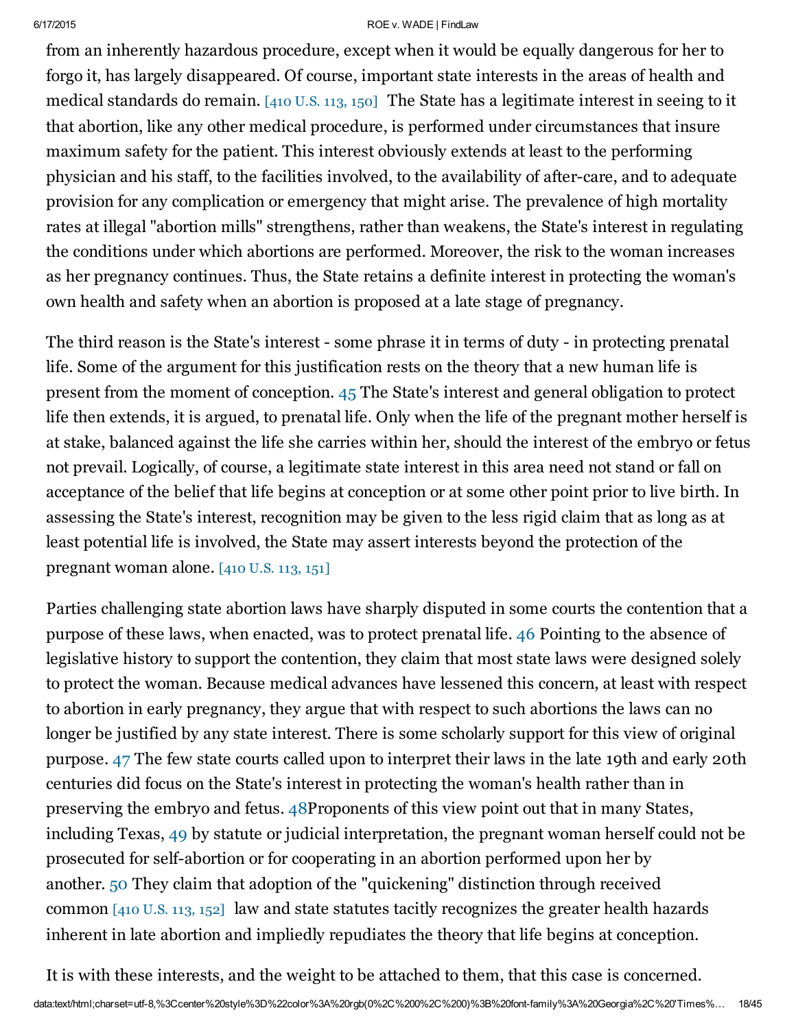from an inherently hazardous procedure, except when it would be equally dangerous for her to forgo it, has largely disappeared. Of course, important state interests in the areas of health and medical standards do remain. [410 U.S. 113, 150] The State has a legitimate interest in seeing to it that abortion, like any other medical procedure, is performed under circumstances that insure maximum safety for the patient. This interest obviously extends at least to the performing physician and his staff, to the facilities involved, to the availability of after-care, and to adequate provision for any complication or emergency that might arise. The prevalence of high mortality rates at illegal "abortion mills" strengthens, rather than weakens, the State's interest in regulating the conditions under which abortions are performed. Moreover, the risk to the woman increases as her pregnancy continues. Thus, the State retains a definite interest in protecting the woman's own health and safety when an abortion is proposed at a late stage of pregnancy.

The third reason is the State's interest - some phrase it in terms of duty - in protecting prenatal life. Some of the argument for this justification rests on the theory that a new human life is present from the moment of conception. 45 The State's interest and general obligation to protect life then extends, it is argued, to prenatal life. Only when the life of the pregnant mother herself is at stake, balanced against the life she carries within her, should the interest of the embryo or fetus not prevail. Logically, of course, a legitimate state interest in this area need not stand or fall on acceptance of the belief that life begins at conception or at some other point prior to live birth. In assessing the State's interest, recognition may be given to the less rigid claim that as long as at least potential life is involved, the State may assert interests beyond the protection of the pregnant woman alone. [410 U.S. 113, 151]

Parties challenging state abortion laws have sharply disputed in some courts the contention that a purpose of these laws, when enacted, was to protect prenatal life. 46 Pointing to the absence of legislative history to support the contention, they claim that most state laws were designed solely to protect the woman. Because medical advances have lessened this concern, at least with respect to abortion in early pregnancy, they argue that with respect to such abortions the laws can no longer be justified by any state interest. There is some scholarly support for this view of original purpose. 47 The few state courts called upon to interpret their laws in the late 19th and early 20th centuries did focus on the State's interest in protecting the woman's health rather than in preserving the embryo and fetus. 48Proponents of this view point out that in many States, including Texas, 49 by statute or judicial interpretation, the pregnant woman herself could not be prosecuted for self-abortion or for cooperating in an abortion performed upon her by another. 50 They claim that adoption of the "quickening" distinction through received common [410 U.S. 113, 152] law and state statutes tacitly recognizes the greater health hazards inherent in late abortion and impliedly repudiates the theory that life begins at conception.

It is with these interests, and the weight to be attached to them, that this case is concerned.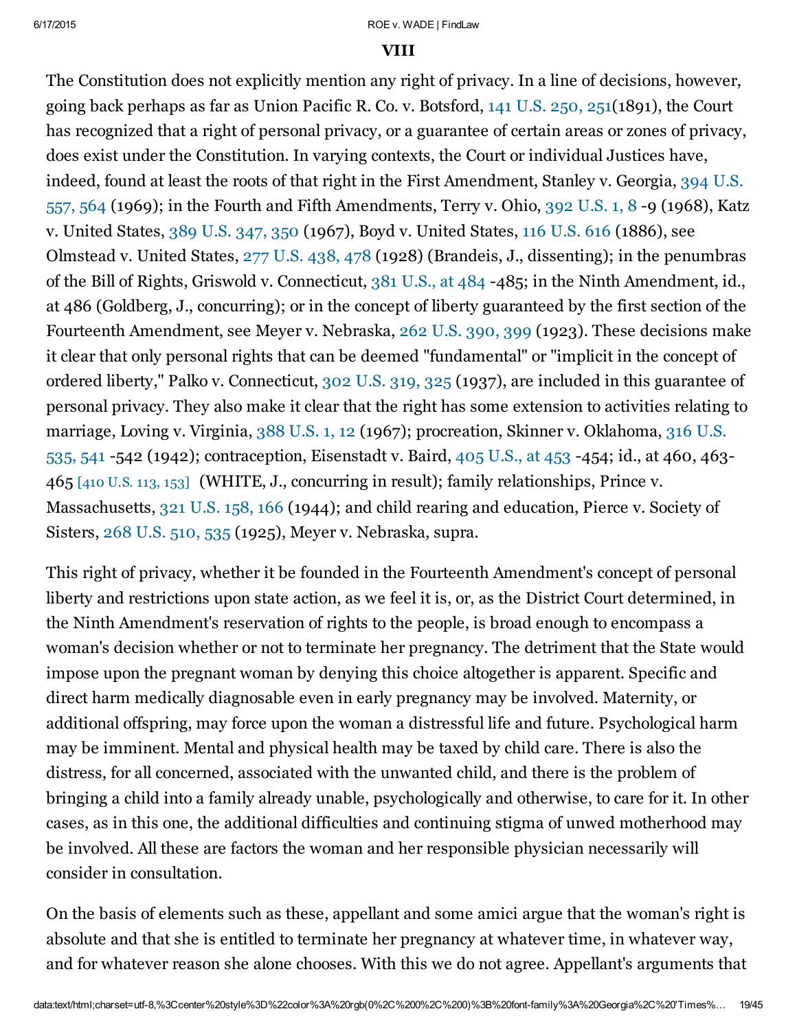## VIII

The Constitution does not explicitly mention any right of privacy. In a line of decisions, however, going back perhaps as far as Union Pacific R. Co. v. Botsford, 141 U.S. 250, 251(1891), the Court has recognized that a right of personal privacy, or a guarantee of certain areas or zones of privacy, does exist under the Constitution. In varying contexts, the Court or individual Justices have, indeed, found at least the roots of that right in the First Amendment, Stanley v. Georgia, 394 U.S. 557, 564 (1969); in the Fourth and Fifth Amendments, Terry v. Ohio, 392 U.S. 1, 8 -9 (1968), Katz v. United States, 389 U.S. 347, 350 (1967), Boyd v. United States, 116 U.S. 616 (1886), see Olmstead v. United States, 277 U.S. 438, 478 (1928) (Brandeis, J., dissenting); in the penumbras of the Bill of Rights, Griswold v. Connecticut, 381 U.S., at 484 -485; in the Ninth Amendment, id., at 486 (Goldberg, J., concurring); or in the concept of liberty guaranteed by the first section of the Fourteenth Amendment, see Meyer v. Nebraska, 262 U.S. 390, 399 (1923). These decisions make it clear that only personal rights that can be deemed "fundamental" or "implicit in the concept of ordered liberty," Palko v. Connecticut, 302 U.S. 319, 325 (1937), are included in this guarantee of personal privacy. They also make it clear that the right has some extension to activities relating to marriage, Loving v. Virginia, 388 U.S. 1, 12 (1967); procreation, Skinner v. Oklahoma, 316 U.S. 535, 541 -542 (1942); contraception, Eisenstadt v. Baird, 405 U.S., at 453 -454; id., at 460, 463-465 [410 U.S. 113, 153] (WHITE, J., concurring in result); family relationships, Prince v. Massachusetts, 321 U.S. 158, 166 (1944); and child rearing and education, Pierce v. Society of Sisters, 268 U.S. 510, 535 (1925), Meyer v. Nebraska, supra.

This right of privacy, whether it be founded in the Fourteenth Amendment's concept of personal liberty and restrictions upon state action, as we feel it is, or, as the District Court determined, in the Ninth Amendment's reservation of rights to the people, is broad enough to encompass a woman's decision whether or not to terminate her pregnancy. The detriment that the State would impose upon the pregnant woman by denying this choice altogether is apparent. Specific and direct harm medically diagnosable even in early pregnancy may be involved. Maternity, or additional offspring, may force upon the woman a distressful life and future. Psychological harm may be imminent. Mental and physical health may be taxed by child care. There is also the distress, for all concerned, associated with the unwanted child, and there is the problem of bringing a child into a family already unable, psychologically and otherwise, to care for it. In other cases, as in this one, the additional difficulties and continuing stigma of unwed motherhood may be involved. All these are factors the woman and her responsible physician necessarily will consider in consultation.

On the basis of elements such as these, appellant and some amici argue that the woman's right is absolute and that she is entitled to terminate her pregnancy at whatever time, in whatever way, and for whatever reason she alone chooses. With this we do not agree. Appellant's arguments that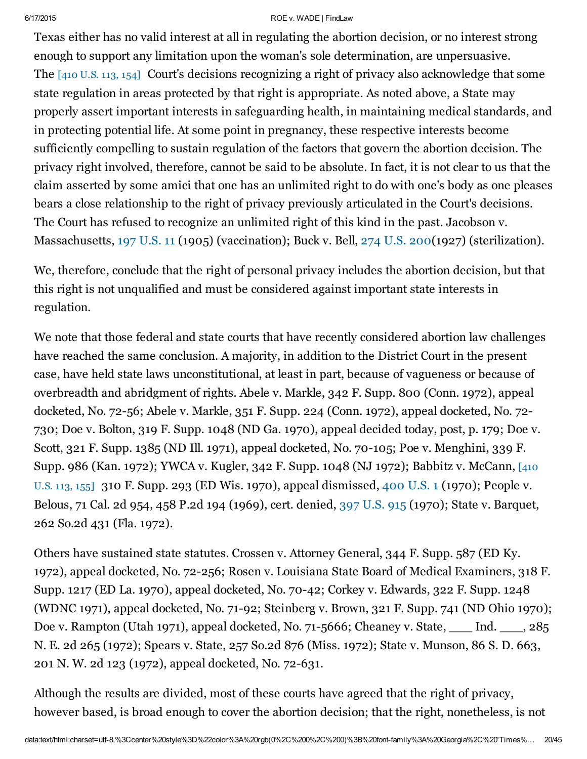Texas either has no valid interest at all in regulating the abortion decision, or no interest strong enough to support any limitation upon the woman's sole determination, are unpersuasive. The [410 U.S. 113, 154] Court's decisions recognizing a right of privacy also acknowledge that some state regulation in areas protected by that right is appropriate. As noted above, a State may properly assert important interests in safeguarding health, in maintaining medical standards, and in protecting potential life. At some point in pregnancy, these respective interests become sufficiently compelling to sustain regulation of the factors that govern the abortion decision. The privacy right involved, therefore, cannot be said to be absolute. In fact, it is not clear to us that the claim asserted by some amici that one has an unlimited right to do with one's body as one pleases bears a close relationship to the right of privacy previously articulated in the Court's decisions. The Court has refused to recognize an unlimited right of this kind in the past. Jacobson v. Massachusetts, 197 U.S. 11 (1905) (vaccination); Buck v. Bell, 274 U.S. 200(1927) (sterilization).

We, therefore, conclude that the right of personal privacy includes the abortion decision, but that this right is not unqualified and must be considered against important state interests in regulation.

We note that those federal and state courts that have recently considered abortion law challenges have reached the same conclusion. A majority, in addition to the District Court in the present case, have held state laws unconstitutional, at least in part, because of vagueness or because of overbreadth and abridgment of rights. Abele v. Markle, 342 F. Supp. 800 (Conn. 1972), appeal docketed, No. 72-56; Abele v. Markle, 351 F. Supp. 224 (Conn. 1972), appeal docketed, No. 72-730; Doe v. Bolton, 319 F. Supp. 1048 (ND Ga. 1970), appeal decided today, post, p. 179; Doe v. Scott, 321 F. Supp. 1385 (ND Ill. 1971), appeal docketed, No. 70-105; Poe v. Menghini, 339 F. Supp. 986 (Kan. 1972); YWCA v. Kugler, 342 F. Supp. 1048 (NJ 1972); Babbitz v. McCann, [410 U.S. 113, 155] 310 F. Supp. 293 (ED Wis. 1970), appeal dismissed, 400 U.S. 1 (1970); People v. Belous, 71 Cal. 2d 954, 458 P.2d 194 (1969), cert. denied, 397 U.S. 915 (1970); State v. Barquet, 262 So.2d 431 (Fla. 1972).

Others have sustained state statutes. Crossen v. Attorney General, 344 F. Supp. 587 (ED Ky. 1972), appeal docketed, No. 72-256; Rosen v. Louisiana State Board of Medical Examiners, 318 F. Supp. 1217 (ED La. 1970), appeal docketed, No. 70-42; Corkey v. Edwards, 322 F. Supp. 1248 (WDNC 1971), appeal docketed, No. 71-92; Steinberg v. Brown, 321 F. Supp. 741 (ND Ohio 1970); Doe v. Rampton (Utah 1971), appeal docketed, No. 71-5666; Cheaney v. State, ___ Ind. ___, 285 N. E. 2d 265 (1972); Spears v. State, 257 So.2d 876 (Miss. 1972); State v. Munson, 86 S. D. 663, 201 N. W. 2d 123 (1972), appeal docketed, No. 72-631.

Although the results are divided, most of these courts have agreed that the right of privacy, however based, is broad enough to cover the abortion decision; that the right, nonetheless, is not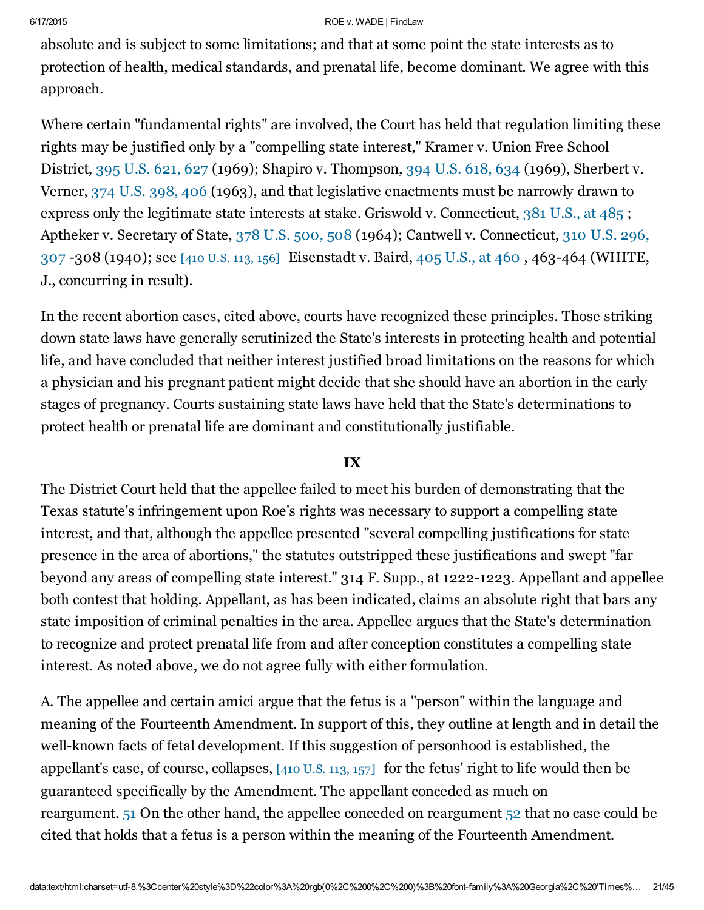absolute and is subject to some limitations; and that at some point the state interests as to protection of health, medical standards, and prenatal life, become dominant. We agree with this approach.

Where certain "fundamental rights" are involved, the Court has held that regulation limiting these rights may be justified only by a "compelling state interest," Kramer v. Union Free School District, 395 U.S. 621, 627 (1969); Shapiro v. Thompson, 394 U.S. 618, 634 (1969), Sherbert v. Verner, 374 U.S. 398, 406 (1963), and that legislative enactments must be narrowly drawn to express only the legitimate state interests at stake. Griswold v. Connecticut, 381 U.S., at 485 ; Aptheker v. Secretary of State, 378 U.S. 500, 508 (1964); Cantwell v. Connecticut, 310 U.S. 296, 307 -308 (1940); see [410 U.S. 113, 156] Eisenstadt v. Baird, 405 U.S., at 460 , 463-464 (WHITE, J., concurring in result).

In the recent abortion cases, cited above, courts have recognized these principles. Those striking down state laws have generally scrutinized the State's interests in protecting health and potential life, and have concluded that neither interest justified broad limitations on the reasons for which a physician and his pregnant patient might decide that she should have an abortion in the early stages of pregnancy. Courts sustaining state laws have held that the State's determinations to protect health or prenatal life are dominant and constitutionally justifiable.

## IX

The District Court held that the appellee failed to meet his burden of demonstrating that the Texas statute's infringement upon Roe's rights was necessary to support a compelling state interest, and that, although the appellee presented "several compelling justifications for state presence in the area of abortions," the statutes outstripped these justifications and swept "far beyond any areas of compelling state interest." 314 F. Supp., at 1222-1223. Appellant and appellee both contest that holding. Appellant, as has been indicated, claims an absolute right that bars any state imposition of criminal penalties in the area. Appellee argues that the State's determination to recognize and protect prenatal life from and after conception constitutes a compelling state interest. As noted above, we do not agree fully with either formulation.

A. The appellee and certain amici argue that the fetus is a "person" within the language and meaning of the Fourteenth Amendment. In support of this, they outline at length and in detail the well-known facts of fetal development. If this suggestion of personhood is established, the appellant's case, of course, collapses, [410 U.S. 113, 157] for the fetus' right to life would then be guaranteed specifically by the Amendment. The appellant conceded as much on reargument. [51] On the other hand, the appellee conceded on reargument [52] that no case could be cited that holds that a fetus is a person within the meaning of the Fourteenth Amendment.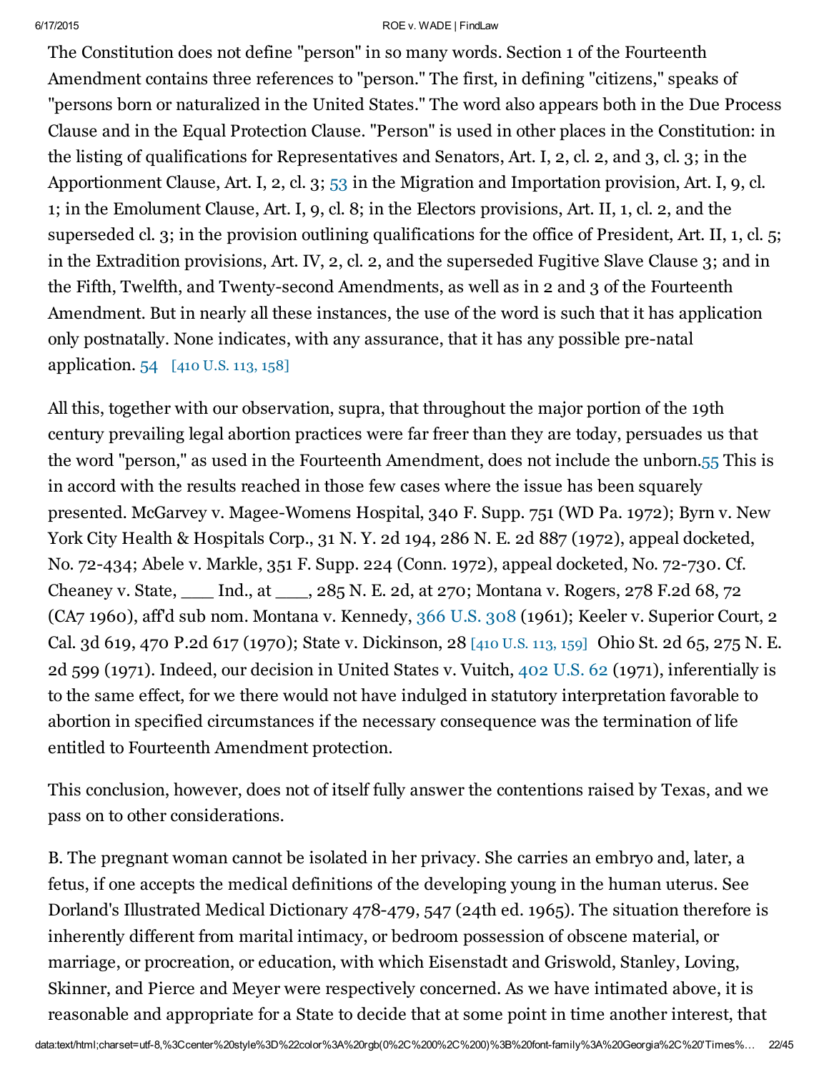The Constitution does not define "person" in so many words. Section 1 of the Fourteenth Amendment contains three references to "person." The first, in defining "citizens," speaks of "persons born or naturalized in the United States." The word also appears both in the Due Process Clause and in the Equal Protection Clause. "Person" is used in other places in the Constitution: in the listing of qualifications for Representatives and Senators, Art. I, 2, cl. 2, and 3, cl. 3; in the Apportionment Clause, Art. I, 2, cl. 3; 53 in the Migration and Importation provision, Art. I, 9, cl. 1; in the Emolument Clause, Art. I, 9, cl. 8; in the Electors provisions, Art. II, 1, cl. 2, and the superseded cl. 3; in the provision outlining qualifications for the office of President, Art. II, 1, cl. 5; in the Extradition provisions, Art. IV, 2, cl. 2, and the superseded Fugitive Slave Clause 3; and in the Fifth, Twelfth, and Twenty-second Amendments, as well as in 2 and 3 of the Fourteenth Amendment. But in nearly all these instances, the use of the word is such that it has application only postnatally. None indicates, with any assurance, that it has any possible pre-natal application. 54 [410 U.S. 113, 158]

All this, together with our observation, supra, that throughout the major portion of the 19th century prevailing legal abortion practices were far freer than they are today, persuades us that the word "person," as used in the Fourteenth Amendment, does not include the unborn.55 This is in accord with the results reached in those few cases where the issue has been squarely presented. McGarvey v. Magee-Womens Hospital, 340 F. Supp. 751 (WD Pa. 1972); Byrn v. New York City Health & Hospitals Corp., 31 N. Y. 2d 194, 286 N. E. 2d 887 (1972), appeal docketed, No. 72-434; Abele v. Markle, 351 F. Supp. 224 (Conn. 1972), appeal docketed, No. 72-730. Cf. Cheaney v. State, ___ Ind., at ___, 285 N. E. 2d, at 270; Montana v. Rogers, 278 F.2d 68, 72 (CA7 1960), aff'd sub nom. Montana v. Kennedy, 366 U.S. 308 (1961); Keeler v. Superior Court, 2 Cal. 3d 619, 470 P.2d 617 (1970); State v. Dickinson, 28 [410 U.S. 113, 159] Ohio St. 2d 65, 275 N. E. 2d 599 (1971). Indeed, our decision in United States v. Vuitch, 402 U.S. 62 (1971), inferentially is to the same effect, for we there would not have indulged in statutory interpretation favorable to abortion in specified circumstances if the necessary consequence was the termination of life entitled to Fourteenth Amendment protection.

This conclusion, however, does not of itself fully answer the contentions raised by Texas, and we pass on to other considerations.

B. The pregnant woman cannot be isolated in her privacy. She carries an embryo and, later, a fetus, if one accepts the medical definitions of the developing young in the human uterus. See Dorland's Illustrated Medical Dictionary 478-479, 547 (24th ed. 1965). The situation therefore is inherently different from marital intimacy, or bedroom possession of obscene material, or marriage, or procreation, or education, with which Eisenstadt and Griswold, Stanley, Loving, Skinner, and Pierce and Meyer were respectively concerned. As we have intimated above, it is reasonable and appropriate for a State to decide that at some point in time another interest, that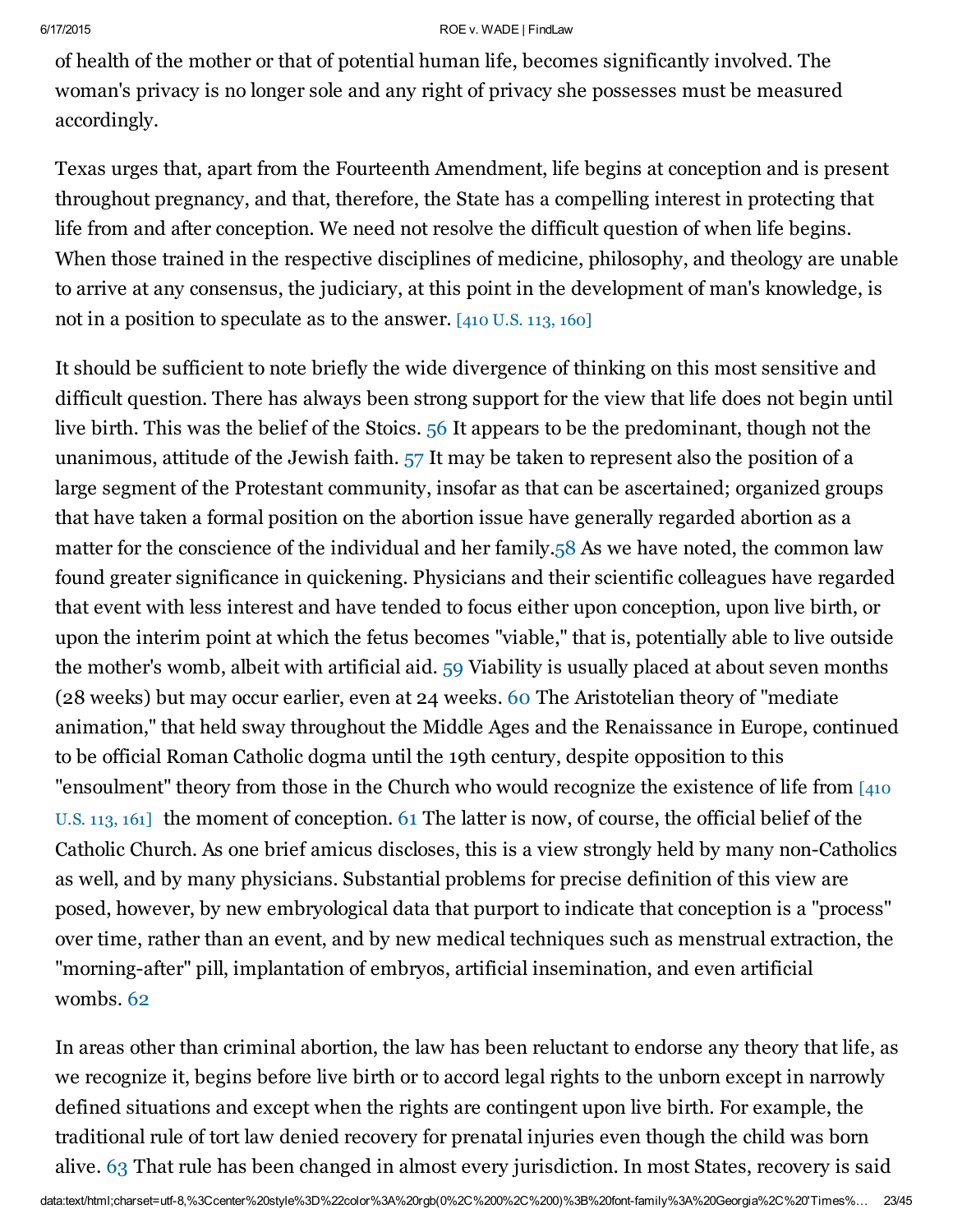of health of the mother or that of potential human life, becomes significantly involved. The woman's privacy is no longer sole and any right of privacy she possesses must be measured accordingly.

Texas urges that, apart from the Fourteenth Amendment, life begins at conception and is present throughout pregnancy, and that, therefore, the State has a compelling interest in protecting that life from and after conception. We need not resolve the difficult question of when life begins. When those trained in the respective disciplines of medicine, philosophy, and theology are unable to arrive at any consensus, the judiciary, at this point in the development of man's knowledge, is not in a position to speculate as to the answer. [410 U.S. 113, 160]

It should be sufficient to note briefly the wide divergence of thinking on this most sensitive and difficult question. There has always been strong support for the view that life does not begin until live birth. This was the belief of the Stoics. 56 It appears to be the predominant, though not the unanimous, attitude of the Jewish faith. 57 It may be taken to represent also the position of a large segment of the Protestant community, insofar as that can be ascertained; organized groups that have taken a formal position on the abortion issue have generally regarded abortion as a matter for the conscience of the individual and her family.58 As we have noted, the common law found greater significance in quickening. Physicians and their scientific colleagues have regarded that event with less interest and have tended to focus either upon conception, upon live birth, or upon the interim point at which the fetus becomes "viable," that is, potentially able to live outside the mother's womb, albeit with artificial aid. 59 Viability is usually placed at about seven months (28 weeks) but may occur earlier, even at 24 weeks. 60 The Aristotelian theory of "mediate animation," that held sway throughout the Middle Ages and the Renaissance in Europe, continued to be official Roman Catholic dogma until the 19th century, despite opposition to this "ensoulment" theory from those in the Church who would recognize the existence of life from [410 U.S. 113, 161] the moment of conception. 61 The latter is now, of course, the official belief of the Catholic Church. As one brief amicus discloses, this is a view strongly held by many non-Catholics as well, and by many physicians. Substantial problems for precise definition of this view are posed, however, by new embryological data that purport to indicate that conception is a "process" over time, rather than an event, and by new medical techniques such as menstrual extraction, the "morning-after" pill, implantation of embryos, artificial insemination, and even artificial wombs. 62

In areas other than criminal abortion, the law has been reluctant to endorse any theory that life, as we recognize it, begins before live birth or to accord legal rights to the unborn except in narrowly defined situations and except when the rights are contingent upon live birth. For example, the traditional rule of tort law denied recovery for prenatal injuries even though the child was born alive. 63 That rule has been changed in almost every jurisdiction. In most States, recovery is said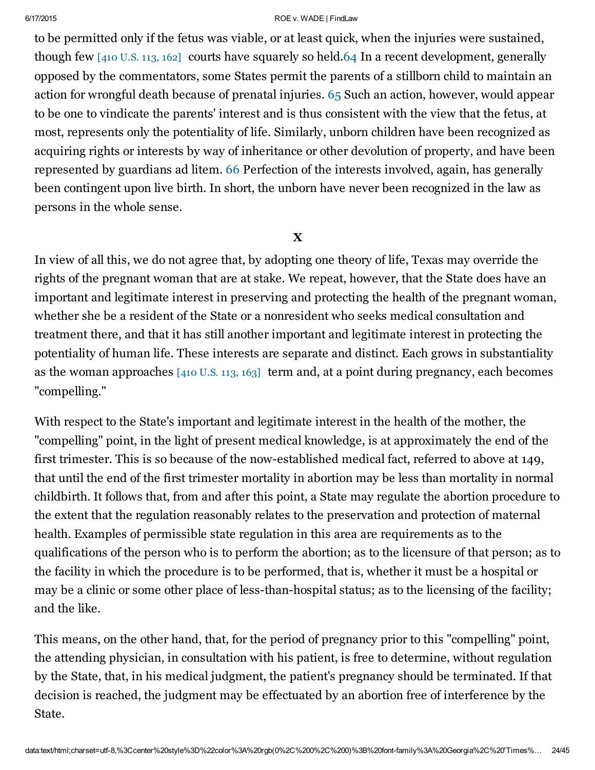to be permitted only if the fetus was viable, or at least quick, when the injuries were sustained, though few [410 U.S. 113, 162] courts have squarely so held.[64] In a recent development, generally opposed by the commentators, some States permit the parents of a stillborn child to maintain an action for wrongful death because of prenatal injuries. [65] Such an action, however, would appear to be one to vindicate the parents' interest and is thus consistent with the view that the fetus, at most, represents only the potentiality of life. Similarly, unborn children have been recognized as acquiring rights or interests by way of inheritance or other devolution of property, and have been represented by guardians ad litem. [66] Perfection of the interests involved, again, has generally been contingent upon live birth. In short, the unborn have never been recognized in the law as persons in the whole sense.

## X

In view of all this, we do not agree that, by adopting one theory of life, Texas may override the rights of the pregnant woman that are at stake. We repeat, however, that the State does have an important and legitimate interest in preserving and protecting the health of the pregnant woman, whether she be a resident of the State or a nonresident who seeks medical consultation and treatment there, and that it has still another important and legitimate interest in protecting the potentiality of human life. These interests are separate and distinct. Each grows in substantiality as the woman approaches [410 U.S. 113, 163] term and, at a point during pregnancy, each becomes "compelling."

With respect to the State's important and legitimate interest in the health of the mother, the "compelling" point, in the light of present medical knowledge, is at approximately the end of the first trimester. This is so because of the now-established medical fact, referred to above at 149, that until the end of the first trimester mortality in abortion may be less than mortality in normal childbirth. It follows that, from and after this point, a State may regulate the abortion procedure to the extent that the regulation reasonably relates to the preservation and protection of maternal health. Examples of permissible state regulation in this area are requirements as to the qualifications of the person who is to perform the abortion; as to the licensure of that person; as to the facility in which the procedure is to be performed, that is, whether it must be a hospital or may be a clinic or some other place of less-than-hospital status; as to the licensing of the facility; and the like.

This means, on the other hand, that, for the period of pregnancy prior to this "compelling" point, the attending physician, in consultation with his patient, is free to determine, without regulation by the State, that, in his medical judgment, the patient's pregnancy should be terminated. If that decision is reached, the judgment may be effectuated by an abortion free of interference by the State.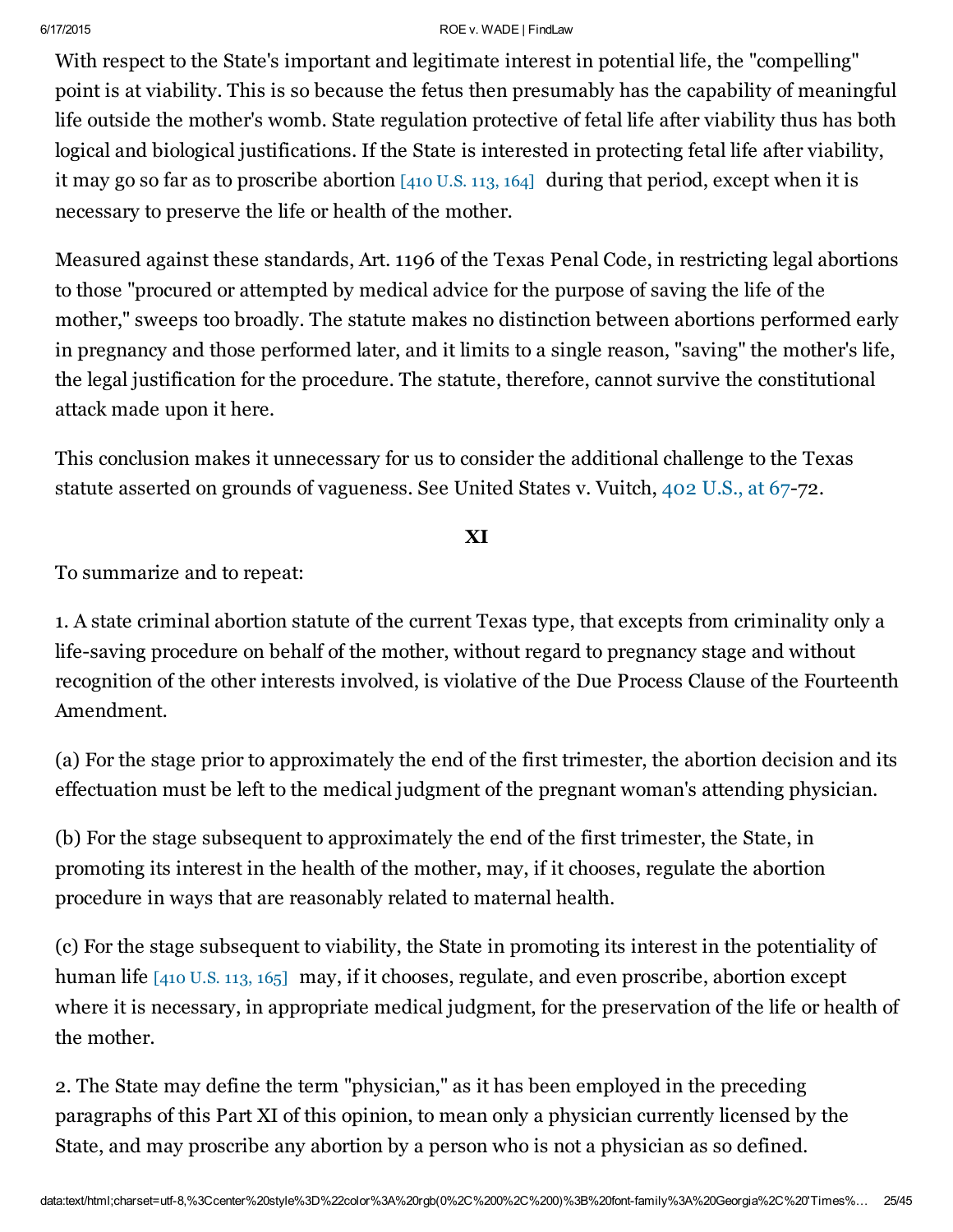With respect to the State's important and legitimate interest in potential life, the "compelling" point is at viability. This is so because the fetus then presumably has the capability of meaningful life outside the mother's womb. State regulation protective of fetal life after viability thus has both logical and biological justifications. If the State is interested in protecting fetal life after viability, it may go so far as to proscribe abortion [410 U.S. 113, 164] during that period, except when it is necessary to preserve the life or health of the mother.

Measured against these standards, Art. 1196 of the Texas Penal Code, in restricting legal abortions to those "procured or attempted by medical advice for the purpose of saving the life of the mother," sweeps too broadly. The statute makes no distinction between abortions performed early in pregnancy and those performed later, and it limits to a single reason, "saving" the mother's life, the legal justification for the procedure. The statute, therefore, cannot survive the constitutional attack made upon it here.

This conclusion makes it unnecessary for us to consider the additional challenge to the Texas statute asserted on grounds of vagueness. See United States v. Vuitch, 402 U.S., at 67-72.

### XI

To summarize and to repeat:

1. A state criminal abortion statute of the current Texas type, that excepts from criminality only a life-saving procedure on behalf of the mother, without regard to pregnancy stage and without recognition of the other interests involved, is violative of the Due Process Clause of the Fourteenth Amendment.

(a) For the stage prior to approximately the end of the first trimester, the abortion decision and its effectuation must be left to the medical judgment of the pregnant woman's attending physician.

(b) For the stage subsequent to approximately the end of the first trimester, the State, in promoting its interest in the health of the mother, may, if it chooses, regulate the abortion procedure in ways that are reasonably related to maternal health.

(c) For the stage subsequent to viability, the State in promoting its interest in the potentiality of human life [410 U.S. 113, 165] may, if it chooses, regulate, and even proscribe, abortion except where it is necessary, in appropriate medical judgment, for the preservation of the life or health of the mother.

2. The State may define the term "physician," as it has been employed in the preceding paragraphs of this Part XI of this opinion, to mean only a physician currently licensed by the State, and may proscribe any abortion by a person who is not a physician as so defined.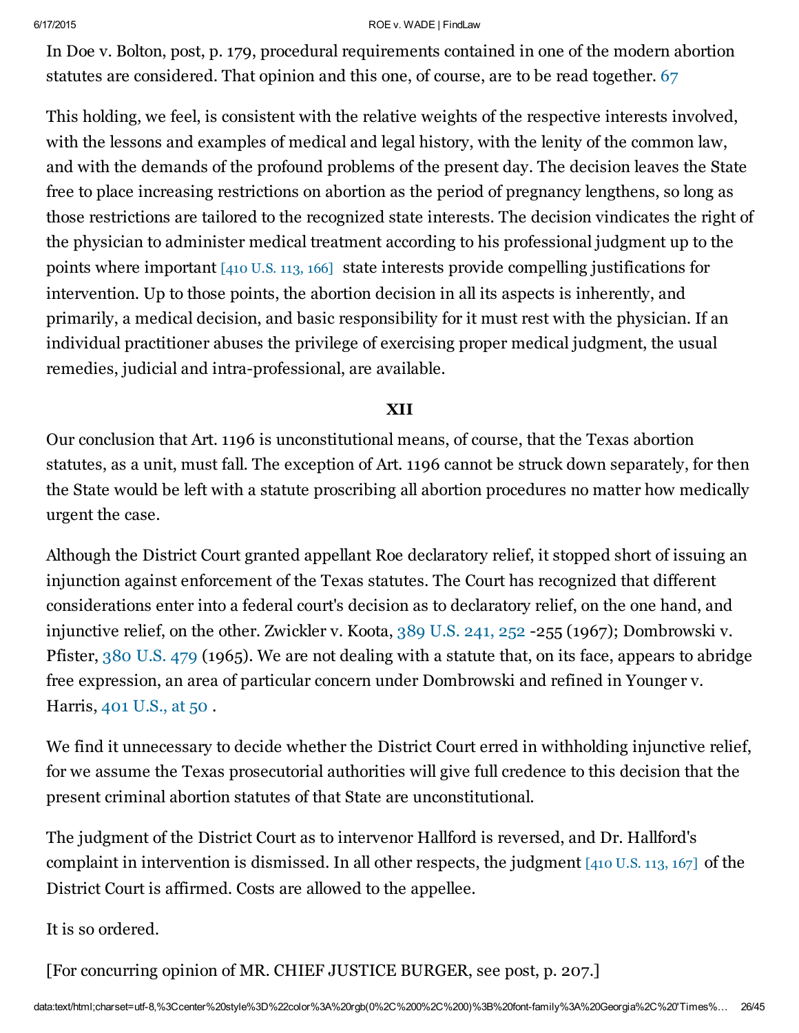In Doe v. Bolton, post, p. 179, procedural requirements contained in one of the modern abortion statutes are considered. That opinion and this one, of course, are to be read together. 67

This holding, we feel, is consistent with the relative weights of the respective interests involved, with the lessons and examples of medical and legal history, with the lenity of the common law, and with the demands of the profound problems of the present day. The decision leaves the State free to place increasing restrictions on abortion as the period of pregnancy lengthens, so long as those restrictions are tailored to the recognized state interests. The decision vindicates the right of the physician to administer medical treatment according to his professional judgment up to the points where important [410 U.S. 113, 166] state interests provide compelling justifications for intervention. Up to those points, the abortion decision in all its aspects is inherently, and primarily, a medical decision, and basic responsibility for it must rest with the physician. If an individual practitioner abuses the privilege of exercising proper medical judgment, the usual remedies, judicial and intra-professional, are available.

**XII**

Our conclusion that Art. 1196 is unconstitutional means, of course, that the Texas abortion statutes, as a unit, must fall. The exception of Art. 1196 cannot be struck down separately, for then the State would be left with a statute proscribing all abortion procedures no matter how medically urgent the case.

Although the District Court granted appellant Roe declaratory relief, it stopped short of issuing an injunction against enforcement of the Texas statutes. The Court has recognized that different considerations enter into a federal court's decision as to declaratory relief, on the one hand, and injunctive relief, on the other. Zwickler v. Koota, 389 U.S. 241, 252 -255 (1967); Dombrowski v. Pfister, 380 U.S. 479 (1965). We are not dealing with a statute that, on its face, appears to abridge free expression, an area of particular concern under Dombrowski and refined in Younger v. Harris, 401 U.S., at 50 .

We find it unnecessary to decide whether the District Court erred in withholding injunctive relief, for we assume the Texas prosecutorial authorities will give full credence to this decision that the present criminal abortion statutes of that State are unconstitutional.

The judgment of the District Court as to intervenor Hallford is reversed, and Dr. Hallford's complaint in intervention is dismissed. In all other respects, the judgment [410 U.S. 113, 167] of the District Court is affirmed. Costs are allowed to the appellee.

It is so ordered.

[For concurring opinion of MR. CHIEF JUSTICE BURGER, see post, p. 207.]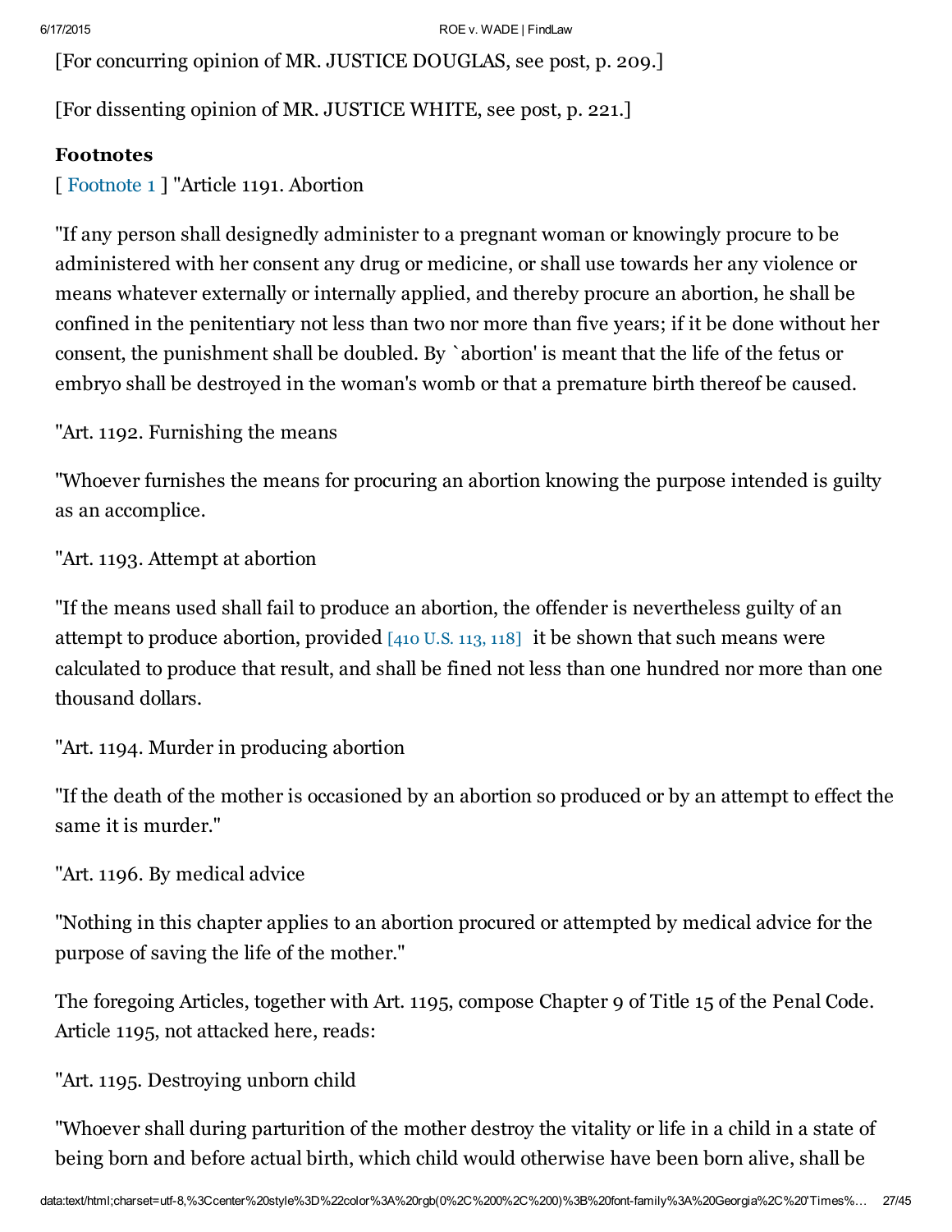[For concurring opinion of MR. JUSTICE DOUGLAS, see post, p. 209.]

[For dissenting opinion of MR. JUSTICE WHITE, see post, p. 221.]

**Footnotes**

[ Footnote 1 ] "Article 1191. Abortion

"If any person shall designedly administer to a pregnant woman or knowingly procure to be administered with her consent any drug or medicine, or shall use towards her any violence or means whatever externally or internally applied, and thereby procure an abortion, he shall be confined in the penitentiary not less than two nor more than five years; if it be done without her consent, the punishment shall be doubled. By `abortion' is meant that the life of the fetus or embryo shall be destroyed in the woman's womb or that a premature birth thereof be caused.

"Art. 1192. Furnishing the means

"Whoever furnishes the means for procuring an abortion knowing the purpose intended is guilty as an accomplice.

"Art. 1193. Attempt at abortion

"If the means used shall fail to produce an abortion, the offender is nevertheless guilty of an attempt to produce abortion, provided [410 U.S. 113, 118] it be shown that such means were calculated to produce that result, and shall be fined not less than one hundred nor more than one thousand dollars.

"Art. 1194. Murder in producing abortion

"If the death of the mother is occasioned by an abortion so produced or by an attempt to effect the same it is murder."

"Art. 1196. By medical advice

"Nothing in this chapter applies to an abortion procured or attempted by medical advice for the purpose of saving the life of the mother."

The foregoing Articles, together with Art. 1195, compose Chapter 9 of Title 15 of the Penal Code. Article 1195, not attacked here, reads:

"Art. 1195. Destroying unborn child

"Whoever shall during parturition of the mother destroy the vitality or life in a child in a state of being born and before actual birth, which child would otherwise have been born alive, shall be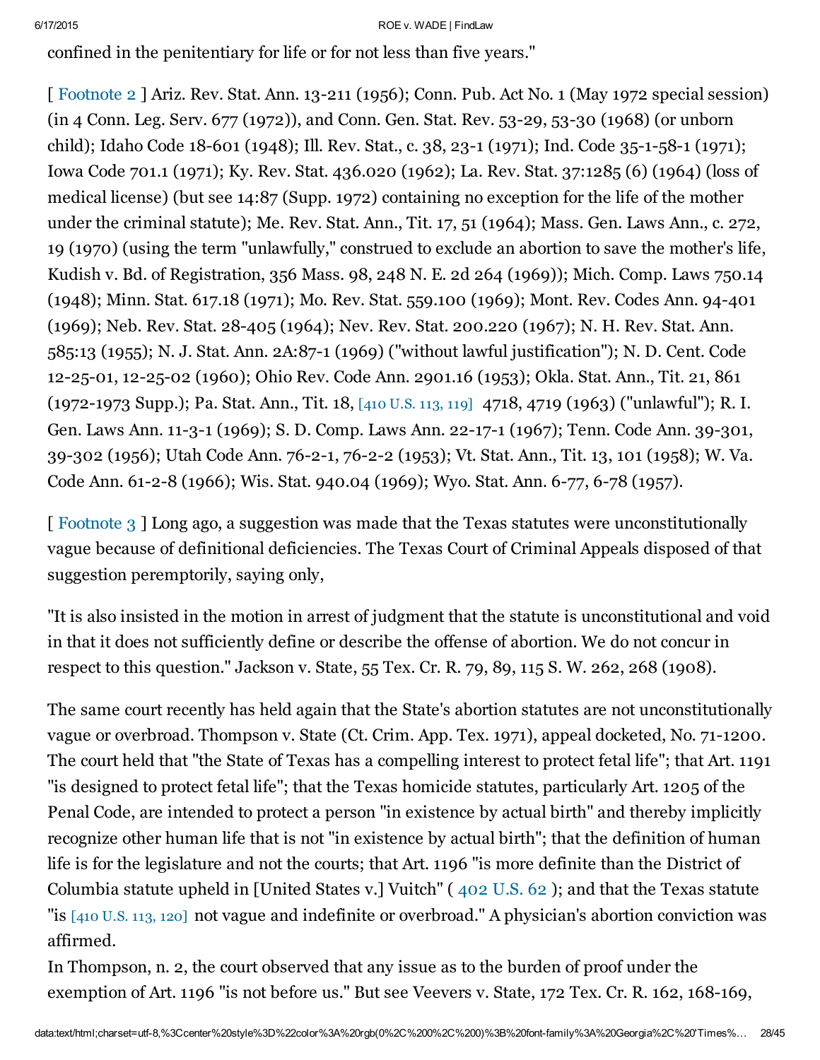confined in the penitentiary for life or for not less than five years."

[ Footnote 2 ] Ariz. Rev. Stat. Ann. 13-211 (1956); Conn. Pub. Act No. 1 (May 1972 special session) (in 4 Conn. Leg. Serv. 677 (1972)), and Conn. Gen. Stat. Rev. 53-29, 53-30 (1968) (or unborn child); Idaho Code 18-601 (1948); Ill. Rev. Stat., c. 38, 23-1 (1971); Ind. Code 35-1-58-1 (1971); Iowa Code 701.1 (1971); Ky. Rev. Stat. 436.020 (1962); La. Rev. Stat. 37:1285 (6) (1964) (loss of medical license) (but see 14:87 (Supp. 1972) containing no exception for the life of the mother under the criminal statute); Me. Rev. Stat. Ann., Tit. 17, 51 (1964); Mass. Gen. Laws Ann., c. 272, 19 (1970) (using the term "unlawfully," construed to exclude an abortion to save the mother's life, Kudish v. Bd. of Registration, 356 Mass. 98, 248 N. E. 2d 264 (1969)); Mich. Comp. Laws 750.14 (1948); Minn. Stat. 617.18 (1971); Mo. Rev. Stat. 559.100 (1969); Mont. Rev. Codes Ann. 94-401 (1969); Neb. Rev. Stat. 28-405 (1964); Nev. Rev. Stat. 200.220 (1967); N. H. Rev. Stat. Ann. 585:13 (1955); N. J. Stat. Ann. 2A:87-1 (1969) ("without lawful justification"); N. D. Cent. Code 12-25-01, 12-25-02 (1960); Ohio Rev. Code Ann. 2901.16 (1953); Okla. Stat. Ann., Tit. 21, 861 (1972-1973 Supp.); Pa. Stat. Ann., Tit. 18, [410 U.S. 113, 119] 4718, 4719 (1963) ("unlawful"); R. I. Gen. Laws Ann. 11-3-1 (1969); S. D. Comp. Laws Ann. 22-17-1 (1967); Tenn. Code Ann. 39-301, 39-302 (1956); Utah Code Ann. 76-2-1, 76-2-2 (1953); Vt. Stat. Ann., Tit. 13, 101 (1958); W. Va. Code Ann. 61-2-8 (1966); Wis. Stat. 940.04 (1969); Wyo. Stat. Ann. 6-77, 6-78 (1957).

[ Footnote 3 ] Long ago, a suggestion was made that the Texas statutes were unconstitutionally vague because of definitional deficiencies. The Texas Court of Criminal Appeals disposed of that suggestion peremptorily, saying only,

"It is also insisted in the motion in arrest of judgment that the statute is unconstitutional and void in that it does not sufficiently define or describe the offense of abortion. We do not concur in respect to this question." Jackson v. State, 55 Tex. Cr. R. 79, 89, 115 S. W. 262, 268 (1908).

The same court recently has held again that the State's abortion statutes are not unconstitutionally vague or overbroad. Thompson v. State (Ct. Crim. App. Tex. 1971), appeal docketed, No. 71-1200. The court held that "the State of Texas has a compelling interest to protect fetal life"; that Art. 1191 "is designed to protect fetal life"; that the Texas homicide statutes, particularly Art. 1205 of the Penal Code, are intended to protect a person "in existence by actual birth" and thereby implicitly recognize other human life that is not "in existence by actual birth"; that the definition of human life is for the legislature and not the courts; that Art. 1196 "is more definite than the District of Columbia statute upheld in [United States v.] Vuitch" ( 402 U.S. 62 ); and that the Texas statute "is [410 U.S. 113, 120] not vague and indefinite or overbroad." A physician's abortion conviction was affirmed.

In Thompson, n. 2, the court observed that any issue as to the burden of proof under the exemption of Art. 1196 "is not before us." But see Veevers v. State, 172 Tex. Cr. R. 162, 168-169,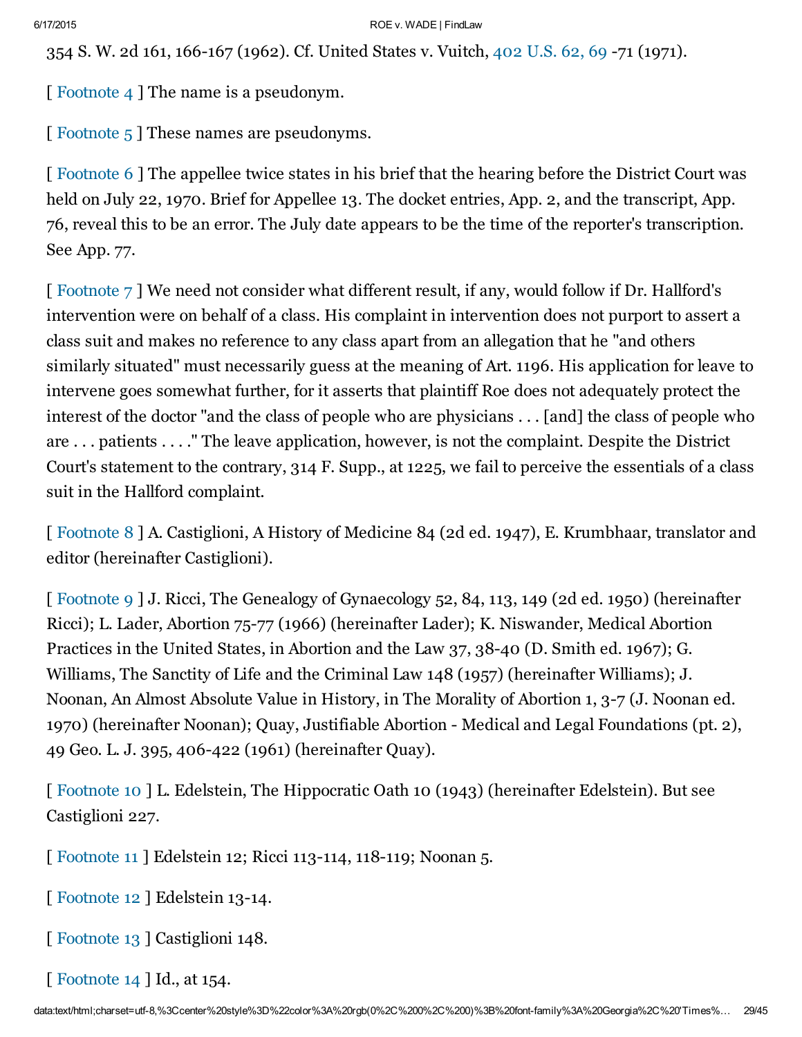354 S. W. 2d 161, 166-167 (1962). Cf. United States v. Vuitch, 402 U.S. 62, 69 -71 (1971).

[ Footnote 4 ] The name is a pseudonym.

[ Footnote 5 ] These names are pseudonyms.

[ Footnote 6 ] The appellee twice states in his brief that the hearing before the District Court was held on July 22, 1970. Brief for Appellee 13. The docket entries, App. 2, and the transcript, App. 76, reveal this to be an error. The July date appears to be the time of the reporter's transcription. See App. 77.

[ Footnote 7 ] We need not consider what different result, if any, would follow if Dr. Hallford's intervention were on behalf of a class. His complaint in intervention does not purport to assert a class suit and makes no reference to any class apart from an allegation that he "and others similarly situated" must necessarily guess at the meaning of Art. 1196. His application for leave to intervene goes somewhat further, for it asserts that plaintiff Roe does not adequately protect the interest of the doctor "and the class of people who are physicians . . . [and] the class of people who are . . . patients . . . ." The leave application, however, is not the complaint. Despite the District Court's statement to the contrary, 314 F. Supp., at 1225, we fail to perceive the essentials of a class suit in the Hallford complaint.

[ Footnote 8 ] A. Castiglioni, A History of Medicine 84 (2d ed. 1947), E. Krumbhaar, translator and editor (hereinafter Castiglioni).

[ Footnote 9 ] J. Ricci, The Genealogy of Gynaecology 52, 84, 113, 149 (2d ed. 1950) (hereinafter Ricci); L. Lader, Abortion 75-77 (1966) (hereinafter Lader); K. Niswander, Medical Abortion Practices in the United States, in Abortion and the Law 37, 38-40 (D. Smith ed. 1967); G. Williams, The Sanctity of Life and the Criminal Law 148 (1957) (hereinafter Williams); J. Noonan, An Almost Absolute Value in History, in The Morality of Abortion 1, 3-7 (J. Noonan ed. 1970) (hereinafter Noonan); Quay, Justifiable Abortion - Medical and Legal Foundations (pt. 2), 49 Geo. L. J. 395, 406-422 (1961) (hereinafter Quay).

[ Footnote 10 ] L. Edelstein, The Hippocratic Oath 10 (1943) (hereinafter Edelstein). But see Castiglioni 227.

[ Footnote 11 ] Edelstein 12; Ricci 113-114, 118-119; Noonan 5.

[ Footnote 12 ] Edelstein 13-14.

[ Footnote 13 ] Castiglioni 148.

[ Footnote 14 ] Id., at 154.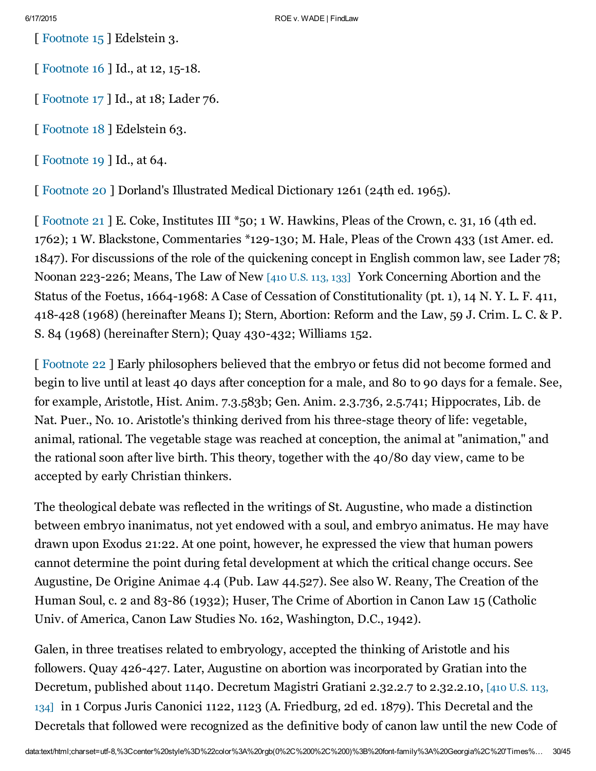[ Footnote 15 ] Edelstein 3.

[ Footnote 16 ] Id., at 12, 15-18.

[ Footnote 17 ] Id., at 18; Lader 76.

[ Footnote 18 ] Edelstein 63.

[ Footnote 19 ] Id., at 64.

[ Footnote 20 ] Dorland's Illustrated Medical Dictionary 1261 (24th ed. 1965).

[ Footnote 21 ] E. Coke, Institutes III *50; 1 W. Hawkins, Pleas of the Crown, c. 31, 16 (4th ed. 1762); 1 W. Blackstone, Commentaries *129-130; M. Hale, Pleas of the Crown 433 (1st Amer. ed. 1847). For discussions of the role of the quickening concept in English common law, see Lader 78; Noonan 223-226; Means, The Law of New [410 U.S. 113, 133] York Concerning Abortion and the Status of the Foetus, 1664-1968: A Case of Cessation of Constitutionality (pt. 1), 14 N. Y. L. F. 411, 418-428 (1968) (hereinafter Means I); Stern, Abortion: Reform and the Law, 59 J. Crim. L. C. & P. S. 84 (1968) (hereinafter Stern); Quay 430-432; Williams 152.

[ Footnote 22 ] Early philosophers believed that the embryo or fetus did not become formed and begin to live until at least 40 days after conception for a male, and 80 to 90 days for a female. See, for example, Aristotle, Hist. Anim. 7.3.583b; Gen. Anim. 2.3.736, 2.5.741; Hippocrates, Lib. de Nat. Puer., No. 10. Aristotle's thinking derived from his three-stage theory of life: vegetable, animal, rational. The vegetable stage was reached at conception, the animal at "animation," and the rational soon after live birth. This theory, together with the 40/80 day view, came to be accepted by early Christian thinkers.

The theological debate was reflected in the writings of St. Augustine, who made a distinction between embryo inanimatus, not yet endowed with a soul, and embryo animatus. He may have drawn upon Exodus 21:22. At one point, however, he expressed the view that human powers cannot determine the point during fetal development at which the critical change occurs. See Augustine, De Origine Animae 4.4 (Pub. Law 44.527). See also W. Reany, The Creation of the Human Soul, c. 2 and 83-86 (1932); Huser, The Crime of Abortion in Canon Law 15 (Catholic Univ. of America, Canon Law Studies No. 162, Washington, D.C., 1942).

Galen, in three treatises related to embryology, accepted the thinking of Aristotle and his followers. Quay 426-427. Later, Augustine on abortion was incorporated by Gratian into the Decretum, published about 1140. Decretum Magistri Gratiani 2.32.2.7 to 2.32.2.10, [410 U.S. 113, 134] in 1 Corpus Juris Canonici 1122, 1123 (A. Friedburg, 2d ed. 1879). This Decretal and the Decretals that followed were recognized as the definitive body of canon law until the new Code of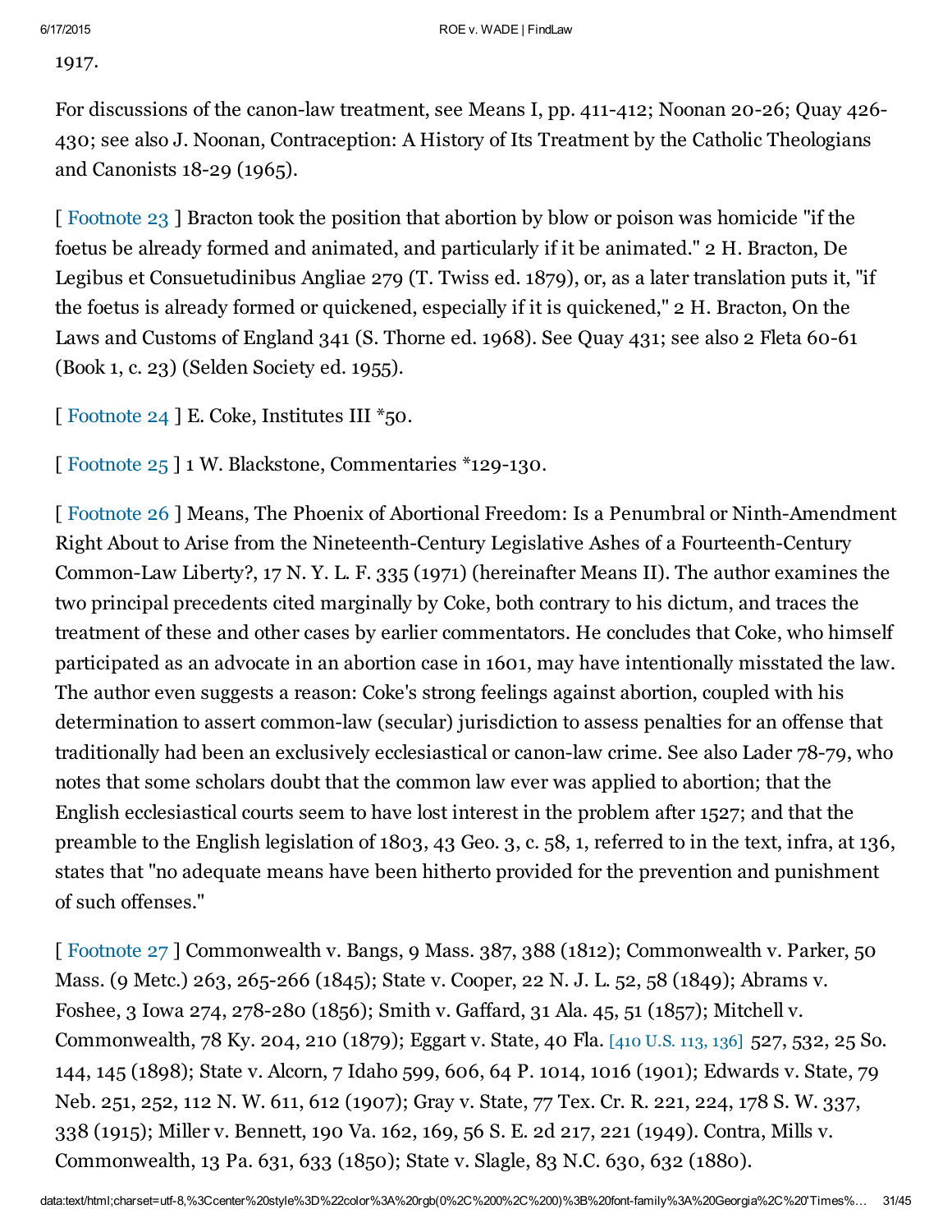1917.

For discussions of the canon-law treatment, see Means I, pp. 411-412; Noonan 20-26; Quay 426-430; see also J. Noonan, Contraception: A History of Its Treatment by the Catholic Theologians and Canonists 18-29 (1965).

[ Footnote 23 ] Bracton took the position that abortion by blow or poison was homicide "if the foetus be already formed and animated, and particularly if it be animated." 2 H. Bracton, De Legibus et Consuetudinibus Angliae 279 (T. Twiss ed. 1879), or, as a later translation puts it, "if the foetus is already formed or quickened, especially if it is quickened," 2 H. Bracton, On the Laws and Customs of England 341 (S. Thorne ed. 1968). See Quay 431; see also 2 Fleta 60-61 (Book 1, c. 23) (Selden Society ed. 1955).

[ Footnote 24 ] E. Coke, Institutes III *50.

[ Footnote 25 ] 1 W. Blackstone, Commentaries *129-130.

[ Footnote 26 ] Means, The Phoenix of Abortional Freedom: Is a Penumbral or Ninth-Amendment Right About to Arise from the Nineteenth-Century Legislative Ashes of a Fourteenth-Century Common-Law Liberty?, 17 N. Y. L. F. 335 (1971) (hereinafter Means II). The author examines the two principal precedents cited marginally by Coke, both contrary to his dictum, and traces the treatment of these and other cases by earlier commentators. He concludes that Coke, who himself participated as an advocate in an abortion case in 1601, may have intentionally misstated the law. The author even suggests a reason: Coke's strong feelings against abortion, coupled with his determination to assert common-law (secular) jurisdiction to assess penalties for an offense that traditionally had been an exclusively ecclesiastical or canon-law crime. See also Lader 78-79, who notes that some scholars doubt that the common law ever was applied to abortion; that the English ecclesiastical courts seem to have lost interest in the problem after 1527; and that the preamble to the English legislation of 1803, 43 Geo. 3, c. 58, 1, referred to in the text, infra, at 136, states that "no adequate means have been hitherto provided for the prevention and punishment of such offenses."

[ Footnote 27 ] Commonwealth v. Bangs, 9 Mass. 387, 388 (1812); Commonwealth v. Parker, 50 Mass. (9 Metc.) 263, 265-266 (1845); State v. Cooper, 22 N. J. L. 52, 58 (1849); Abrams v. Foshee, 3 Iowa 274, 278-280 (1856); Smith v. Gaffard, 31 Ala. 45, 51 (1857); Mitchell v. Commonwealth, 78 Ky. 204, 210 (1879); Eggart v. State, 40 Fla. [410 U.S. 113, 136] 527, 532, 25 So. 144, 145 (1898); State v. Alcorn, 7 Idaho 599, 606, 64 P. 1014, 1016 (1901); Edwards v. State, 79 Neb. 251, 252, 112 N. W. 611, 612 (1907); Gray v. State, 77 Tex. Cr. R. 221, 224, 178 S. W. 337, 338 (1915); Miller v. Bennett, 190 Va. 162, 169, 56 S. E. 2d 217, 221 (1949). Contra, Mills v. Commonwealth, 13 Pa. 631, 633 (1850); State v. Slagle, 83 N.C. 630, 632 (1880).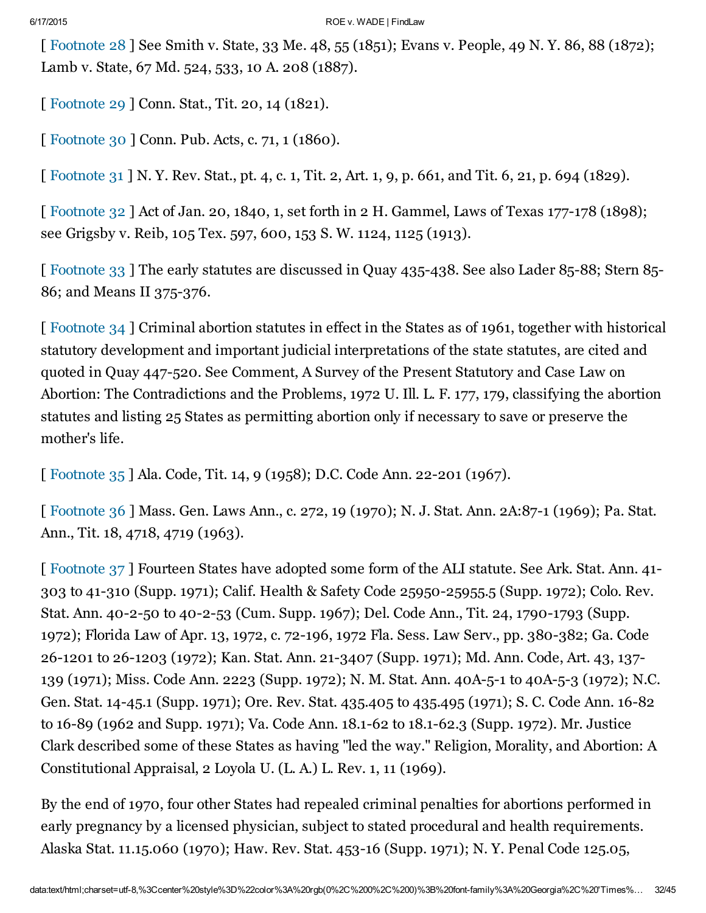[ Footnote 28 ] See Smith v. State, 33 Me. 48, 55 (1851); Evans v. People, 49 N. Y. 86, 88 (1872); Lamb v. State, 67 Md. 524, 533, 10 A. 208 (1887).

[ Footnote 29 ] Conn. Stat., Tit. 20, 14 (1821).

[ Footnote 30 ] Conn. Pub. Acts, c. 71, 1 (1860).

[ Footnote 31 ] N. Y. Rev. Stat., pt. 4, c. 1, Tit. 2, Art. 1, 9, p. 661, and Tit. 6, 21, p. 694 (1829).

[ Footnote 32 ] Act of Jan. 20, 1840, 1, set forth in 2 H. Gammel, Laws of Texas 177-178 (1898); see Grigsby v. Reib, 105 Tex. 597, 600, 153 S. W. 1124, 1125 (1913).

[ Footnote 33 ] The early statutes are discussed in Quay 435-438. See also Lader 85-88; Stern 85-86; and Means II 375-376.

[ Footnote 34 ] Criminal abortion statutes in effect in the States as of 1961, together with historical statutory development and important judicial interpretations of the state statutes, are cited and quoted in Quay 447-520. See Comment, A Survey of the Present Statutory and Case Law on Abortion: The Contradictions and the Problems, 1972 U. Ill. L. F. 177, 179, classifying the abortion statutes and listing 25 States as permitting abortion only if necessary to save or preserve the mother's life.

[ Footnote 35 ] Ala. Code, Tit. 14, 9 (1958); D.C. Code Ann. 22-201 (1967).

[ Footnote 36 ] Mass. Gen. Laws Ann., c. 272, 19 (1970); N. J. Stat. Ann. 2A:87-1 (1969); Pa. Stat. Ann., Tit. 18, 4718, 4719 (1963).

[ Footnote 37 ] Fourteen States have adopted some form of the ALI statute. See Ark. Stat. Ann. 41-303 to 41-310 (Supp. 1971); Calif. Health & Safety Code 25950-25955.5 (Supp. 1972); Colo. Rev. Stat. Ann. 40-2-50 to 40-2-53 (Cum. Supp. 1967); Del. Code Ann., Tit. 24, 1790-1793 (Supp. 1972); Florida Law of Apr. 13, 1972, c. 72-196, 1972 Fla. Sess. Law Serv., pp. 380-382; Ga. Code 26-1201 to 26-1203 (1972); Kan. Stat. Ann. 21-3407 (Supp. 1971); Md. Ann. Code, Art. 43, 137-139 (1971); Miss. Code Ann. 2223 (Supp. 1972); N. M. Stat. Ann. 40A-5-1 to 40A-5-3 (1972); N.C. Gen. Stat. 14-45.1 (Supp. 1971); Ore. Rev. Stat. 435.405 to 435.495 (1971); S. C. Code Ann. 16-82 to 16-89 (1962 and Supp. 1971); Va. Code Ann. 18.1-62 to 18.1-62.3 (Supp. 1972). Mr. Justice Clark described some of these States as having "led the way." Religion, Morality, and Abortion: A Constitutional Appraisal, 2 Loyola U. (L. A.) L. Rev. 1, 11 (1969).

By the end of 1970, four other States had repealed criminal penalties for abortions performed in early pregnancy by a licensed physician, subject to stated procedural and health requirements. Alaska Stat. 11.15.060 (1970); Haw. Rev. Stat. 453-16 (Supp. 1971); N. Y. Penal Code 125.05,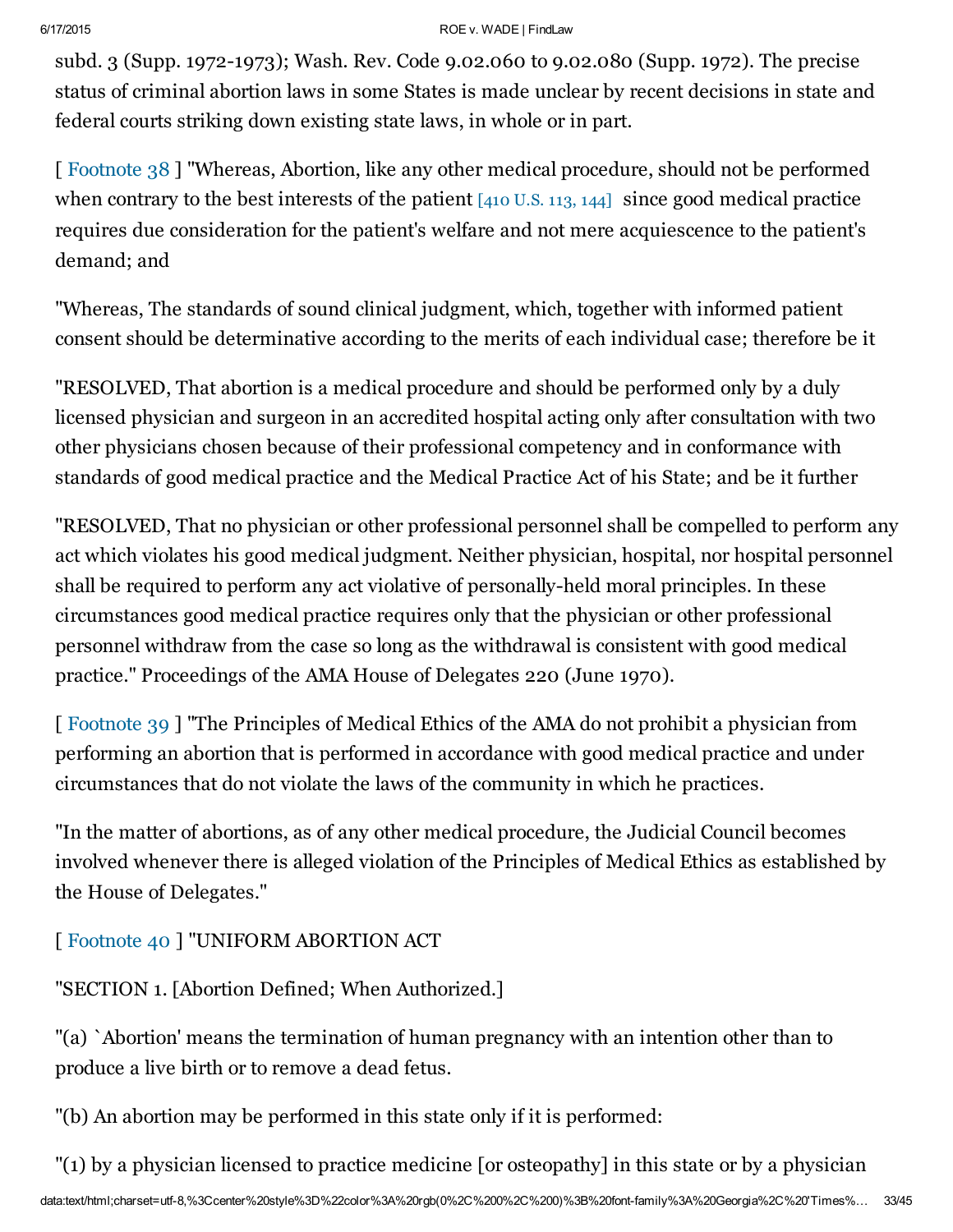subd. 3 (Supp. 1972-1973); Wash. Rev. Code 9.02.060 to 9.02.080 (Supp. 1972). The precise status of criminal abortion laws in some States is made unclear by recent decisions in state and federal courts striking down existing state laws, in whole or in part.

[ Footnote 38 ] "Whereas, Abortion, like any other medical procedure, should not be performed when contrary to the best interests of the patient [410 U.S. 113, 144] since good medical practice requires due consideration for the patient's welfare and not mere acquiescence to the patient's demand; and

"Whereas, The standards of sound clinical judgment, which, together with informed patient consent should be determinative according to the merits of each individual case; therefore be it

"RESOLVED, That abortion is a medical procedure and should be performed only by a duly licensed physician and surgeon in an accredited hospital acting only after consultation with two other physicians chosen because of their professional competency and in conformance with standards of good medical practice and the Medical Practice Act of his State; and be it further

"RESOLVED, That no physician or other professional personnel shall be compelled to perform any act which violates his good medical judgment. Neither physician, hospital, nor hospital personnel shall be required to perform any act violative of personally-held moral principles. In these circumstances good medical practice requires only that the physician or other professional personnel withdraw from the case so long as the withdrawal is consistent with good medical practice." Proceedings of the AMA House of Delegates 220 (June 1970).

[ Footnote 39 ] "The Principles of Medical Ethics of the AMA do not prohibit a physician from performing an abortion that is performed in accordance with good medical practice and under circumstances that do not violate the laws of the community in which he practices.

"In the matter of abortions, as of any other medical procedure, the Judicial Council becomes involved whenever there is alleged violation of the Principles of Medical Ethics as established by the House of Delegates."

[ Footnote 40 ] "UNIFORM ABORTION ACT

"SECTION 1. [Abortion Defined; When Authorized.]

"(a) `Abortion' means the termination of human pregnancy with an intention other than to produce a live birth or to remove a dead fetus.

"(b) An abortion may be performed in this state only if it is performed:

"(1) by a physician licensed to practice medicine [or osteopathy] in this state or by a physician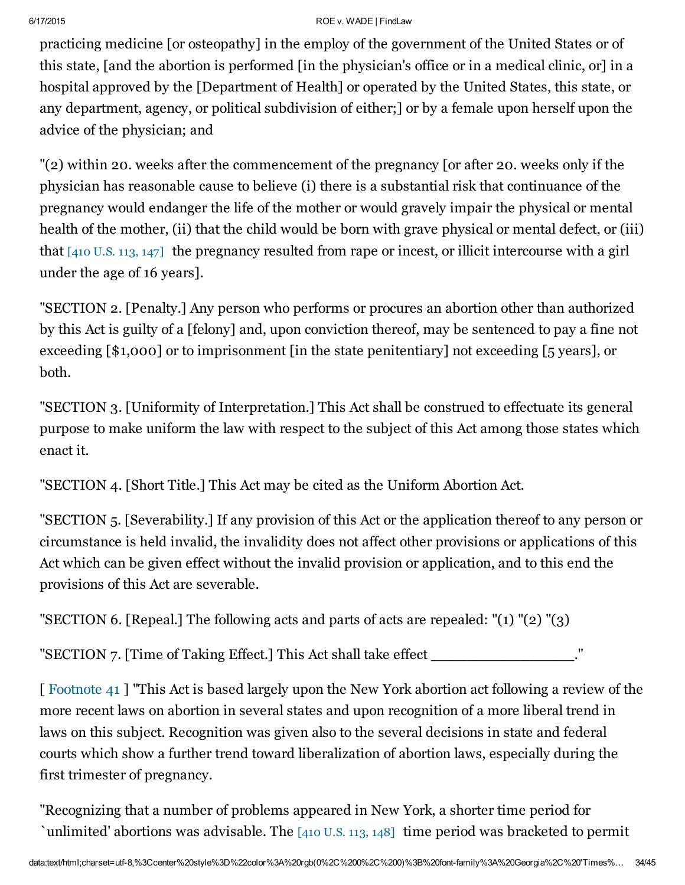practicing medicine [or osteopathy] in the employ of the government of the United States or of this state, [and the abortion is performed [in the physician's office or in a medical clinic, or] in a hospital approved by the [Department of Health] or operated by the United States, this state, or any department, agency, or political subdivision of either;] or by a female upon herself upon the advice of the physician; and

"(2) within 20. weeks after the commencement of the pregnancy [or after 20. weeks only if the physician has reasonable cause to believe (i) there is a substantial risk that continuance of the pregnancy would endanger the life of the mother or would gravely impair the physical or mental health of the mother, (ii) that the child would be born with grave physical or mental defect, or (iii) that [410 U.S. 113, 147] the pregnancy resulted from rape or incest, or illicit intercourse with a girl under the age of 16 years].

"SECTION 2. [Penalty.] Any person who performs or procures an abortion other than authorized by this Act is guilty of a [felony] and, upon conviction thereof, may be sentenced to pay a fine not exceeding [$1,000] or to imprisonment [in the state penitentiary] not exceeding [5 years], or both.

"SECTION 3. [Uniformity of Interpretation.] This Act shall be construed to effectuate its general purpose to make uniform the law with respect to the subject of this Act among those states which enact it.

"SECTION 4. [Short Title.] This Act may be cited as the Uniform Abortion Act.

"SECTION 5. [Severability.] If any provision of this Act or the application thereof to any person or circumstance is held invalid, the invalidity does not affect other provisions or applications of this Act which can be given effect without the invalid provision or application, and to this end the provisions of this Act are severable.

"SECTION 6. [Repeal.] The following acts and parts of acts are repealed: "(1) "(2) "(3)

"SECTION 7. [Time of Taking Effect.] This Act shall take effect ________________."

[ Footnote 41 ] "This Act is based largely upon the New York abortion act following a review of the more recent laws on abortion in several states and upon recognition of a more liberal trend in laws on this subject. Recognition was given also to the several decisions in state and federal courts which show a further trend toward liberalization of abortion laws, especially during the first trimester of pregnancy.

"Recognizing that a number of problems appeared in New York, a shorter time period for `unlimited' abortions was advisable. The [410 U.S. 113, 148] time period was bracketed to permit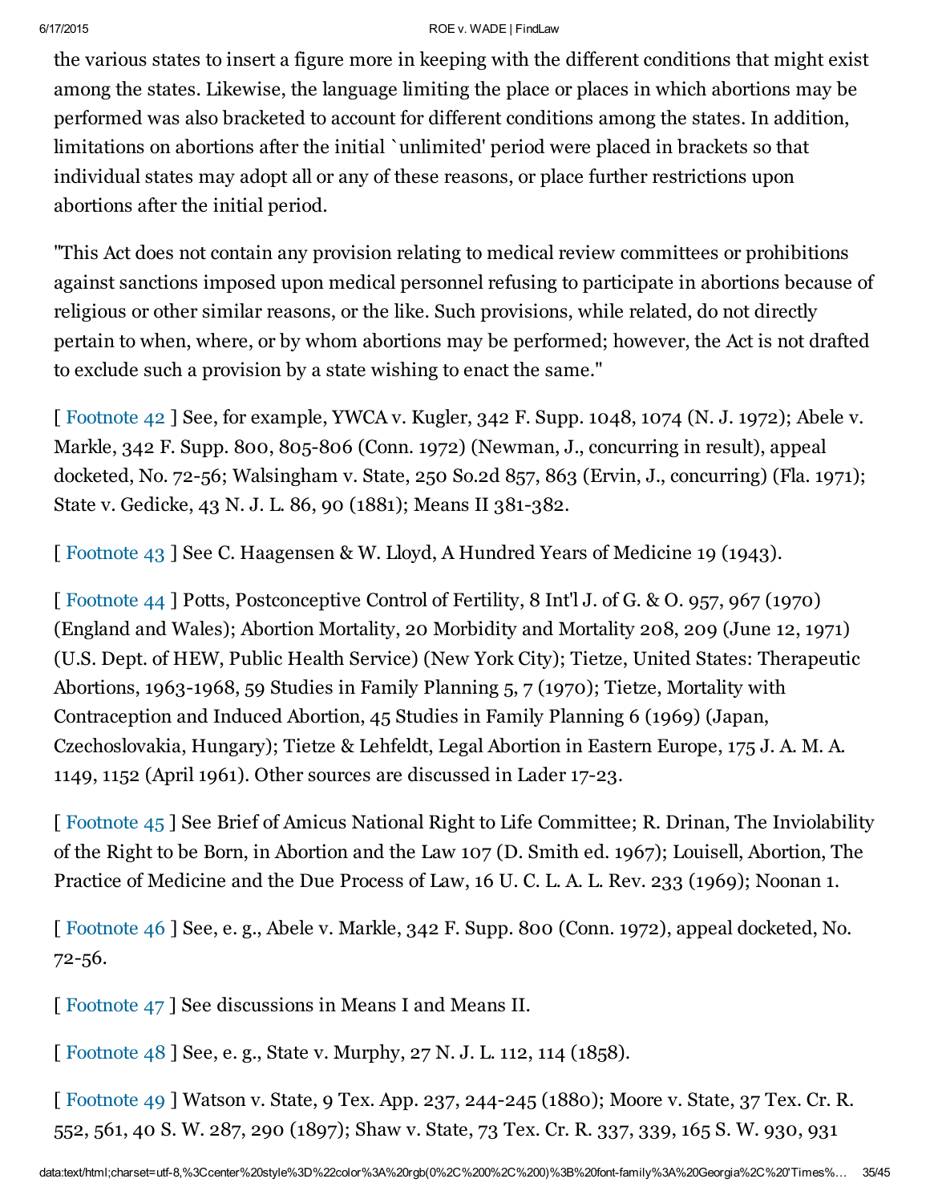the various states to insert a figure more in keeping with the different conditions that might exist among the states. Likewise, the language limiting the place or places in which abortions may be performed was also bracketed to account for different conditions among the states. In addition, limitations on abortions after the initial `unlimited' period were placed in brackets so that individual states may adopt all or any of these reasons, or place further restrictions upon abortions after the initial period.

"This Act does not contain any provision relating to medical review committees or prohibitions against sanctions imposed upon medical personnel refusing to participate in abortions because of religious or other similar reasons, or the like. Such provisions, while related, do not directly pertain to when, where, or by whom abortions may be performed; however, the Act is not drafted to exclude such a provision by a state wishing to enact the same."

[ Footnote 42 ] See, for example, YWCA v. Kugler, 342 F. Supp. 1048, 1074 (N. J. 1972); Abele v. Markle, 342 F. Supp. 800, 805-806 (Conn. 1972) (Newman, J., concurring in result), appeal docketed, No. 72-56; Walsingham v. State, 250 So.2d 857, 863 (Ervin, J., concurring) (Fla. 1971); State v. Gedicke, 43 N. J. L. 86, 90 (1881); Means II 381-382.

[ Footnote 43 ] See C. Haagensen & W. Lloyd, A Hundred Years of Medicine 19 (1943).

[ Footnote 44 ] Potts, Postconceptive Control of Fertility, 8 Int'l J. of G. & O. 957, 967 (1970) (England and Wales); Abortion Mortality, 20 Morbidity and Mortality 208, 209 (June 12, 1971) (U.S. Dept. of HEW, Public Health Service) (New York City); Tietze, United States: Therapeutic Abortions, 1963-1968, 59 Studies in Family Planning 5, 7 (1970); Tietze, Mortality with Contraception and Induced Abortion, 45 Studies in Family Planning 6 (1969) (Japan, Czechoslovakia, Hungary); Tietze & Lehfeldt, Legal Abortion in Eastern Europe, 175 J. A. M. A. 1149, 1152 (April 1961). Other sources are discussed in Lader 17-23.

[ Footnote 45 ] See Brief of Amicus National Right to Life Committee; R. Drinan, The Inviolability of the Right to be Born, in Abortion and the Law 107 (D. Smith ed. 1967); Louisell, Abortion, The Practice of Medicine and the Due Process of Law, 16 U. C. L. A. L. Rev. 233 (1969); Noonan 1.

[ Footnote 46 ] See, e. g., Abele v. Markle, 342 F. Supp. 800 (Conn. 1972), appeal docketed, No. 72-56.

[ Footnote 47 ] See discussions in Means I and Means II.

[ Footnote 48 ] See, e. g., State v. Murphy, 27 N. J. L. 112, 114 (1858).

[ Footnote 49 ] Watson v. State, 9 Tex. App. 237, 244-245 (1880); Moore v. State, 37 Tex. Cr. R. 552, 561, 40 S. W. 287, 290 (1897); Shaw v. State, 73 Tex. Cr. R. 337, 339, 165 S. W. 930, 931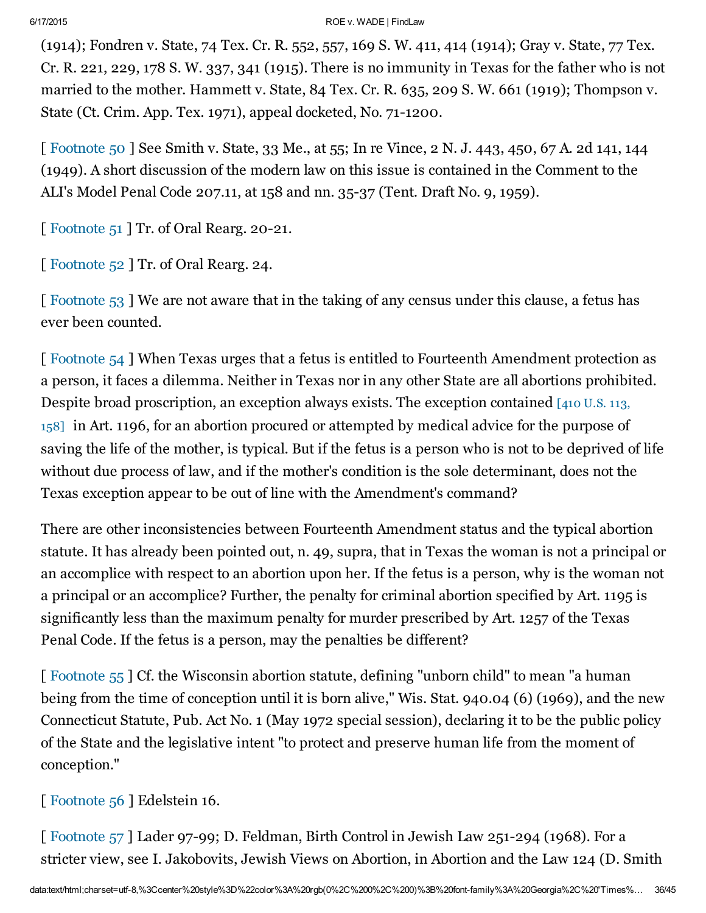(1914); Fondren v. State, 74 Tex. Cr. R. 552, 557, 169 S. W. 411, 414 (1914); Gray v. State, 77 Tex. Cr. R. 221, 229, 178 S. W. 337, 341 (1915). There is no immunity in Texas for the father who is not married to the mother. Hammett v. State, 84 Tex. Cr. R. 635, 209 S. W. 661 (1919); Thompson v. State (Ct. Crim. App. Tex. 1971), appeal docketed, No. 71-1200.

[ Footnote 50 ] See Smith v. State, 33 Me., at 55; In re Vince, 2 N. J. 443, 450, 67 A. 2d 141, 144 (1949). A short discussion of the modern law on this issue is contained in the Comment to the ALI's Model Penal Code 207.11, at 158 and nn. 35-37 (Tent. Draft No. 9, 1959).

[ Footnote 51 ] Tr. of Oral Rearg. 20-21.

[ Footnote 52 ] Tr. of Oral Rearg. 24.

[ Footnote 53 ] We are not aware that in the taking of any census under this clause, a fetus has ever been counted.

[ Footnote 54 ] When Texas urges that a fetus is entitled to Fourteenth Amendment protection as a person, it faces a dilemma. Neither in Texas nor in any other State are all abortions prohibited. Despite broad proscription, an exception always exists. The exception contained [410 U.S. 113, 158] in Art. 1196, for an abortion procured or attempted by medical advice for the purpose of saving the life of the mother, is typical. But if the fetus is a person who is not to be deprived of life without due process of law, and if the mother's condition is the sole determinant, does not the Texas exception appear to be out of line with the Amendment's command?

There are other inconsistencies between Fourteenth Amendment status and the typical abortion statute. It has already been pointed out, n. 49, supra, that in Texas the woman is not a principal or an accomplice with respect to an abortion upon her. If the fetus is a person, why is the woman not a principal or an accomplice? Further, the penalty for criminal abortion specified by Art. 1195 is significantly less than the maximum penalty for murder prescribed by Art. 1257 of the Texas Penal Code. If the fetus is a person, may the penalties be different?

[ Footnote 55 ] Cf. the Wisconsin abortion statute, defining "unborn child" to mean "a human being from the time of conception until it is born alive," Wis. Stat. 940.04 (6) (1969), and the new Connecticut Statute, Pub. Act No. 1 (May 1972 special session), declaring it to be the public policy of the State and the legislative intent "to protect and preserve human life from the moment of conception."

[ Footnote 56 ] Edelstein 16.

[ Footnote 57 ] Lader 97-99; D. Feldman, Birth Control in Jewish Law 251-294 (1968). For a stricter view, see I. Jakobovits, Jewish Views on Abortion, in Abortion and the Law 124 (D. Smith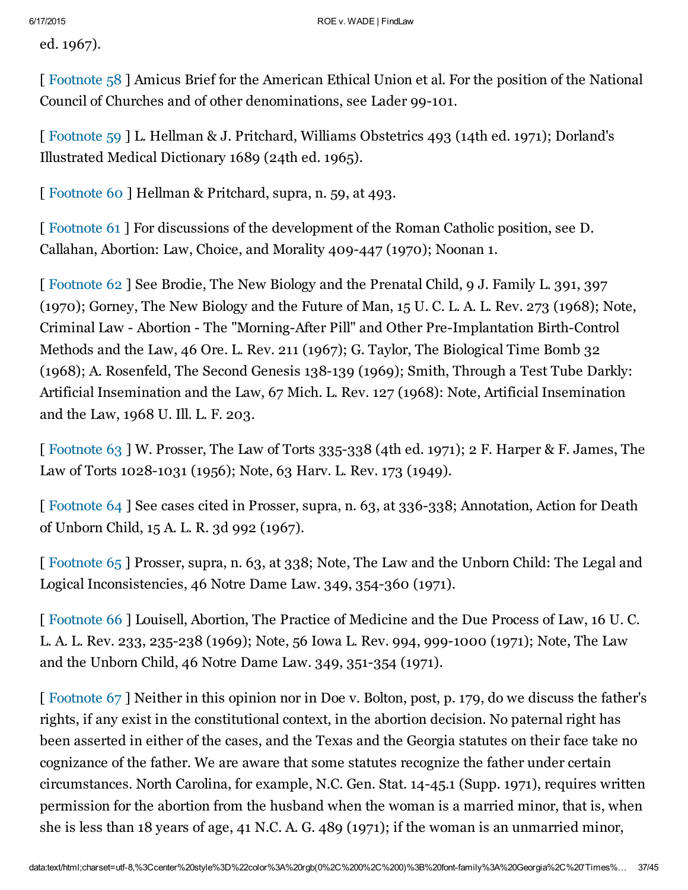ed. 1967).

[ Footnote 58 ] Amicus Brief for the American Ethical Union et al. For the position of the National Council of Churches and of other denominations, see Lader 99-101.

[ Footnote 59 ] L. Hellman & J. Pritchard, Williams Obstetrics 493 (14th ed. 1971); Dorland's Illustrated Medical Dictionary 1689 (24th ed. 1965).

[ Footnote 60 ] Hellman & Pritchard, supra, n. 59, at 493.

[ Footnote 61 ] For discussions of the development of the Roman Catholic position, see D. Callahan, Abortion: Law, Choice, and Morality 409-447 (1970); Noonan 1.

[ Footnote 62 ] See Brodie, The New Biology and the Prenatal Child, 9 J. Family L. 391, 397 (1970); Gorney, The New Biology and the Future of Man, 15 U. C. L. A. L. Rev. 273 (1968); Note, Criminal Law - Abortion - The "Morning-After Pill" and Other Pre-Implantation Birth-Control Methods and the Law, 46 Ore. L. Rev. 211 (1967); G. Taylor, The Biological Time Bomb 32 (1968); A. Rosenfeld, The Second Genesis 138-139 (1969); Smith, Through a Test Tube Darkly: Artificial Insemination and the Law, 67 Mich. L. Rev. 127 (1968): Note, Artificial Insemination and the Law, 1968 U. Ill. L. F. 203.

[ Footnote 63 ] W. Prosser, The Law of Torts 335-338 (4th ed. 1971); 2 F. Harper & F. James, The Law of Torts 1028-1031 (1956); Note, 63 Harv. L. Rev. 173 (1949).

[ Footnote 64 ] See cases cited in Prosser, supra, n. 63, at 336-338; Annotation, Action for Death of Unborn Child, 15 A. L. R. 3d 992 (1967).

[ Footnote 65 ] Prosser, supra, n. 63, at 338; Note, The Law and the Unborn Child: The Legal and Logical Inconsistencies, 46 Notre Dame Law. 349, 354-360 (1971).

[ Footnote 66 ] Louisell, Abortion, The Practice of Medicine and the Due Process of Law, 16 U. C. L. A. L. Rev. 233, 235-238 (1969); Note, 56 Iowa L. Rev. 994, 999-1000 (1971); Note, The Law and the Unborn Child, 46 Notre Dame Law. 349, 351-354 (1971).

[ Footnote 67 ] Neither in this opinion nor in Doe v. Bolton, post, p. 179, do we discuss the father's rights, if any exist in the constitutional context, in the abortion decision. No paternal right has been asserted in either of the cases, and the Texas and the Georgia statutes on their face take no cognizance of the father. We are aware that some statutes recognize the father under certain circumstances. North Carolina, for example, N.C. Gen. Stat. 14-45.1 (Supp. 1971), requires written permission for the abortion from the husband when the woman is a married minor, that is, when she is less than 18 years of age, 41 N.C. A. G. 489 (1971); if the woman is an unmarried minor,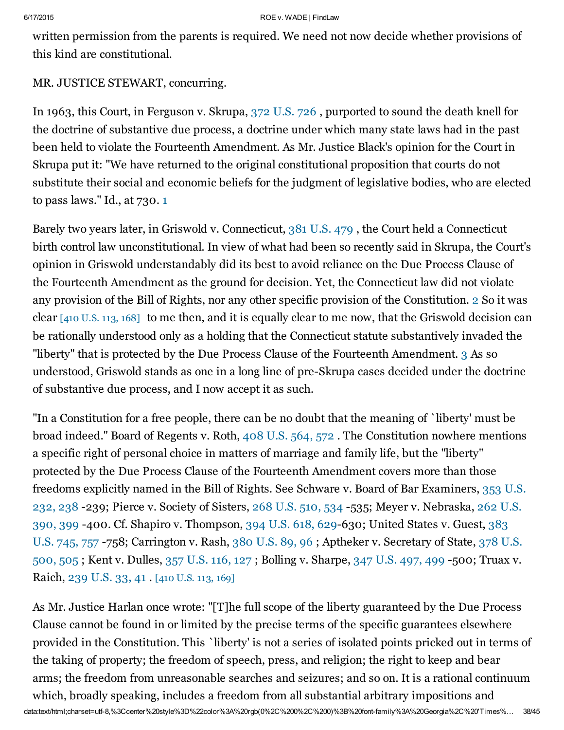written permission from the parents is required. We need not now decide whether provisions of this kind are constitutional.

MR. JUSTICE STEWART, concurring.

In 1963, this Court, in Ferguson v. Skrupa, 372 U.S. 726 , purported to sound the death knell for the doctrine of substantive due process, a doctrine under which many state laws had in the past been held to violate the Fourteenth Amendment. As Mr. Justice Black's opinion for the Court in Skrupa put it: "We have returned to the original constitutional proposition that courts do not substitute their social and economic beliefs for the judgment of legislative bodies, who are elected to pass laws." Id., at 730. [1]

Barely two years later, in Griswold v. Connecticut, 381 U.S. 479 , the Court held a Connecticut birth control law unconstitutional. In view of what had been so recently said in Skrupa, the Court's opinion in Griswold understandably did its best to avoid reliance on the Due Process Clause of the Fourteenth Amendment as the ground for decision. Yet, the Connecticut law did not violate any provision of the Bill of Rights, nor any other specific provision of the Constitution. [2] So it was clear [410 U.S. 113, 168] to me then, and it is equally clear to me now, that the Griswold decision can be rationally understood only as a holding that the Connecticut statute substantively invaded the "liberty" that is protected by the Due Process Clause of the Fourteenth Amendment. [3] As so understood, Griswold stands as one in a long line of pre-Skrupa cases decided under the doctrine of substantive due process, and I now accept it as such.

"In a Constitution for a free people, there can be no doubt that the meaning of `liberty' must be broad indeed." Board of Regents v. Roth, 408 U.S. 564, 572 . The Constitution nowhere mentions a specific right of personal choice in matters of marriage and family life, but the "liberty" protected by the Due Process Clause of the Fourteenth Amendment covers more than those freedoms explicitly named in the Bill of Rights. See Schware v. Board of Bar Examiners, 353 U.S. 232, 238 -239; Pierce v. Society of Sisters, 268 U.S. 510, 534 -535; Meyer v. Nebraska, 262 U.S. 390, 399 -400. Cf. Shapiro v. Thompson, 394 U.S. 618, 629-630; United States v. Guest, 383 U.S. 745, 757 -758; Carrington v. Rash, 380 U.S. 89, 96 ; Aptheker v. Secretary of State, 378 U.S. 500, 505 ; Kent v. Dulles, 357 U.S. 116, 127 ; Bolling v. Sharpe, 347 U.S. 497, 499 -500; Truax v. Raich, 239 U.S. 33, 41 . [410 U.S. 113, 169]

As Mr. Justice Harlan once wrote: "[T]he full scope of the liberty guaranteed by the Due Process Clause cannot be found in or limited by the precise terms of the specific guarantees elsewhere provided in the Constitution. This `liberty' is not a series of isolated points pricked out in terms of the taking of property; the freedom of speech, press, and religion; the right to keep and bear arms; the freedom from unreasonable searches and seizures; and so on. It is a rational continuum which, broadly speaking, includes a freedom from all substantial arbitrary impositions and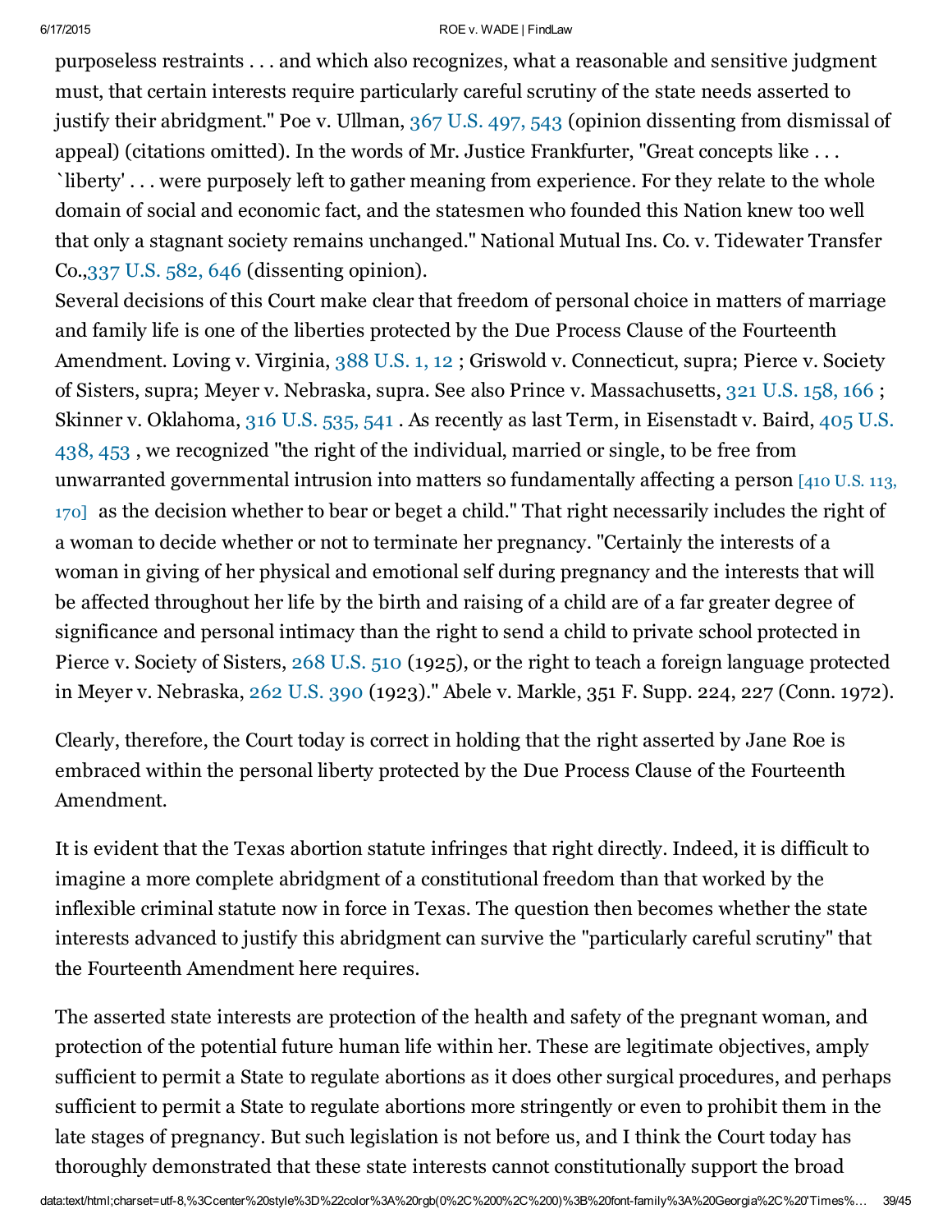purposeless restraints . . . and which also recognizes, what a reasonable and sensitive judgment must, that certain interests require particularly careful scrutiny of the state needs asserted to justify their abridgment." Poe v. Ullman, 367 U.S. 497, 543 (opinion dissenting from dismissal of appeal) (citations omitted). In the words of Mr. Justice Frankfurter, "Great concepts like . . . `liberty' . . . were purposely left to gather meaning from experience. For they relate to the whole domain of social and economic fact, and the statesmen who founded this Nation knew too well that only a stagnant society remains unchanged." National Mutual Ins. Co. v. Tidewater Transfer Co.,337 U.S. 582, 646 (dissenting opinion).

Several decisions of this Court make clear that freedom of personal choice in matters of marriage and family life is one of the liberties protected by the Due Process Clause of the Fourteenth Amendment. Loving v. Virginia, 388 U.S. 1, 12 ; Griswold v. Connecticut, supra; Pierce v. Society of Sisters, supra; Meyer v. Nebraska, supra. See also Prince v. Massachusetts, 321 U.S. 158, 166 ; Skinner v. Oklahoma, 316 U.S. 535, 541 . As recently as last Term, in Eisenstadt v. Baird, 405 U.S. 438, 453 , we recognized "the right of the individual, married or single, to be free from unwarranted governmental intrusion into matters so fundamentally affecting a person [410 U.S. 113, 170] as the decision whether to bear or beget a child." That right necessarily includes the right of a woman to decide whether or not to terminate her pregnancy. "Certainly the interests of a woman in giving of her physical and emotional self during pregnancy and the interests that will be affected throughout her life by the birth and raising of a child are of a far greater degree of significance and personal intimacy than the right to send a child to private school protected in Pierce v. Society of Sisters, 268 U.S. 510 (1925), or the right to teach a foreign language protected in Meyer v. Nebraska, 262 U.S. 390 (1923)." Abele v. Markle, 351 F. Supp. 224, 227 (Conn. 1972).

Clearly, therefore, the Court today is correct in holding that the right asserted by Jane Roe is embraced within the personal liberty protected by the Due Process Clause of the Fourteenth Amendment.

It is evident that the Texas abortion statute infringes that right directly. Indeed, it is difficult to imagine a more complete abridgment of a constitutional freedom than that worked by the inflexible criminal statute now in force in Texas. The question then becomes whether the state interests advanced to justify this abridgment can survive the "particularly careful scrutiny" that the Fourteenth Amendment here requires.

The asserted state interests are protection of the health and safety of the pregnant woman, and protection of the potential future human life within her. These are legitimate objectives, amply sufficient to permit a State to regulate abortions as it does other surgical procedures, and perhaps sufficient to permit a State to regulate abortions more stringently or even to prohibit them in the late stages of pregnancy. But such legislation is not before us, and I think the Court today has thoroughly demonstrated that these state interests cannot constitutionally support the broad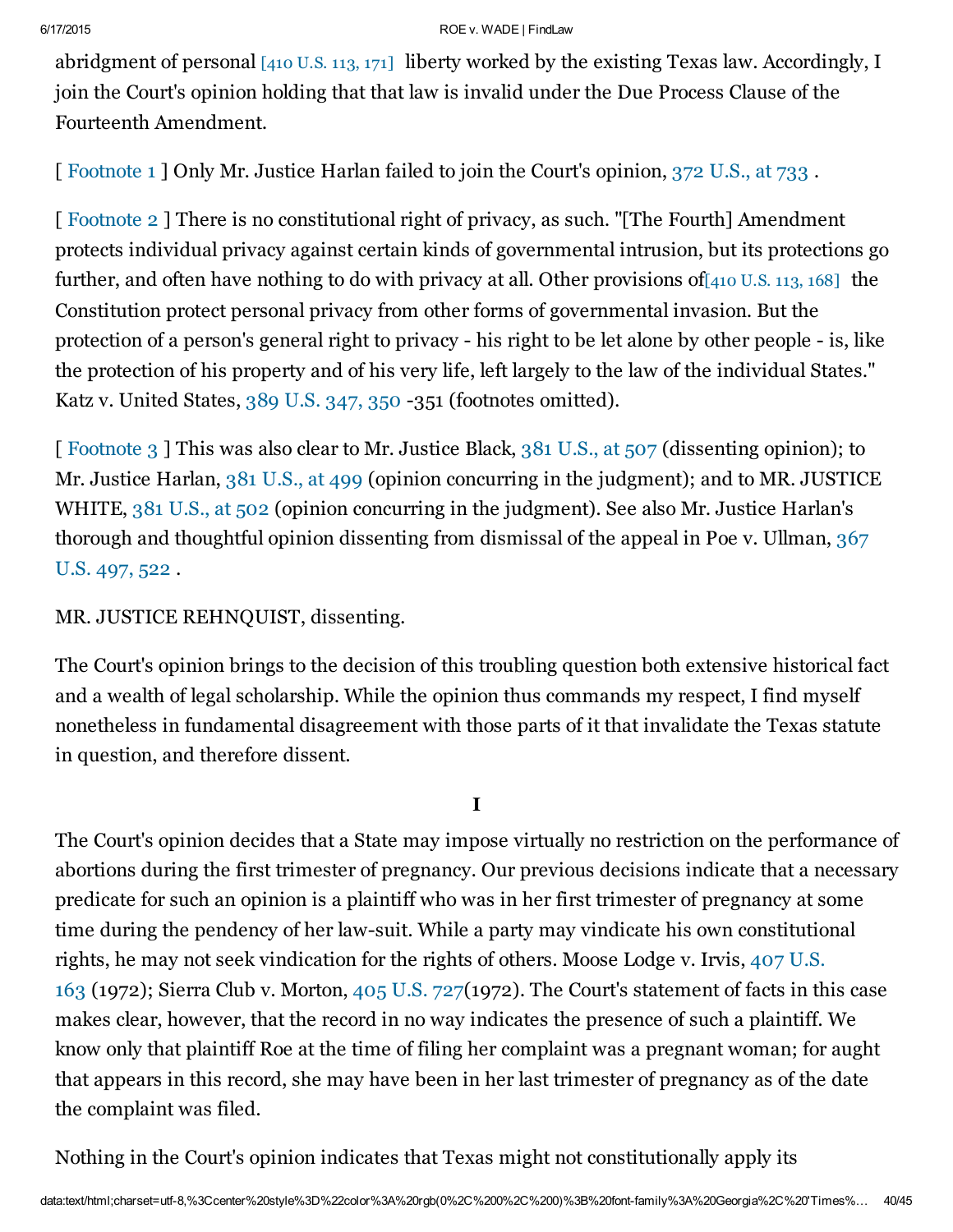abridgment of personal [410 U.S. 113, 171] liberty worked by the existing Texas law. Accordingly, I join the Court's opinion holding that that law is invalid under the Due Process Clause of the Fourteenth Amendment.

[ Footnote 1 ] Only Mr. Justice Harlan failed to join the Court's opinion, 372 U.S., at 733 .

[ Footnote 2 ] There is no constitutional right of privacy, as such. "[The Fourth] Amendment protects individual privacy against certain kinds of governmental intrusion, but its protections go further, and often have nothing to do with privacy at all. Other provisions of[410 U.S. 113, 168] the Constitution protect personal privacy from other forms of governmental invasion. But the protection of a person's general right to privacy - his right to be let alone by other people - is, like the protection of his property and of his very life, left largely to the law of the individual States." Katz v. United States, 389 U.S. 347, 350 -351 (footnotes omitted).

[ Footnote 3 ] This was also clear to Mr. Justice Black, 381 U.S., at 507 (dissenting opinion); to Mr. Justice Harlan, 381 U.S., at 499 (opinion concurring in the judgment); and to MR. JUSTICE WHITE, 381 U.S., at 502 (opinion concurring in the judgment). See also Mr. Justice Harlan's thorough and thoughtful opinion dissenting from dismissal of the appeal in Poe v. Ullman, 367 U.S. 497, 522 .

MR. JUSTICE REHNQUIST, dissenting.

The Court's opinion brings to the decision of this troubling question both extensive historical fact and a wealth of legal scholarship. While the opinion thus commands my respect, I find myself nonetheless in fundamental disagreement with those parts of it that invalidate the Texas statute in question, and therefore dissent.

## I

The Court's opinion decides that a State may impose virtually no restriction on the performance of abortions during the first trimester of pregnancy. Our previous decisions indicate that a necessary predicate for such an opinion is a plaintiff who was in her first trimester of pregnancy at some time during the pendency of her law-suit. While a party may vindicate his own constitutional rights, he may not seek vindication for the rights of others. Moose Lodge v. Irvis, 407 U.S. 163 (1972); Sierra Club v. Morton, 405 U.S. 727(1972). The Court's statement of facts in this case makes clear, however, that the record in no way indicates the presence of such a plaintiff. We know only that plaintiff Roe at the time of filing her complaint was a pregnant woman; for aught that appears in this record, she may have been in her last trimester of pregnancy as of the date the complaint was filed.

Nothing in the Court's opinion indicates that Texas might not constitutionally apply its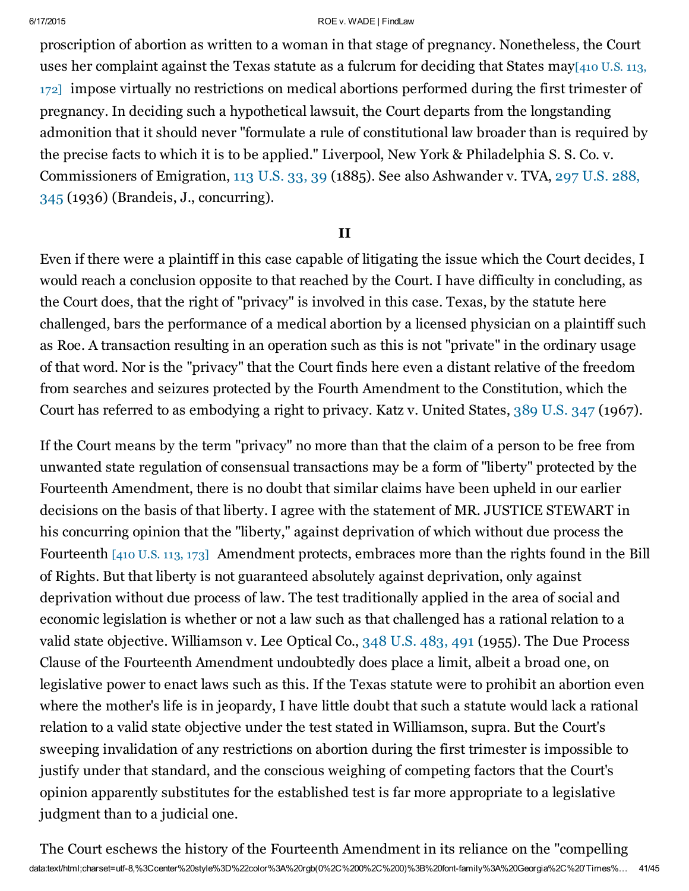proscription of abortion as written to a woman in that stage of pregnancy. Nonetheless, the Court uses her complaint against the Texas statute as a fulcrum for deciding that States may[410 U.S. 113, 172] impose virtually no restrictions on medical abortions performed during the first trimester of pregnancy. In deciding such a hypothetical lawsuit, the Court departs from the longstanding admonition that it should never "formulate a rule of constitutional law broader than is required by the precise facts to which it is to be applied." Liverpool, New York & Philadelphia S. S. Co. v. Commissioners of Emigration, 113 U.S. 33, 39 (1885). See also Ashwander v. TVA, 297 U.S. 288, 345 (1936) (Brandeis, J., concurring).

## II

Even if there were a plaintiff in this case capable of litigating the issue which the Court decides, I would reach a conclusion opposite to that reached by the Court. I have difficulty in concluding, as the Court does, that the right of "privacy" is involved in this case. Texas, by the statute here challenged, bars the performance of a medical abortion by a licensed physician on a plaintiff such as Roe. A transaction resulting in an operation such as this is not "private" in the ordinary usage of that word. Nor is the "privacy" that the Court finds here even a distant relative of the freedom from searches and seizures protected by the Fourth Amendment to the Constitution, which the Court has referred to as embodying a right to privacy. Katz v. United States, 389 U.S. 347 (1967).

If the Court means by the term "privacy" no more than that the claim of a person to be free from unwanted state regulation of consensual transactions may be a form of "liberty" protected by the Fourteenth Amendment, there is no doubt that similar claims have been upheld in our earlier decisions on the basis of that liberty. I agree with the statement of MR. JUSTICE STEWART in his concurring opinion that the "liberty," against deprivation of which without due process the Fourteenth [410 U.S. 113, 173] Amendment protects, embraces more than the rights found in the Bill of Rights. But that liberty is not guaranteed absolutely against deprivation, only against deprivation without due process of law. The test traditionally applied in the area of social and economic legislation is whether or not a law such as that challenged has a rational relation to a valid state objective. Williamson v. Lee Optical Co., 348 U.S. 483, 491 (1955). The Due Process Clause of the Fourteenth Amendment undoubtedly does place a limit, albeit a broad one, on legislative power to enact laws such as this. If the Texas statute were to prohibit an abortion even where the mother's life is in jeopardy, I have little doubt that such a statute would lack a rational relation to a valid state objective under the test stated in Williamson, supra. But the Court's sweeping invalidation of any restrictions on abortion during the first trimester is impossible to justify under that standard, and the conscious weighing of competing factors that the Court's opinion apparently substitutes for the established test is far more appropriate to a legislative judgment than to a judicial one.

The Court eschews the history of the Fourteenth Amendment in its reliance on the "compelling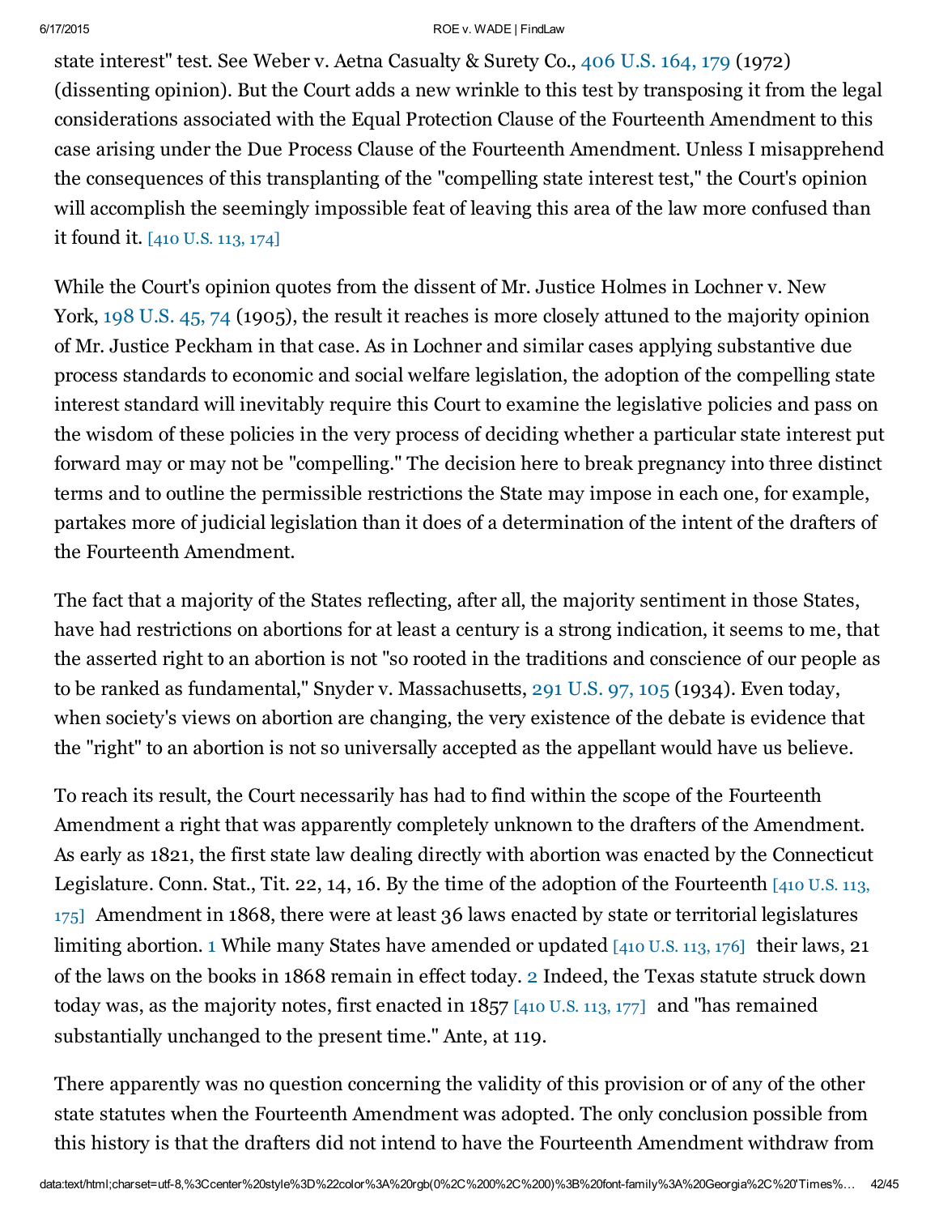state interest" test. See Weber v. Aetna Casualty & Surety Co., 406 U.S. 164, 179 (1972) (dissenting opinion). But the Court adds a new wrinkle to this test by transposing it from the legal considerations associated with the Equal Protection Clause of the Fourteenth Amendment to this case arising under the Due Process Clause of the Fourteenth Amendment. Unless I misapprehend the consequences of this transplanting of the "compelling state interest test," the Court's opinion will accomplish the seemingly impossible feat of leaving this area of the law more confused than it found it. [410 U.S. 113, 174]

While the Court's opinion quotes from the dissent of Mr. Justice Holmes in Lochner v. New York, 198 U.S. 45, 74 (1905), the result it reaches is more closely attuned to the majority opinion of Mr. Justice Peckham in that case. As in Lochner and similar cases applying substantive due process standards to economic and social welfare legislation, the adoption of the compelling state interest standard will inevitably require this Court to examine the legislative policies and pass on the wisdom of these policies in the very process of deciding whether a particular state interest put forward may or may not be "compelling." The decision here to break pregnancy into three distinct terms and to outline the permissible restrictions the State may impose in each one, for example, partakes more of judicial legislation than it does of a determination of the intent of the drafters of the Fourteenth Amendment.

The fact that a majority of the States reflecting, after all, the majority sentiment in those States, have had restrictions on abortions for at least a century is a strong indication, it seems to me, that the asserted right to an abortion is not "so rooted in the traditions and conscience of our people as to be ranked as fundamental," Snyder v. Massachusetts, 291 U.S. 97, 105 (1934). Even today, when society's views on abortion are changing, the very existence of the debate is evidence that the "right" to an abortion is not so universally accepted as the appellant would have us believe.

To reach its result, the Court necessarily has had to find within the scope of the Fourteenth Amendment a right that was apparently completely unknown to the drafters of the Amendment. As early as 1821, the first state law dealing directly with abortion was enacted by the Connecticut Legislature. Conn. Stat., Tit. 22, 14, 16. By the time of the adoption of the Fourteenth [410 U.S. 113, 175] Amendment in 1868, there were at least 36 laws enacted by state or territorial legislatures limiting abortion. [1] While many States have amended or updated [410 U.S. 113, 176] their laws, 21 of the laws on the books in 1868 remain in effect today. [2] Indeed, the Texas statute struck down today was, as the majority notes, first enacted in 1857 [410 U.S. 113, 177] and "has remained substantially unchanged to the present time." Ante, at 119.

There apparently was no question concerning the validity of this provision or of any of the other state statutes when the Fourteenth Amendment was adopted. The only conclusion possible from this history is that the drafters did not intend to have the Fourteenth Amendment withdraw from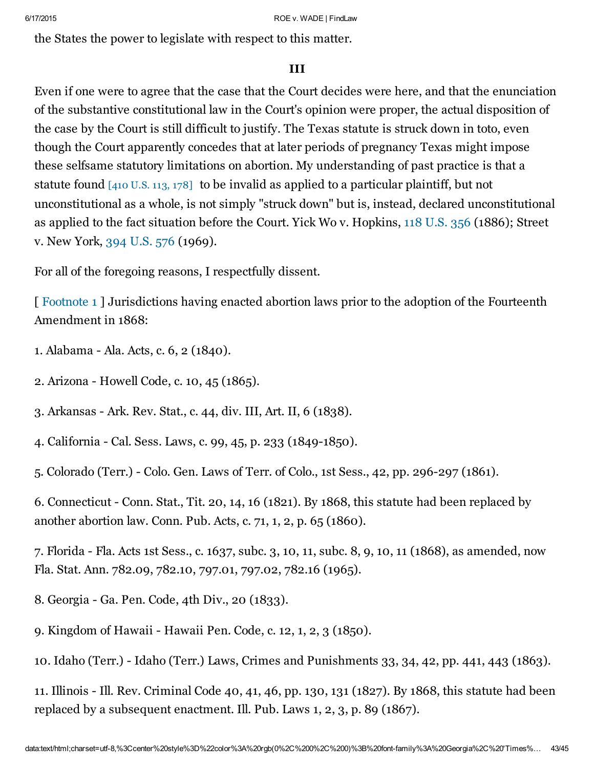the States the power to legislate with respect to this matter.

### III

Even if one were to agree that the case that the Court decides were here, and that the enunciation of the substantive constitutional law in the Court's opinion were proper, the actual disposition of the case by the Court is still difficult to justify. The Texas statute is struck down in toto, even though the Court apparently concedes that at later periods of pregnancy Texas might impose these selfsame statutory limitations on abortion. My understanding of past practice is that a statute found [410 U.S. 113, 178] to be invalid as applied to a particular plaintiff, but not unconstitutional as a whole, is not simply "struck down" but is, instead, declared unconstitutional as applied to the fact situation before the Court. Yick Wo v. Hopkins, 118 U.S. 356 (1886); Street v. New York, 394 U.S. 576 (1969).

For all of the foregoing reasons, I respectfully dissent.

[ Footnote 1 ] Jurisdictions having enacted abortion laws prior to the adoption of the Fourteenth Amendment in 1868:

1. Alabama - Ala. Acts, c. 6, 2 (1840).

2. Arizona - Howell Code, c. 10, 45 (1865).

3. Arkansas - Ark. Rev. Stat., c. 44, div. III, Art. II, 6 (1838).

4. California - Cal. Sess. Laws, c. 99, 45, p. 233 (1849-1850).

5. Colorado (Terr.) - Colo. Gen. Laws of Terr. of Colo., 1st Sess., 42, pp. 296-297 (1861).

6. Connecticut - Conn. Stat., Tit. 20, 14, 16 (1821). By 1868, this statute had been replaced by another abortion law. Conn. Pub. Acts, c. 71, 1, 2, p. 65 (1860).

7. Florida - Fla. Acts 1st Sess., c. 1637, subc. 3, 10, 11, subc. 8, 9, 10, 11 (1868), as amended, now Fla. Stat. Ann. 782.09, 782.10, 797.01, 797.02, 782.16 (1965).

8. Georgia - Ga. Pen. Code, 4th Div., 20 (1833).

9. Kingdom of Hawaii - Hawaii Pen. Code, c. 12, 1, 2, 3 (1850).

10. Idaho (Terr.) - Idaho (Terr.) Laws, Crimes and Punishments 33, 34, 42, pp. 441, 443 (1863).

11. Illinois - Ill. Rev. Criminal Code 40, 41, 46, pp. 130, 131 (1827). By 1868, this statute had been replaced by a subsequent enactment. Ill. Pub. Laws 1, 2, 3, p. 89 (1867).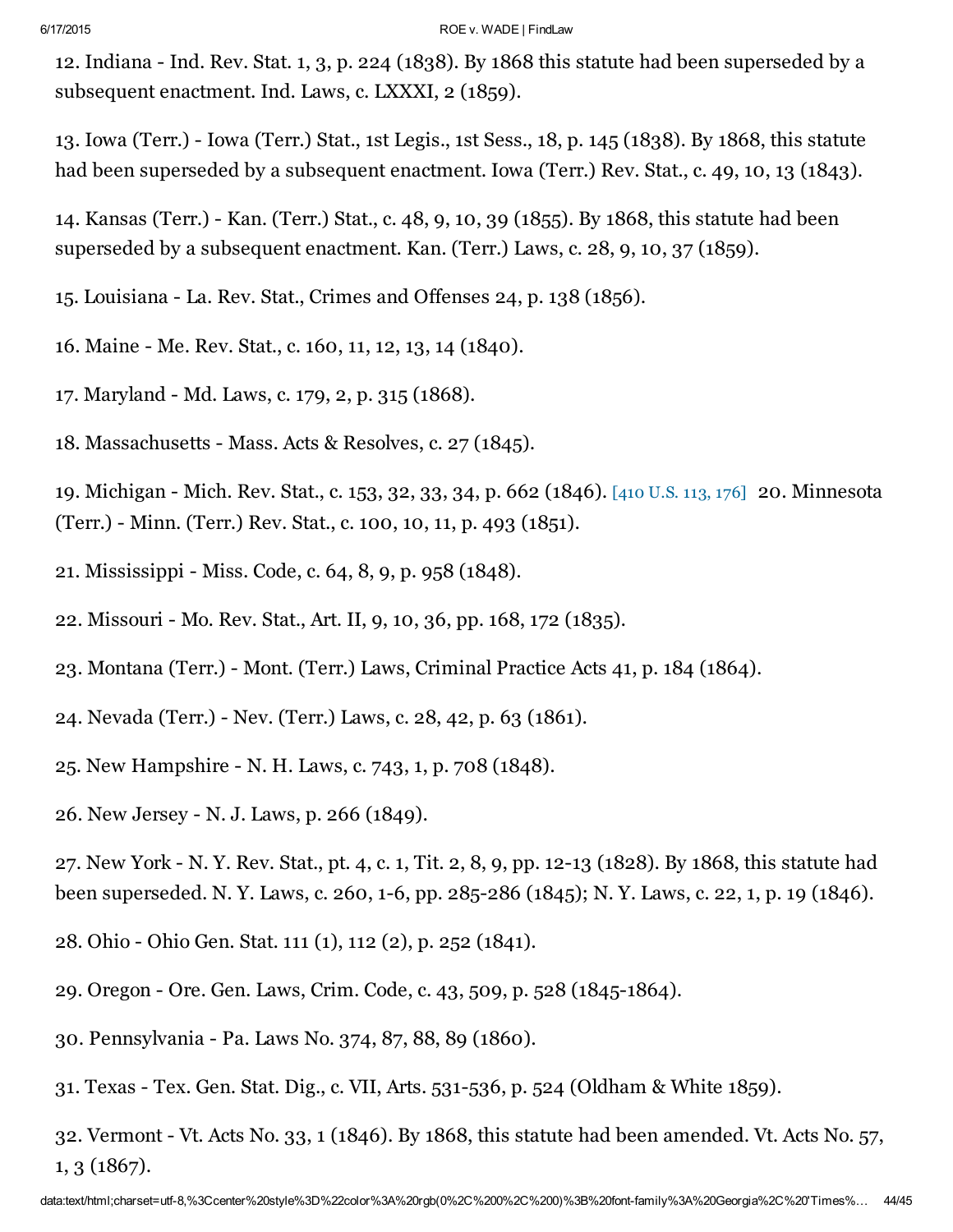12. Indiana - Ind. Rev. Stat. 1, 3, p. 224 (1838). By 1868 this statute had been superseded by a subsequent enactment. Ind. Laws, c. LXXXI, 2 (1859).

13. Iowa (Terr.) - Iowa (Terr.) Stat., 1st Legis., 1st Sess., 18, p. 145 (1838). By 1868, this statute had been superseded by a subsequent enactment. Iowa (Terr.) Rev. Stat., c. 49, 10, 13 (1843).

14. Kansas (Terr.) - Kan. (Terr.) Stat., c. 48, 9, 10, 39 (1855). By 1868, this statute had been superseded by a subsequent enactment. Kan. (Terr.) Laws, c. 28, 9, 10, 37 (1859).

15. Louisiana - La. Rev. Stat., Crimes and Offenses 24, p. 138 (1856).

16. Maine - Me. Rev. Stat., c. 160, 11, 12, 13, 14 (1840).

17. Maryland - Md. Laws, c. 179, 2, p. 315 (1868).

18. Massachusetts - Mass. Acts & Resolves, c. 27 (1845).

19. Michigan - Mich. Rev. Stat., c. 153, 32, 33, 34, p. 662 (1846). [410 U.S. 113, 176] 20. Minnesota (Terr.) - Minn. (Terr.) Rev. Stat., c. 100, 10, 11, p. 493 (1851).

21. Mississippi - Miss. Code, c. 64, 8, 9, p. 958 (1848).

22. Missouri - Mo. Rev. Stat., Art. II, 9, 10, 36, pp. 168, 172 (1835).

23. Montana (Terr.) - Mont. (Terr.) Laws, Criminal Practice Acts 41, p. 184 (1864).

24. Nevada (Terr.) - Nev. (Terr.) Laws, c. 28, 42, p. 63 (1861).

25. New Hampshire - N. H. Laws, c. 743, 1, p. 708 (1848).

26. New Jersey - N. J. Laws, p. 266 (1849).

27. New York - N. Y. Rev. Stat., pt. 4, c. 1, Tit. 2, 8, 9, pp. 12-13 (1828). By 1868, this statute had been superseded. N. Y. Laws, c. 260, 1-6, pp. 285-286 (1845); N. Y. Laws, c. 22, 1, p. 19 (1846).

28. Ohio - Ohio Gen. Stat. 111 (1), 112 (2), p. 252 (1841).

29. Oregon - Ore. Gen. Laws, Crim. Code, c. 43, 509, p. 528 (1845-1864).

30. Pennsylvania - Pa. Laws No. 374, 87, 88, 89 (1860).

31. Texas - Tex. Gen. Stat. Dig., c. VII, Arts. 531-536, p. 524 (Oldham & White 1859).

32. Vermont - Vt. Acts No. 33, 1 (1846). By 1868, this statute had been amended. Vt. Acts No. 57, 1, 3 (1867).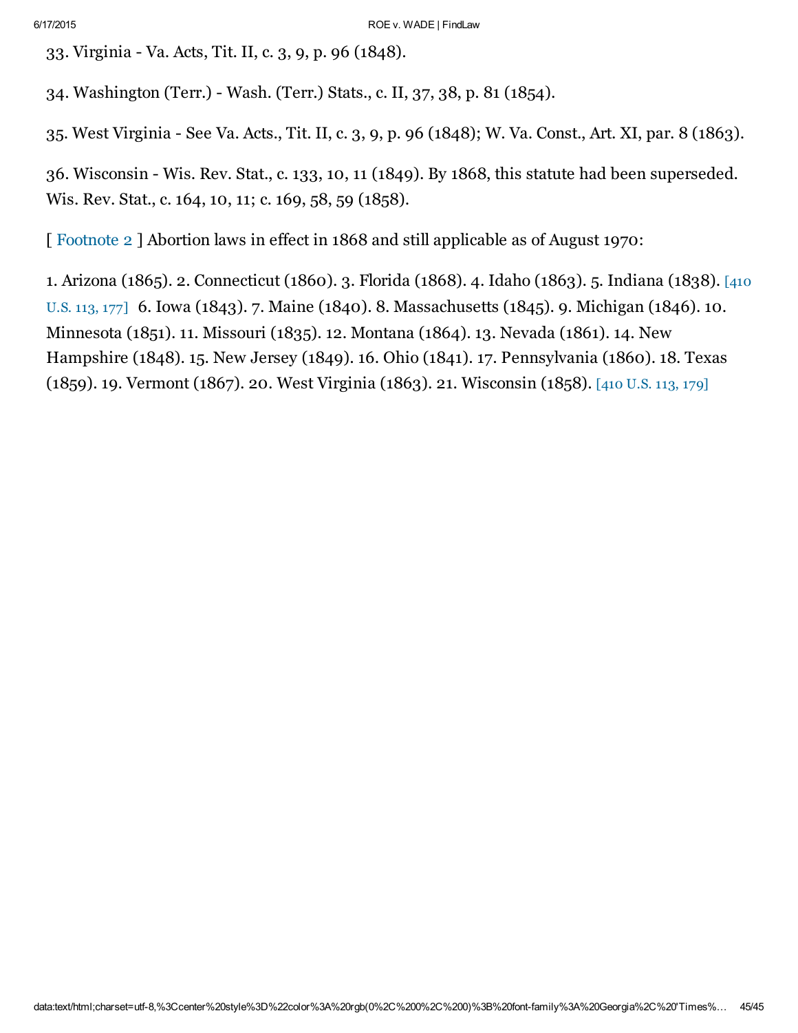33. Virginia - Va. Acts, Tit. II, c. 3, 9, p. 96 (1848).

34. Washington (Terr.) - Wash. (Terr.) Stats., c. II, 37, 38, p. 81 (1854).

35. West Virginia - See Va. Acts., Tit. II, c. 3, 9, p. 96 (1848); W. Va. Const., Art. XI, par. 8 (1863).

36. Wisconsin - Wis. Rev. Stat., c. 133, 10, 11 (1849). By 1868, this statute had been superseded. Wis. Rev. Stat., c. 164, 10, 11; c. 169, 58, 59 (1858).

[ Footnote 2 ] Abortion laws in effect in 1868 and still applicable as of August 1970:

1. Arizona (1865). 2. Connecticut (1860). 3. Florida (1868). 4. Idaho (1863). 5. Indiana (1838). [410 U.S. 113, 177] 6. Iowa (1843). 7. Maine (1840). 8. Massachusetts (1845). 9. Michigan (1846). 10. Minnesota (1851). 11. Missouri (1835). 12. Montana (1864). 13. Nevada (1861). 14. New Hampshire (1848). 15. New Jersey (1849). 16. Ohio (1841). 17. Pennsylvania (1860). 18. Texas (1859). 19. Vermont (1867). 20. West Virginia (1863). 21. Wisconsin (1858). [410 U.S. 113, 179]